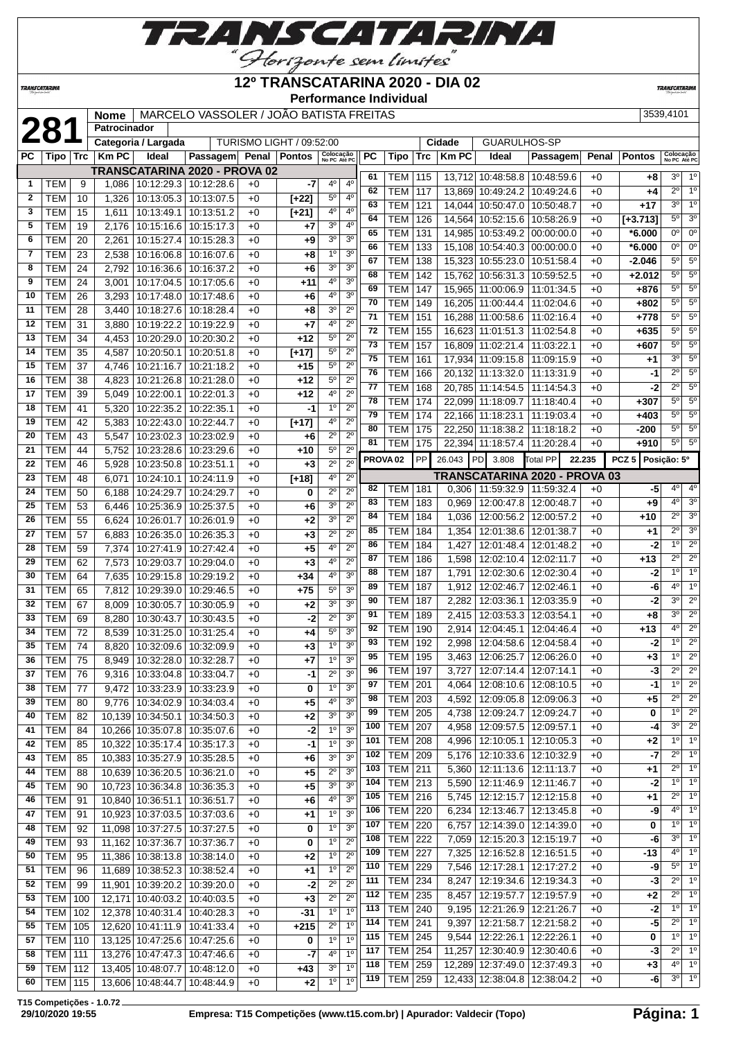# TRANSCATARINA
"Horizonte sem limites"

## 12º TRANSCATARINA 2020 - DIA 02
### Performance Individual

**281** | Nome: MARCELO VASSOLER / JOÃO BATISTA FREITAS | 3539,4101
Patrocinador:
Categoria / Largada: TURISMO LIGHT / 09:52:00 | Cidade: GUARULHOS-SP

**TRANSCATARINA 2020 - PROVA 02**

| PC | Tipo | Trc | Km PC | Ideal | Passagem | Penal | Pontos | Colocação No PC | Colocação Até PC |
|---|---|---|---|---|---|---|---|---|---|
| 1 | TEM | 9 | 1,086 | 10:12:29.3 | 10:12:28.6 | +0 | -7 | 4º | 4º |
| 2 | TEM | 10 | 1,326 | 10:13:05.3 | 10:13:07.5 | +0 | [+22] | 5º | 4º |
| 3 | TEM | 15 | 1,611 | 10:13:49.1 | 10:13:51.2 | +0 | [+21] | 4º | 4º |
| 5 | TEM | 19 | 2,176 | 10:15:16.6 | 10:15:17.3 | +0 | +7 | 3º | 4º |
| 6 | TEM | 20 | 2,261 | 10:15:27.4 | 10:15:28.3 | +0 | +9 | 3º | 3º |
| 7 | TEM | 23 | 2,538 | 10:16:06.8 | 10:16:07.6 | +0 | +8 | 1º | 3º |
| 8 | TEM | 24 | 2,792 | 10:16:36.6 | 10:16:37.2 | +0 | +6 | 3º | 3º |
| 9 | TEM | 24 | 3,001 | 10:17:04.5 | 10:17:05.6 | +0 | +11 | 4º | 3º |
| 10 | TEM | 26 | 3,293 | 10:17:48.0 | 10:17:48.6 | +0 | +6 | 4º | 3º |
| 11 | TEM | 28 | 3,440 | 10:18:27.6 | 10:18:28.4 | +0 | +8 | 3º | 2º |
| 12 | TEM | 31 | 3,880 | 10:19:22.2 | 10:19:22.9 | +0 | +7 | 4º | 2º |
| 13 | TEM | 34 | 4,453 | 10:20:29.0 | 10:20:30.2 | +0 | +12 | 5º | 2º |
| 14 | TEM | 35 | 4,587 | 10:20:50.1 | 10:20:51.8 | +0 | [+17] | 5º | 2º |
| 15 | TEM | 37 | 4,746 | 10:21:16.7 | 10:21:18.2 | +0 | +15 | 5º | 2º |
| 16 | TEM | 38 | 4,823 | 10:21:26.8 | 10:21:28.0 | +0 | +12 | 5º | 2º |
| 17 | TEM | 39 | 5,049 | 10:22:00.1 | 10:22:01.3 | +0 | +12 | 4º | 2º |
| 18 | TEM | 41 | 5,320 | 10:22:35.2 | 10:22:35.1 | +0 | -1 | 1º | 2º |
| 19 | TEM | 42 | 5,383 | 10:22:43.0 | 10:22:44.7 | +0 | [+17] | 4º | 2º |
| 20 | TEM | 43 | 5,547 | 10:23:02.3 | 10:23:02.9 | +0 | +6 | 2º | 2º |
| 21 | TEM | 44 | 5,752 | 10:23:28.6 | 10:23:29.6 | +0 | +10 | 5º | 2º |
| 22 | TEM | 46 | 5,928 | 10:23:50.8 | 10:23:51.1 | +0 | +3 | 2º | 2º |
| 23 | TEM | 48 | 6,071 | 10:24:10.1 | 10:24:11.9 | +0 | [+18] | 4º | 2º |
| 24 | TEM | 50 | 6,188 | 10:24:29.7 | 10:24:29.7 | +0 | 0 | 2º | 2º |
| 25 | TEM | 53 | 6,446 | 10:25:36.9 | 10:25:37.5 | +0 | +6 | 3º | 2º |
| 26 | TEM | 55 | 6,624 | 10:26:01.7 | 10:26:01.9 | +0 | +2 | 3º | 2º |
| 27 | TEM | 57 | 6,883 | 10:26:35.0 | 10:26:35.3 | +0 | +3 | 2º | 2º |
| 28 | TEM | 59 | 7,374 | 10:27:41.9 | 10:27:42.4 | +0 | +5 | 4º | 2º |
| 29 | TEM | 62 | 7,573 | 10:29:03.7 | 10:29:04.0 | +0 | +3 | 4º | 2º |
| 30 | TEM | 64 | 7,635 | 10:29:15.8 | 10:29:19.2 | +0 | +34 | 4º | 3º |
| 31 | TEM | 65 | 7,812 | 10:29:39.0 | 10:29:46.5 | +0 | +75 | 5º | 3º |
| 32 | TEM | 67 | 8,009 | 10:30:05.7 | 10:30:05.9 | +0 | +2 | 3º | 3º |
| 33 | TEM | 69 | 8,280 | 10:30:43.7 | 10:30:43.5 | +0 | -2 | 2º | 3º |
| 34 | TEM | 72 | 8,539 | 10:31:25.0 | 10:31:25.4 | +0 | +4 | 5º | 3º |
| 35 | TEM | 74 | 8,820 | 10:32:09.6 | 10:32:09.9 | +0 | +3 | 1º | 3º |
| 36 | TEM | 75 | 8,949 | 10:32:28.0 | 10:32:28.7 | +0 | +7 | 1º | 3º |
| 37 | TEM | 76 | 9,316 | 10:33:04.8 | 10:33:04.7 | +0 | -1 | 2º | 3º |
| 38 | TEM | 77 | 9,472 | 10:33:23.9 | 10:33:23.9 | +0 | 0 | 1º | 3º |
| 39 | TEM | 80 | 9,776 | 10:34:02.9 | 10:34:03.4 | +0 | +5 | 4º | 3º |
| 40 | TEM | 82 | 10,139 | 10:34:50.1 | 10:34:50.3 | +0 | +2 | 3º | 3º |
| 41 | TEM | 84 | 10,266 | 10:35:07.8 | 10:35:07.6 | +0 | -2 | 1º | 3º |
| 42 | TEM | 85 | 10,322 | 10:35:17.4 | 10:35:17.3 | +0 | -1 | 1º | 3º |
| 43 | TEM | 85 | 10,383 | 10:35:27.9 | 10:35:28.5 | +0 | +6 | 3º | 3º |
| 44 | TEM | 88 | 10,639 | 10:36:20.5 | 10:36:21.0 | +0 | +5 | 2º | 3º |
| 45 | TEM | 90 | 10,723 | 10:36:34.8 | 10:36:35.3 | +0 | +5 | 3º | 3º |
| 46 | TEM | 91 | 10,840 | 10:36:51.1 | 10:36:51.7 | +0 | +6 | 4º | 3º |
| 47 | TEM | 91 | 10,923 | 10:37:03.5 | 10:37:03.6 | +0 | +1 | 1º | 3º |
| 48 | TEM | 92 | 11,098 | 10:37:27.5 | 10:37:27.5 | +0 | 0 | 1º | 3º |
| 49 | TEM | 93 | 11,162 | 10:37:36.7 | 10:37:36.7 | +0 | 0 | 1º | 2º |
| 50 | TEM | 95 | 11,386 | 10:38:13.8 | 10:38:14.0 | +0 | +2 | 1º | 2º |
| 51 | TEM | 96 | 11,689 | 10:38:52.3 | 10:38:52.4 | +0 | +1 | 1º | 2º |
| 52 | TEM | 99 | 11,901 | 10:39:20.2 | 10:39:20.0 | +0 | -2 | 2º | 2º |
| 53 | TEM | 100 | 12,171 | 10:40:03.2 | 10:40:03.5 | +0 | +3 | 2º | 2º |
| 54 | TEM | 102 | 12,378 | 10:40:31.4 | 10:40:28.3 | +0 | -31 | 1º | 1º |
| 55 | TEM | 105 | 12,620 | 10:41:11.9 | 10:41:33.4 | +0 | +215 | 2º | 1º |
| 57 | TEM | 110 | 13,125 | 10:47:25.6 | 10:47:25.6 | +0 | 0 | 1º | 1º |
| 58 | TEM | 111 | 13,276 | 10:47:47.3 | 10:47:46.6 | +0 | -7 | 4º | 1º |
| 59 | TEM | 112 | 13,405 | 10:48:07.7 | 10:48:12.0 | +0 | +43 | 3º | 1º |
| 60 | TEM | 115 | 13,606 | 10:48:44.7 | 10:48:44.9 | +0 | +2 | 1º | 1º |
| 61 | TEM | 115 | 13,712 | 10:48:58.8 | 10:48:59.6 | +0 | +8 | 3º | 1º |
| 62 | TEM | 117 | 13,869 | 10:49:24.2 | 10:49:24.6 | +0 | +4 | 2º | 1º |
| 63 | TEM | 121 | 14,044 | 10:50:47.0 | 10:50:48.7 | +0 | +17 | 3º | 1º |
| 64 | TEM | 126 | 14,564 | 10:52:15.6 | 10:58:26.9 | +0 | [+3.713] | 5º | 3º |
| 65 | TEM | 131 | 14,985 | 10:53:49.2 | 00:00:00.0 | +0 | *6.000 | 0º | 0º |
| 66 | TEM | 133 | 15,108 | 10:54:40.3 | 00:00:00.0 | +0 | *6.000 | 0º | 0º |
| 67 | TEM | 138 | 15,323 | 10:55:23.0 | 10:51:58.4 | +0 | -2.046 | 5º | 5º |
| 68 | TEM | 142 | 15,762 | 10:56:31.3 | 10:59:52.5 | +0 | +2.012 | 5º | 5º |
| 69 | TEM | 147 | 15,965 | 11:00:06.9 | 11:01:34.5 | +0 | +876 | 5º | 5º |
| 70 | TEM | 149 | 16,205 | 11:00:44.4 | 11:02:04.6 | +0 | +802 | 5º | 5º |
| 71 | TEM | 151 | 16,288 | 11:00:58.6 | 11:02:16.4 | +0 | +778 | 5º | 5º |
| 72 | TEM | 155 | 16,623 | 11:01:51.3 | 11:02:54.8 | +0 | +635 | 5º | 5º |
| 73 | TEM | 157 | 16,809 | 11:02:21.4 | 11:03:22.1 | +0 | +607 | 5º | 5º |
| 75 | TEM | 161 | 17,934 | 11:09:15.8 | 11:09:15.9 | +0 | +1 | 3º | 5º |
| 76 | TEM | 166 | 20,132 | 11:13:32.0 | 11:13:31.9 | +0 | -1 | 2º | 5º |
| 77 | TEM | 168 | 20,785 | 11:14:54.5 | 11:14:54.3 | +0 | -2 | 2º | 5º |
| 78 | TEM | 174 | 22,099 | 11:18:09.7 | 11:18:40.4 | +0 | +307 | 5º | 5º |
| 79 | TEM | 174 | 22,166 | 11:18:23.1 | 11:19:03.4 | +0 | +403 | 5º | 5º |
| 80 | TEM | 175 | 22,250 | 11:18:38.2 | 11:18:18.2 | +0 | -200 | 5º | 5º |
| 81 | TEM | 175 | 22,394 | 11:18:57.4 | 11:20:28.4 | +0 | +910 | 5º | 5º |

PROVA 02 | PP: 26.043 | PD: 3.808 | Total PP: 22.235 | PCZ 5 | Posição: 5º

**TRANSCATARINA 2020 - PROVA 03**

| PC | Tipo | Trc | Km PC | Ideal | Passagem | Penal | Pontos | Colocação No PC | Colocação Até PC |
|---|---|---|---|---|---|---|---|---|---|
| 82 | TEM | 181 | 0,306 | 11:59:32.9 | 11:59:32.4 | +0 | -5 | 4º | 4º |
| 83 | TEM | 183 | 0,969 | 12:00:47.8 | 12:00:48.7 | +0 | +9 | 4º | 3º |
| 84 | TEM | 184 | 1,036 | 12:00:56.2 | 12:00:57.2 | +0 | +10 | 2º | 3º |
| 85 | TEM | 184 | 1,354 | 12:01:38.6 | 12:01:38.7 | +0 | +1 | 2º | 3º |
| 86 | TEM | 184 | 1,427 | 12:01:48.4 | 12:01:48.2 | +0 | -2 | 1º | 2º |
| 87 | TEM | 186 | 1,598 | 12:02:10.4 | 12:02:11.7 | +0 | +13 | 2º | 2º |
| 88 | TEM | 187 | 1,791 | 12:02:30.6 | 12:02:30.4 | +0 | -2 | 1º | 1º |
| 89 | TEM | 187 | 1,912 | 12:02:46.7 | 12:02:46.1 | +0 | -6 | 4º | 1º |
| 90 | TEM | 187 | 2,282 | 12:03:36.1 | 12:03:35.9 | +0 | -2 | 3º | 2º |
| 91 | TEM | 189 | 2,415 | 12:03:53.3 | 12:03:54.1 | +0 | +8 | 3º | 2º |
| 92 | TEM | 190 | 2,914 | 12:04:45.1 | 12:04:46.4 | +0 | +13 | 4º | 2º |
| 93 | TEM | 192 | 2,998 | 12:04:58.6 | 12:04:58.4 | +0 | -2 | 1º | 2º |
| 95 | TEM | 195 | 3,463 | 12:06:25.7 | 12:06:26.0 | +0 | +3 | 1º | 2º |
| 96 | TEM | 197 | 3,727 | 12:07:14.4 | 12:07:14.1 | +0 | -3 | 2º | 2º |
| 97 | TEM | 201 | 4,064 | 12:08:10.6 | 12:08:10.5 | +0 | -1 | 1º | 2º |
| 98 | TEM | 203 | 4,592 | 12:09:05.8 | 12:09:06.3 | +0 | +5 | 2º | 2º |
| 99 | TEM | 205 | 4,738 | 12:09:24.7 | 12:09:24.7 | +0 | 0 | 1º | 2º |
| 100 | TEM | 207 | 4,958 | 12:09:57.5 | 12:09:57.1 | +0 | -4 | 3º | 2º |
| 101 | TEM | 208 | 4,996 | 12:10:05.1 | 12:10:05.3 | +0 | +2 | 1º | 1º |
| 102 | TEM | 209 | 5,176 | 12:10:33.6 | 12:10:32.9 | +0 | -7 | 2º | 1º |
| 103 | TEM | 211 | 5,360 | 12:11:13.6 | 12:11:13.7 | +0 | +1 | 2º | 1º |
| 104 | TEM | 213 | 5,590 | 12:11:46.9 | 12:11:46.7 | +0 | -2 | 1º | 1º |
| 105 | TEM | 216 | 5,745 | 12:12:15.7 | 12:12:15.8 | +0 | +1 | 2º | 1º |
| 106 | TEM | 220 | 6,234 | 12:13:46.7 | 12:13:45.8 | +0 | -9 | 4º | 1º |
| 107 | TEM | 220 | 6,757 | 12:14:39.0 | 12:14:39.0 | +0 | 0 | 1º | 1º |
| 108 | TEM | 222 | 7,059 | 12:15:20.3 | 12:15:19.7 | +0 | -6 | 3º | 1º |
| 109 | TEM | 227 | 7,325 | 12:16:52.8 | 12:16:51.5 | +0 | -13 | 4º | 1º |
| 110 | TEM | 229 | 7,546 | 12:17:28.1 | 12:17:27.2 | +0 | -9 | 5º | 1º |
| 111 | TEM | 234 | 8,247 | 12:19:34.6 | 12:19:34.3 | +0 | -3 | 2º | 1º |
| 112 | TEM | 235 | 8,457 | 12:19:57.7 | 12:19:57.9 | +0 | +2 | 2º | 1º |
| 113 | TEM | 240 | 9,195 | 12:21:26.9 | 12:21:26.7 | +0 | -2 | 1º | 1º |
| 114 | TEM | 241 | 9,397 | 12:21:58.7 | 12:21:58.2 | +0 | -5 | 2º | 1º |
| 115 | TEM | 245 | 9,544 | 12:22:26.1 | 12:22:26.1 | +0 | 0 | 1º | 1º |
| 117 | TEM | 254 | 11,257 | 12:30:40.9 | 12:30:40.6 | +0 | -3 | 2º | 1º |
| 118 | TEM | 259 | 12,289 | 12:37:49.0 | 12:37:49.3 | +0 | +3 | 4º | 1º |
| 119 | TEM | 259 | 12,433 | 12:38:04.8 | 12:38:04.2 | +0 | -6 | 3º | 1º |

T15 Competições - 1.0.72
29/10/2020 19:55 | Empresa: T15 Competições (www.t15.com.br) | Apurador: Valdecir (Topo)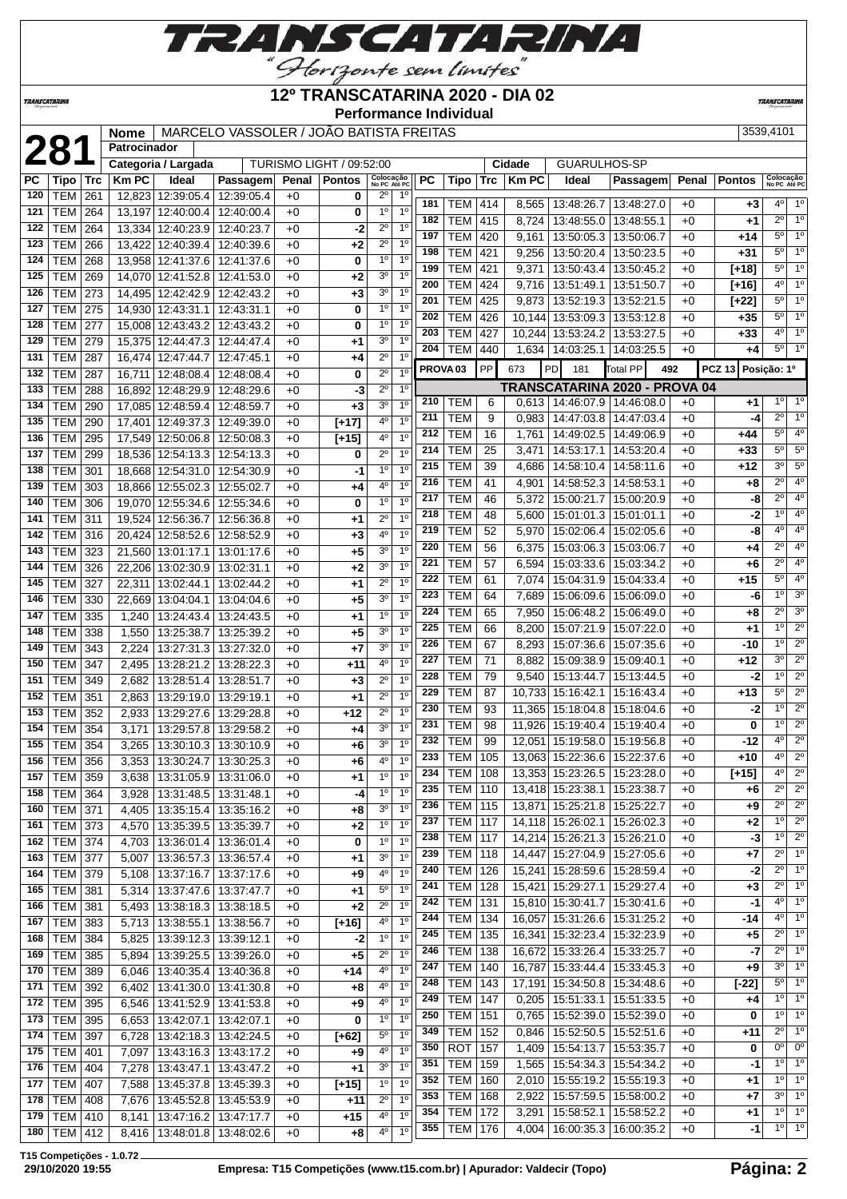# 12º TRANSCATARINA 2020 - DIA 02

**Performance Individual**

| **281** | | |
|---|---|---|
| Nome | MARCELO VASSOLER / JOÃO BATISTA FREITAS | 3539,4101 |
| Patrocinador | | |
| Categoria / Largada | TURISMO LIGHT / 09:52:00 | Cidade: GUARULHOS-SP |

| PC | Tipo | Trc | Km PC | Ideal | Passagem | Penal | Pontos | Colocação No PC | Colocação Até PC |
|---|---|---|---|---|---|---|---|---|---|
| 120 | TEM | 261 | 12,823 | 12:39:05.4 | 12:39:05.4 | +0 | 0 | 2º | 1º |
| 121 | TEM | 264 | 13,197 | 12:40:00.4 | 12:40:00.4 | +0 | 0 | 1º | 1º |
| 122 | TEM | 264 | 13,334 | 12:40:23.9 | 12:40:23.7 | +0 | -2 | 2º | 1º |
| 123 | TEM | 266 | 13,422 | 12:40:39.4 | 12:40:39.6 | +0 | +2 | 2º | 1º |
| 124 | TEM | 268 | 13,958 | 12:41:37.6 | 12:41:37.6 | +0 | 0 | 1º | 1º |
| 125 | TEM | 269 | 14,070 | 12:41:52.8 | 12:41:53.0 | +0 | +2 | 3º | 1º |
| 126 | TEM | 273 | 14,495 | 12:42:42.9 | 12:42:43.2 | +0 | +3 | 3º | 1º |
| 127 | TEM | 275 | 14,930 | 12:43:31.1 | 12:43:31.1 | +0 | 0 | 1º | 1º |
| 128 | TEM | 277 | 15,008 | 12:43:43.2 | 12:43:43.2 | +0 | 0 | 1º | 1º |
| 129 | TEM | 279 | 15,375 | 12:44:47.3 | 12:44:47.4 | +0 | +1 | 3º | 1º |
| 131 | TEM | 287 | 16,474 | 12:47:44.7 | 12:47:45.1 | +0 | +4 | 2º | 1º |
| 132 | TEM | 287 | 16,711 | 12:48:08.4 | 12:48:08.4 | +0 | 0 | 2º | 1º |
| 133 | TEM | 288 | 16,892 | 12:48:29.9 | 12:48:29.6 | +0 | -3 | 2º | 1º |
| 134 | TEM | 290 | 17,085 | 12:48:59.4 | 12:48:59.7 | +0 | +3 | 3º | 1º |
| 135 | TEM | 290 | 17,401 | 12:49:37.3 | 12:49:39.0 | +0 | [+17] | 4º | 1º |
| 136 | TEM | 295 | 17,549 | 12:50:06.8 | 12:50:08.3 | +0 | [+15] | 4º | 1º |
| 137 | TEM | 299 | 18,536 | 12:54:13.3 | 12:54:13.3 | +0 | 0 | 2º | 1º |
| 138 | TEM | 301 | 18,668 | 12:54:31.0 | 12:54:30.9 | +0 | -1 | 1º | 1º |
| 139 | TEM | 303 | 18,866 | 12:55:02.3 | 12:55:02.7 | +0 | +4 | 4º | 1º |
| 140 | TEM | 306 | 19,070 | 12:55:34.6 | 12:55:34.6 | +0 | 0 | 1º | 1º |
| 141 | TEM | 311 | 19,524 | 12:56:36.7 | 12:56:36.8 | +0 | +1 | 2º | 1º |
| 142 | TEM | 316 | 20,424 | 12:58:52.6 | 12:58:52.9 | +0 | +3 | 4º | 1º |
| 143 | TEM | 323 | 21,560 | 13:01:17.1 | 13:01:17.6 | +0 | +5 | 3º | 1º |
| 144 | TEM | 326 | 22,206 | 13:02:30.9 | 13:02:31.1 | +0 | +2 | 3º | 1º |
| 145 | TEM | 327 | 22,311 | 13:02:44.1 | 13:02:44.2 | +0 | +1 | 2º | 1º |
| 146 | TEM | 330 | 22,669 | 13:04:04.1 | 13:04:04.6 | +0 | +5 | 3º | 1º |
| 147 | TEM | 335 | 1,240 | 13:24:43.4 | 13:24:43.5 | +0 | +1 | 1º | 1º |
| 148 | TEM | 338 | 1,550 | 13:25:38.7 | 13:25:39.2 | +0 | +5 | 3º | 1º |
| 149 | TEM | 343 | 2,224 | 13:27:31.3 | 13:27:32.0 | +0 | +7 | 3º | 1º |
| 150 | TEM | 347 | 2,495 | 13:28:21.2 | 13:28:22.3 | +0 | +11 | 4º | 1º |
| 151 | TEM | 349 | 2,682 | 13:28:51.4 | 13:28:51.7 | +0 | +3 | 2º | 1º |
| 152 | TEM | 351 | 2,863 | 13:29:19.0 | 13:29:19.1 | +0 | +1 | 2º | 1º |
| 153 | TEM | 352 | 2,933 | 13:29:27.6 | 13:29:28.8 | +0 | +12 | 2º | 1º |
| 154 | TEM | 354 | 3,171 | 13:29:57.8 | 13:29:58.2 | +0 | +4 | 3º | 1º |
| 155 | TEM | 354 | 3,265 | 13:30:10.3 | 13:30:10.9 | +0 | +6 | 3º | 1º |
| 156 | TEM | 356 | 3,353 | 13:30:24.7 | 13:30:25.3 | +0 | +6 | 4º | 1º |
| 157 | TEM | 359 | 3,638 | 13:31:05.9 | 13:31:06.0 | +0 | +1 | 1º | 1º |
| 158 | TEM | 364 | 3,928 | 13:31:48.5 | 13:31:48.1 | +0 | -4 | 1º | 1º |
| 160 | TEM | 371 | 4,405 | 13:35:15.4 | 13:35:16.2 | +0 | +8 | 3º | 1º |
| 161 | TEM | 373 | 4,570 | 13:35:39.5 | 13:35:39.7 | +0 | +2 | 1º | 1º |
| 162 | TEM | 374 | 4,703 | 13:36:01.4 | 13:36:01.4 | +0 | 0 | 1º | 1º |
| 163 | TEM | 377 | 5,007 | 13:36:57.3 | 13:36:57.4 | +0 | +1 | 3º | 1º |
| 164 | TEM | 379 | 5,108 | 13:37:16.7 | 13:37:17.6 | +0 | +9 | 4º | 1º |
| 165 | TEM | 381 | 5,314 | 13:37:47.6 | 13:37:47.7 | +0 | +1 | 5º | 1º |
| 166 | TEM | 381 | 5,493 | 13:38:18.3 | 13:38:18.5 | +0 | +2 | 2º | 1º |
| 167 | TEM | 383 | 5,713 | 13:38:55.1 | 13:38:56.7 | +0 | [+16] | 4º | 1º |
| 168 | TEM | 384 | 5,825 | 13:39:12.3 | 13:39:12.1 | +0 | -2 | 1º | 1º |
| 169 | TEM | 385 | 5,894 | 13:39:25.5 | 13:39:26.0 | +0 | +5 | 2º | 1º |
| 170 | TEM | 389 | 6,046 | 13:40:35.4 | 13:40:36.8 | +0 | +14 | 4º | 1º |
| 171 | TEM | 392 | 6,402 | 13:41:30.0 | 13:41:30.8 | +0 | +8 | 4º | 1º |
| 172 | TEM | 395 | 6,546 | 13:41:52.9 | 13:41:53.8 | +0 | +9 | 4º | 1º |
| 173 | TEM | 395 | 6,653 | 13:42:07.1 | 13:42:07.1 | +0 | 0 | 1º | 1º |
| 174 | TEM | 397 | 6,728 | 13:42:18.3 | 13:42:24.5 | +0 | [+62] | 5º | 1º |
| 175 | TEM | 401 | 7,097 | 13:43:16.3 | 13:43:17.2 | +0 | +9 | 4º | 1º |
| 176 | TEM | 404 | 7,278 | 13:43:47.1 | 13:43:47.2 | +0 | +1 | 3º | 1º |
| 177 | TEM | 407 | 7,588 | 13:45:37.8 | 13:45:39.3 | +0 | [+15] | 1º | 1º |
| 178 | TEM | 408 | 7,676 | 13:45:52.8 | 13:45:53.9 | +0 | +11 | 2º | 1º |
| 179 | TEM | 410 | 8,141 | 13:47:16.2 | 13:47:17.7 | +0 | +15 | 4º | 1º |
| 180 | TEM | 412 | 8,416 | 13:48:01.8 | 13:48:02.6 | +0 | +8 | 4º | 1º |
| 181 | TEM | 414 | 8,565 | 13:48:26.7 | 13:48:27.0 | +0 | +3 | 4º | 1º |
| 182 | TEM | 415 | 8,724 | 13:48:55.0 | 13:48:55.1 | +0 | +1 | 2º | 1º |
| 197 | TEM | 420 | 9,161 | 13:50:05.3 | 13:50:06.7 | +0 | +14 | 5º | 1º |
| 198 | TEM | 421 | 9,256 | 13:50:20.4 | 13:50:23.5 | +0 | +31 | 5º | 1º |
| 199 | TEM | 421 | 9,371 | 13:50:43.4 | 13:50:45.2 | +0 | [+18] | 5º | 1º |
| 200 | TEM | 424 | 9,716 | 13:51:49.1 | 13:51:50.7 | +0 | [+16] | 4º | 1º |
| 201 | TEM | 425 | 9,873 | 13:52:19.3 | 13:52:21.5 | +0 | [+22] | 5º | 1º |
| 202 | TEM | 426 | 10,144 | 13:53:09.3 | 13:53:12.8 | +0 | +35 | 5º | 1º |
| 203 | TEM | 427 | 10,244 | 13:53:24.2 | 13:53:27.5 | +0 | +33 | 4º | 1º |
| 204 | TEM | 440 | 1,634 | 14:03:25.1 | 14:03:25.5 | +0 | +4 | 5º | 1º |

**PROVA 03** | PP 673 | PD 181 | Total PP 492 | PCZ 13 | Posição: 1º

## TRANSCATARINA 2020 - PROVA 04

| PC | Tipo | Trc | Km PC | Ideal | Passagem | Penal | Pontos | Colocação No PC | Colocação Até PC |
|---|---|---|---|---|---|---|---|---|---|
| 210 | TEM | 6 | 0,613 | 14:46:07.9 | 14:46:08.0 | +0 | +1 | 1º | 1º |
| 211 | TEM | 9 | 0,983 | 14:47:03.8 | 14:47:03.4 | +0 | -4 | 2º | 1º |
| 212 | TEM | 16 | 1,761 | 14:49:02.5 | 14:49:06.9 | +0 | +44 | 5º | 4º |
| 214 | TEM | 25 | 3,471 | 14:53:17.1 | 14:53:20.4 | +0 | +33 | 5º | 5º |
| 215 | TEM | 39 | 4,686 | 14:58:10.4 | 14:58:11.6 | +0 | +12 | 3º | 5º |
| 216 | TEM | 41 | 4,901 | 14:58:52.3 | 14:58:53.1 | +0 | +8 | 2º | 4º |
| 217 | TEM | 46 | 5,372 | 15:00:21.7 | 15:00:20.9 | +0 | -8 | 2º | 4º |
| 218 | TEM | 48 | 5,600 | 15:01:01.3 | 15:01:01.1 | +0 | -2 | 1º | 4º |
| 219 | TEM | 52 | 5,970 | 15:02:06.4 | 15:02:05.6 | +0 | -8 | 4º | 4º |
| 220 | TEM | 56 | 6,375 | 15:03:06.3 | 15:03:06.7 | +0 | +4 | 2º | 4º |
| 221 | TEM | 57 | 6,594 | 15:03:33.6 | 15:03:34.2 | +0 | +6 | 2º | 4º |
| 222 | TEM | 61 | 7,074 | 15:04:31.9 | 15:04:33.4 | +0 | +15 | 5º | 4º |
| 223 | TEM | 64 | 7,689 | 15:06:09.6 | 15:06:09.0 | +0 | -6 | 1º | 3º |
| 224 | TEM | 65 | 7,950 | 15:06:48.2 | 15:06:49.0 | +0 | +8 | 2º | 3º |
| 225 | TEM | 66 | 8,200 | 15:07:21.9 | 15:07:22.0 | +0 | +1 | 1º | 2º |
| 226 | TEM | 67 | 8,293 | 15:07:36.6 | 15:07:35.6 | +0 | -10 | 1º | 2º |
| 227 | TEM | 71 | 8,882 | 15:09:38.9 | 15:09:40.1 | +0 | +12 | 3º | 2º |
| 228 | TEM | 79 | 9,540 | 15:13:44.7 | 15:13:44.5 | +0 | -2 | 1º | 2º |
| 229 | TEM | 87 | 10,733 | 15:16:42.1 | 15:16:43.4 | +0 | +13 | 5º | 2º |
| 230 | TEM | 93 | 11,365 | 15:18:04.8 | 15:18:04.6 | +0 | -2 | 1º | 2º |
| 231 | TEM | 98 | 11,926 | 15:19:40.4 | 15:19:40.4 | +0 | 0 | 1º | 2º |
| 232 | TEM | 99 | 12,051 | 15:19:58.0 | 15:19:56.8 | +0 | -12 | 4º | 2º |
| 233 | TEM | 105 | 13,063 | 15:22:36.6 | 15:22:37.6 | +0 | +10 | 4º | 2º |
| 234 | TEM | 108 | 13,353 | 15:23:26.5 | 15:23:28.0 | +0 | [+15] | 4º | 2º |
| 235 | TEM | 110 | 13,418 | 15:23:38.1 | 15:23:38.7 | +0 | +6 | 2º | 2º |
| 236 | TEM | 115 | 13,871 | 15:25:21.8 | 15:25:22.7 | +0 | +9 | 2º | 2º |
| 237 | TEM | 117 | 14,118 | 15:26:02.1 | 15:26:02.3 | +0 | +2 | 1º | 2º |
| 238 | TEM | 117 | 14,214 | 15:26:21.3 | 15:26:21.0 | +0 | -3 | 1º | 2º |
| 239 | TEM | 118 | 14,447 | 15:27:04.9 | 15:27:05.6 | +0 | +7 | 2º | 1º |
| 240 | TEM | 126 | 15,241 | 15:28:59.6 | 15:28:59.4 | +0 | -2 | 2º | 1º |
| 241 | TEM | 128 | 15,421 | 15:29:27.1 | 15:29:27.4 | +0 | +3 | 2º | 1º |
| 242 | TEM | 131 | 15,810 | 15:30:41.7 | 15:30:41.6 | +0 | -1 | 4º | 1º |
| 244 | TEM | 134 | 16,057 | 15:31:26.6 | 15:31:25.2 | +0 | -14 | 4º | 1º |
| 245 | TEM | 135 | 16,341 | 15:32:23.4 | 15:32:23.9 | +0 | +5 | 2º | 1º |
| 246 | TEM | 138 | 16,672 | 15:33:26.4 | 15:33:25.7 | +0 | -7 | 2º | 1º |
| 247 | TEM | 140 | 16,787 | 15:33:44.4 | 15:33:45.3 | +0 | +9 | 3º | 1º |
| 248 | TEM | 143 | 17,191 | 15:34:50.8 | 15:34:48.6 | +0 | [-22] | 5º | 1º |
| 249 | TEM | 147 | 0,205 | 15:51:33.1 | 15:51:33.5 | +0 | +4 | 1º | 1º |
| 250 | TEM | 151 | 0,765 | 15:52:39.0 | 15:52:39.0 | +0 | 0 | 1º | 1º |
| 349 | TEM | 152 | 0,846 | 15:52:50.5 | 15:52:51.6 | +0 | +11 | 2º | 1º |
| 350 | ROT | 157 | 1,409 | 15:54:13.7 | 15:53:35.7 | +0 | 0 | 0º | 0º |
| 351 | TEM | 159 | 1,565 | 15:54:34.3 | 15:54:34.2 | +0 | -1 | 1º | 1º |
| 352 | TEM | 160 | 2,010 | 15:55:19.2 | 15:55:19.3 | +0 | +1 | 1º | 1º |
| 353 | TEM | 168 | 2,922 | 15:57:59.5 | 15:58:00.2 | +0 | +7 | 3º | 1º |
| 354 | TEM | 172 | 3,291 | 15:58:52.1 | 15:58:52.2 | +0 | +1 | 1º | 1º |
| 355 | TEM | 176 | 4,004 | 16:00:35.3 | 16:00:35.2 | +0 | -1 | 1º | 1º |

T15 Competições - 1.0.72
29/10/2020 19:55 — Empresa: T15 Competições (www.t15.com.br) | Apurador: Valdecir (Topo)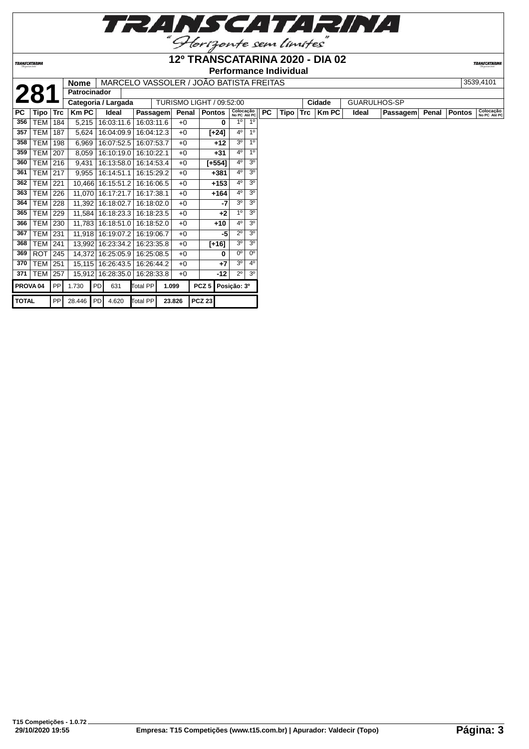# TRANSCATARINA

"Horizonte sem limites"

## 12º TRANSCATARINA 2020 - DIA 02

### Performance Individual

| **281** | | |
|---|---|---|
| **Nome** | MARCELO VASSOLER / JOÃO BATISTA FREITAS | 3539,4101 |
| **Patrocinador** | | |
| **Categoria / Largada** | TURISMO LIGHT / 09:52:00 | **Cidade** GUARULHOS-SP |

| PC | Tipo | Trc | Km PC | Ideal | Passagem | Penal | Pontos | Colocação No PC | Colocação Até PC |
|---|---|---|---|---|---|---|---|---|---|
| 356 | TEM | 184 | 5,215 | 16:03:11.6 | 16:03:11.6 | +0 | 0 | 1º | 1º |
| 357 | TEM | 187 | 5,624 | 16:04:09.9 | 16:04:12.3 | +0 | [+24] | 4º | 1º |
| 358 | TEM | 198 | 6,969 | 16:07:52.5 | 16:07:53.7 | +0 | +12 | 3º | 1º |
| 359 | TEM | 207 | 8,059 | 16:10:19.0 | 16:10:22.1 | +0 | +31 | 4º | 1º |
| 360 | TEM | 216 | 9,431 | 16:13:58.0 | 16:14:53.4 | +0 | [+554] | 4º | 3º |
| 361 | TEM | 217 | 9,955 | 16:14:51.1 | 16:15:29.2 | +0 | +381 | 4º | 3º |
| 362 | TEM | 221 | 10,466 | 16:15:51.2 | 16:16:06.5 | +0 | +153 | 4º | 3º |
| 363 | TEM | 226 | 11,070 | 16:17:21.7 | 16:17:38.1 | +0 | +164 | 4º | 3º |
| 364 | TEM | 228 | 11,392 | 16:18:02.7 | 16:18:02.0 | +0 | -7 | 3º | 3º |
| 365 | TEM | 229 | 11,584 | 16:18:23.3 | 16:18:23.5 | +0 | +2 | 1º | 3º |
| 366 | TEM | 230 | 11,783 | 16:18:51.0 | 16:18:52.0 | +0 | +10 | 4º | 3º |
| 367 | TEM | 231 | 11,918 | 16:19:07.2 | 16:19:06.7 | +0 | -5 | 2º | 3º |
| 368 | TEM | 241 | 13,992 | 16:23:34.2 | 16:23:35.8 | +0 | [+16] | 3º | 3º |
| 369 | ROT | 245 | 14,372 | 16:25:05.9 | 16:25:08.5 | +0 | 0 | 0º | 0º |
| 370 | TEM | 251 | 15,115 | 16:26:43.5 | 16:26:44.2 | +0 | +7 | 3º | 4º |
| 371 | TEM | 257 | 15,912 | 16:28:35.0 | 16:28:33.8 | +0 | -12 | 2º | 3º |

| | | | | | | | | |
|---|---|---|---|---|---|---|---|---|
| **PROVA 04** | PP | 1.730 | PD | 631 | Total PP | 1.099 | PCZ 5 | Posição: 3º |
| **TOTAL** | PP | 28.446 | PD | 4.620 | Total PP | 23.826 | PCZ 23 | |

T15 Competições - 1.0.72
29/10/2020 19:55

Empresa: T15 Competições (www.t15.com.br) | Apurador: Valdecir (Topo)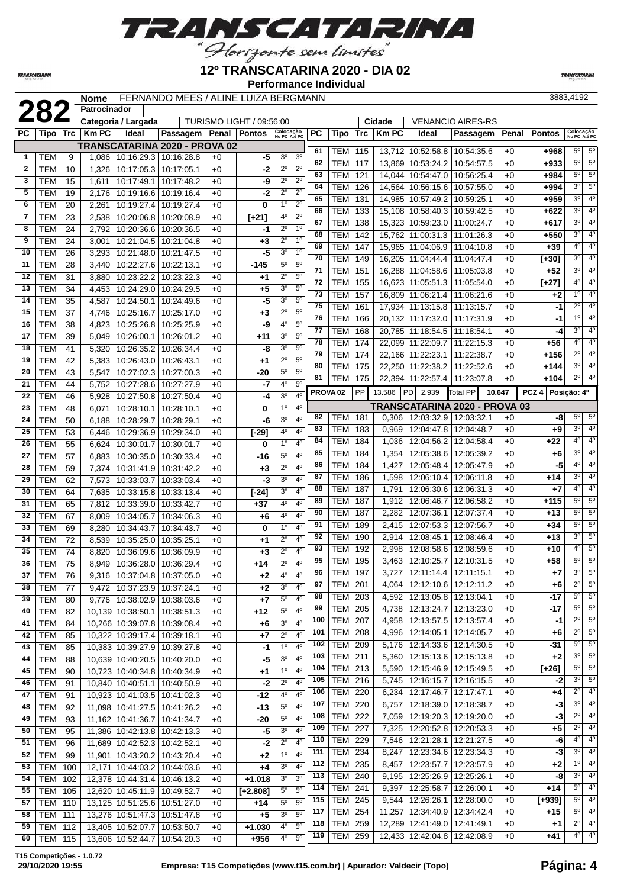# 12º TRANSCATARINA 2020 - DIA 02

**Performance Individual**

| **282** | Nome | FERNANDO MEES / ALINE LUIZA BERGMANN | 3883,4192 |
|---|---|---|---|
| | Patrocinador | | |
| | Categoria / Largada | TURISMO LIGHT / 09:56:00 | Cidade: VENANCIO AIRES-RS |

**TRANSCATARINA 2020 - PROVA 02**

| PC | Tipo | Trc | Km PC | Ideal | Passagem | Penal | Pontos | Colocação No PC | Colocação Até PC |
|---|---|---|---|---|---|---|---|---|---|
| 1 | TEM | 9 | 1,086 | 10:16:29.3 | 10:16:28.8 | +0 | -5 | 3º | 3º |
| 2 | TEM | 10 | 1,326 | 10:17:05.3 | 10:17:05.1 | +0 | -2 | 2º | 2º |
| 3 | TEM | 15 | 1,611 | 10:17:49.1 | 10:17:48.2 | +0 | -9 | 2º | 2º |
| 5 | TEM | 19 | 2,176 | 10:19:16.6 | 10:19:16.4 | +0 | -2 | 2º | 2º |
| 6 | TEM | 20 | 2,261 | 10:19:27.4 | 10:19:27.4 | +0 | 0 | 1º | 2º |
| 7 | TEM | 23 | 2,538 | 10:20:06.8 | 10:20:08.9 | +0 | [+21] | 4º | 2º |
| 8 | TEM | 24 | 2,792 | 10:20:36.6 | 10:20:36.5 | +0 | -1 | 2º | 1º |
| 9 | TEM | 24 | 3,001 | 10:21:04.5 | 10:21:04.8 | +0 | +3 | 2º | 1º |
| 10 | TEM | 26 | 3,293 | 10:21:48.0 | 10:21:47.5 | +0 | -5 | 3º | 1º |
| 11 | TEM | 28 | 3,440 | 10:22:27.6 | 10:22:13.1 | +0 | -145 | 5º | 5º |
| 12 | TEM | 31 | 3,880 | 10:23:22.2 | 10:23:22.3 | +0 | +1 | 2º | 5º |
| 13 | TEM | 34 | 4,453 | 10:24:29.0 | 10:24:29.5 | +0 | +5 | 3º | 5º |
| 14 | TEM | 35 | 4,587 | 10:24:50.1 | 10:24:49.6 | +0 | -5 | 3º | 5º |
| 15 | TEM | 37 | 4,746 | 10:25:16.7 | 10:25:17.0 | +0 | +3 | 2º | 5º |
| 16 | TEM | 38 | 4,823 | 10:25:26.8 | 10:25:25.9 | +0 | -9 | 4º | 5º |
| 17 | TEM | 39 | 5,049 | 10:26:00.1 | 10:26:01.2 | +0 | +11 | 3º | 5º |
| 18 | TEM | 41 | 5,320 | 10:26:35.2 | 10:26:34.4 | +0 | -8 | 3º | 5º |
| 19 | TEM | 42 | 5,383 | 10:26:43.0 | 10:26:43.1 | +0 | +1 | 2º | 5º |
| 20 | TEM | 43 | 5,547 | 10:27:02.3 | 10:27:00.3 | +0 | -20 | 5º | 5º |
| 21 | TEM | 44 | 5,752 | 10:27:28.6 | 10:27:27.9 | +0 | -7 | 4º | 5º |
| 22 | TEM | 46 | 5,928 | 10:27:50.8 | 10:27:50.4 | +0 | -4 | 3º | 4º |
| 23 | TEM | 48 | 6,071 | 10:28:10.1 | 10:28:10.1 | +0 | 0 | 1º | 4º |
| 24 | TEM | 50 | 6,188 | 10:28:29.7 | 10:28:29.1 | +0 | -6 | 3º | 4º |
| 25 | TEM | 53 | 6,446 | 10:29:36.9 | 10:29:34.0 | +0 | [-29] | 4º | 4º |
| 26 | TEM | 55 | 6,624 | 10:30:01.7 | 10:30:01.7 | +0 | 0 | 1º | 4º |
| 27 | TEM | 57 | 6,883 | 10:30:35.0 | 10:30:33.4 | +0 | -16 | 5º | 4º |
| 28 | TEM | 59 | 7,374 | 10:31:41.9 | 10:31:42.2 | +0 | +3 | 2º | 4º |
| 29 | TEM | 62 | 7,573 | 10:33:03.7 | 10:33:03.4 | +0 | -3 | 3º | 4º |
| 30 | TEM | 64 | 7,635 | 10:33:15.8 | 10:33:13.4 | +0 | [-24] | 3º | 4º |
| 31 | TEM | 65 | 7,812 | 10:33:39.0 | 10:33:42.7 | +0 | +37 | 4º | 4º |
| 32 | TEM | 67 | 8,009 | 10:34:05.7 | 10:34:06.3 | +0 | +6 | 4º | 4º |
| 33 | TEM | 69 | 8,280 | 10:34:43.7 | 10:34:43.7 | +0 | 0 | 1º | 4º |
| 34 | TEM | 72 | 8,539 | 10:35:25.0 | 10:35:25.1 | +0 | +1 | 2º | 4º |
| 35 | TEM | 74 | 8,820 | 10:36:09.6 | 10:36:09.9 | +0 | +3 | 2º | 4º |
| 36 | TEM | 75 | 8,949 | 10:36:28.0 | 10:36:29.4 | +0 | +14 | 2º | 4º |
| 37 | TEM | 76 | 9,316 | 10:37:04.8 | 10:37:05.0 | +0 | +2 | 4º | 4º |
| 38 | TEM | 77 | 9,472 | 10:37:23.9 | 10:37:24.1 | +0 | +2 | 3º | 4º |
| 39 | TEM | 80 | 9,776 | 10:38:02.9 | 10:38:03.6 | +0 | +7 | 5º | 4º |
| 40 | TEM | 82 | 10,139 | 10:38:50.1 | 10:38:51.3 | +0 | +12 | 5º | 4º |
| 41 | TEM | 84 | 10,266 | 10:39:07.8 | 10:39:08.4 | +0 | +6 | 3º | 4º |
| 42 | TEM | 85 | 10,322 | 10:39:17.4 | 10:39:18.1 | +0 | +7 | 2º | 4º |
| 43 | TEM | 85 | 10,383 | 10:39:27.9 | 10:39:27.8 | +0 | -1 | 1º | 4º |
| 44 | TEM | 88 | 10,639 | 10:40:20.5 | 10:40:20.0 | +0 | -5 | 3º | 4º |
| 45 | TEM | 90 | 10,723 | 10:40:34.8 | 10:40:34.9 | +0 | +1 | 1º | 4º |
| 46 | TEM | 91 | 10,840 | 10:40:51.1 | 10:40:50.9 | +0 | -2 | 2º | 4º |
| 47 | TEM | 91 | 10,923 | 10:41:03.5 | 10:41:02.3 | +0 | -12 | 4º | 4º |
| 48 | TEM | 92 | 11,098 | 10:41:27.5 | 10:41:26.2 | +0 | -13 | 5º | 4º |
| 49 | TEM | 93 | 11,162 | 10:41:36.7 | 10:41:34.7 | +0 | -20 | 5º | 4º |
| 50 | TEM | 95 | 11,386 | 10:42:13.8 | 10:42:13.3 | +0 | -5 | 3º | 4º |
| 51 | TEM | 96 | 11,689 | 10:42:52.3 | 10:42:52.1 | +0 | -2 | 2º | 4º |
| 52 | TEM | 99 | 11,901 | 10:43:20.2 | 10:43:20.4 | +0 | +2 | 1º | 4º |
| 53 | TEM | 100 | 12,171 | 10:44:03.2 | 10:44:03.6 | +0 | +4 | 3º | 4º |
| 54 | TEM | 102 | 12,378 | 10:44:31.4 | 10:46:13.2 | +0 | +1.018 | 3º | 3º |
| 55 | TEM | 105 | 12,620 | 10:45:11.9 | 10:49:52.7 | +0 | [+2.808] | 5º | 5º |
| 57 | TEM | 110 | 13,125 | 10:51:25.6 | 10:51:27.0 | +0 | +14 | 5º | 5º |
| 58 | TEM | 111 | 13,276 | 10:51:47.3 | 10:51:47.8 | +0 | +5 | 3º | 5º |
| 59 | TEM | 112 | 13,405 | 10:52:07.7 | 10:53:50.7 | +0 | +1.030 | 4º | 5º |
| 60 | TEM | 115 | 13,606 | 10:52:44.7 | 10:54:20.3 | +0 | +956 | 4º | 5º |
| 61 | TEM | 115 | 13,712 | 10:52:58.8 | 10:54:35.6 | +0 | +968 | 5º | 5º |
| 62 | TEM | 117 | 13,869 | 10:53:24.2 | 10:54:57.5 | +0 | +933 | 5º | 5º |
| 63 | TEM | 121 | 14,044 | 10:54:47.0 | 10:56:25.4 | +0 | +984 | 5º | 5º |
| 64 | TEM | 126 | 14,564 | 10:56:15.6 | 10:57:55.0 | +0 | +994 | 3º | 5º |
| 65 | TEM | 131 | 14,985 | 10:57:49.2 | 10:59:25.1 | +0 | +959 | 3º | 4º |
| 66 | TEM | 133 | 15,108 | 10:58:40.3 | 10:59:42.5 | +0 | +622 | 3º | 4º |
| 67 | TEM | 138 | 15,323 | 10:59:23.0 | 11:00:24.7 | +0 | +617 | 3º | 4º |
| 68 | TEM | 142 | 15,762 | 11:00:31.3 | 11:01:26.3 | +0 | +550 | 3º | 4º |
| 69 | TEM | 147 | 15,965 | 11:04:06.9 | 11:04:10.8 | +0 | +39 | 4º | 4º |
| 70 | TEM | 149 | 16,205 | 11:04:44.4 | 11:04:47.4 | +0 | [+30] | 3º | 4º |
| 71 | TEM | 151 | 16,288 | 11:04:58.6 | 11:05:03.8 | +0 | +52 | 3º | 4º |
| 72 | TEM | 155 | 16,623 | 11:05:51.3 | 11:05:54.0 | +0 | [+27] | 4º | 4º |
| 73 | TEM | 157 | 16,809 | 11:06:21.4 | 11:06:21.6 | +0 | +2 | 1º | 4º |
| 75 | TEM | 161 | 17,934 | 11:13:15.8 | 11:13:15.7 | +0 | -1 | 2º | 4º |
| 76 | TEM | 166 | 20,132 | 11:17:32.0 | 11:17:31.9 | +0 | -1 | 1º | 4º |
| 77 | TEM | 168 | 20,785 | 11:18:54.5 | 11:18:54.1 | +0 | -4 | 3º | 4º |
| 78 | TEM | 174 | 22,099 | 11:22:09.7 | 11:22:15.3 | +0 | +56 | 4º | 4º |
| 79 | TEM | 174 | 22,166 | 11:22:23.1 | 11:22:38.7 | +0 | +156 | 2º | 4º |
| 80 | TEM | 175 | 22,250 | 11:22:38.2 | 11:22:52.6 | +0 | +144 | 3º | 4º |
| 81 | TEM | 175 | 22,394 | 11:22:57.4 | 11:23:07.8 | +0 | +104 | 2º | 4º |

PROVA 02 | PP 13.586 | PD 2.939 | Total PP 10.647 | PCZ 4 | Posição: 4º

**TRANSCATARINA 2020 - PROVA 03**

| PC | Tipo | Trc | Km PC | Ideal | Passagem | Penal | Pontos | Colocação No PC | Colocação Até PC |
|---|---|---|---|---|---|---|---|---|---|
| 82 | TEM | 181 | 0,306 | 12:03:32.9 | 12:03:32.1 | +0 | -8 | 5º | 5º |
| 83 | TEM | 183 | 0,969 | 12:04:47.8 | 12:04:48.7 | +0 | +9 | 3º | 4º |
| 84 | TEM | 184 | 1,036 | 12:04:56.2 | 12:04:58.4 | +0 | +22 | 4º | 4º |
| 85 | TEM | 184 | 1,354 | 12:05:38.6 | 12:05:39.2 | +0 | +6 | 3º | 4º |
| 86 | TEM | 184 | 1,427 | 12:05:48.4 | 12:05:47.9 | +0 | -5 | 4º | 4º |
| 87 | TEM | 186 | 1,598 | 12:06:10.4 | 12:06:11.8 | +0 | +14 | 3º | 4º |
| 88 | TEM | 187 | 1,791 | 12:06:30.6 | 12:06:31.3 | +0 | +7 | 4º | 4º |
| 89 | TEM | 187 | 1,912 | 12:06:46.7 | 12:06:58.2 | +0 | +115 | 5º | 5º |
| 90 | TEM | 187 | 2,282 | 12:07:36.1 | 12:07:37.4 | +0 | +13 | 5º | 5º |
| 91 | TEM | 189 | 2,415 | 12:07:53.3 | 12:07:56.7 | +0 | +34 | 5º | 5º |
| 92 | TEM | 190 | 2,914 | 12:08:45.1 | 12:08:46.4 | +0 | +13 | 3º | 5º |
| 93 | TEM | 192 | 2,998 | 12:08:58.6 | 12:08:59.6 | +0 | +10 | 4º | 5º |
| 95 | TEM | 195 | 3,463 | 12:10:25.7 | 12:10:31.5 | +0 | +58 | 5º | 5º |
| 96 | TEM | 197 | 3,727 | 12:11:14.4 | 12:11:15.1 | +0 | +7 | 3º | 5º |
| 97 | TEM | 201 | 4,064 | 12:12:10.6 | 12:12:11.2 | +0 | +6 | 2º | 5º |
| 98 | TEM | 203 | 4,592 | 12:13:05.8 | 12:13:04.1 | +0 | -17 | 5º | 5º |
| 99 | TEM | 205 | 4,738 | 12:13:24.7 | 12:13:23.0 | +0 | -17 | 5º | 5º |
| 100 | TEM | 207 | 4,958 | 12:13:57.5 | 12:13:57.4 | +0 | -1 | 2º | 5º |
| 101 | TEM | 208 | 4,996 | 12:14:05.1 | 12:14:05.7 | +0 | +6 | 2º | 5º |
| 102 | TEM | 209 | 5,176 | 12:14:33.6 | 12:14:30.5 | +0 | -31 | 5º | 5º |
| 103 | TEM | 211 | 5,360 | 12:15:13.6 | 12:15:13.8 | +0 | +2 | 3º | 5º |
| 104 | TEM | 213 | 5,590 | 12:15:46.9 | 12:15:49.5 | +0 | [+26] | 5º | 5º |
| 105 | TEM | 216 | 5,745 | 12:16:15.7 | 12:16:15.5 | +0 | -2 | 3º | 5º |
| 106 | TEM | 220 | 6,234 | 12:17:46.7 | 12:17:47.1 | +0 | +4 | 2º | 4º |
| 107 | TEM | 220 | 6,757 | 12:18:39.0 | 12:18:38.7 | +0 | -3 | 3º | 4º |
| 108 | TEM | 222 | 7,059 | 12:19:20.3 | 12:19:20.0 | +0 | -3 | 2º | 4º |
| 109 | TEM | 227 | 7,325 | 12:20:52.8 | 12:20:53.3 | +0 | +5 | 2º | 4º |
| 110 | TEM | 229 | 7,546 | 12:21:28.1 | 12:21:27.5 | +0 | -6 | 4º | 4º |
| 111 | TEM | 234 | 8,247 | 12:23:34.6 | 12:23:34.3 | +0 | -3 | 3º | 4º |
| 112 | TEM | 235 | 8,457 | 12:23:57.7 | 12:23:57.9 | +0 | +2 | 1º | 4º |
| 113 | TEM | 240 | 9,195 | 12:25:26.9 | 12:25:26.1 | +0 | -8 | 3º | 4º |
| 114 | TEM | 241 | 9,397 | 12:25:58.7 | 12:26:00.1 | +0 | +14 | 5º | 4º |
| 115 | TEM | 245 | 9,544 | 12:26:26.1 | 12:28:00.0 | +0 | [+939] | 5º | 4º |
| 117 | TEM | 254 | 11,257 | 12:34:40.9 | 12:34:42.4 | +0 | +15 | 5º | 4º |
| 118 | TEM | 259 | 12,289 | 12:41:49.0 | 12:41:49.1 | +0 | +1 | 2º | 4º |
| 119 | TEM | 259 | 12,433 | 12:42:04.8 | 12:42:08.9 | +0 | +41 | 4º | 4º |

T15 Competições - 1.0.72
29/10/2020 19:55 — Empresa: T15 Competições (www.t15.com.br) | Apurador: Valdecir (Topo)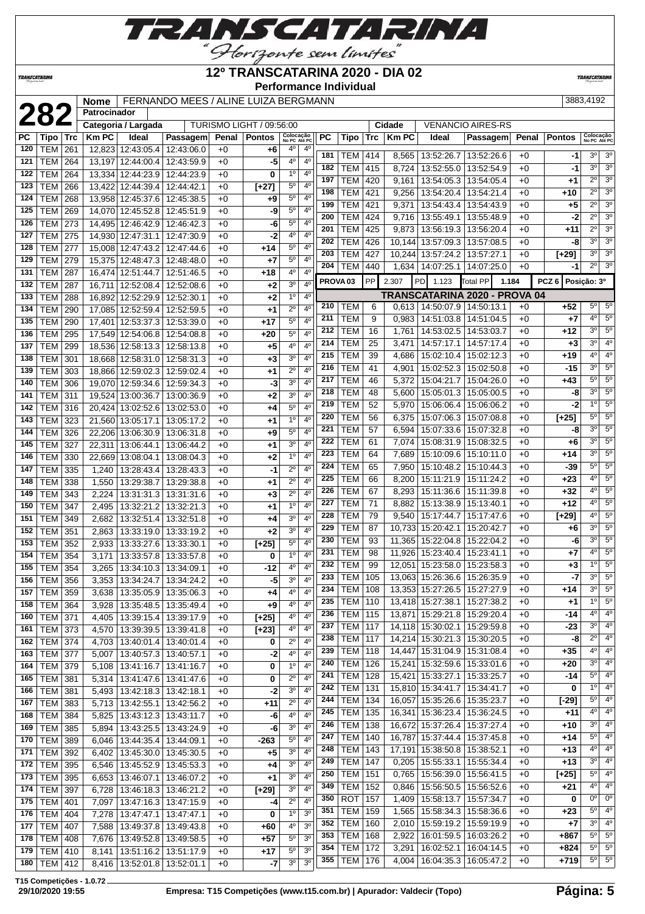# 12º TRANSCATARINA 2020 - DIA 02

**Performance Individual**

**282**

| Nome | FERNANDO MEES / ALINE LUIZA BERGMANN | 3883,4192 |
|---|---|---|
| Patrocinador | | |
| Categoria / Largada | TURISMO LIGHT / 09:56:00 | Cidade: VENANCIO AIRES-RS |

| PC | Tipo | Trc | Km PC | Ideal | Passagem | Penal | Pontos | Colocação No PC | Colocação Até PC |
|---|---|---|---|---|---|---|---|---|---|
| 120 | TEM | 261 | 12,823 | 12:43:05.4 | 12:43:06.0 | +0 | +6 | 4º | 4º |
| 121 | TEM | 264 | 13,197 | 12:44:00.4 | 12:43:59.9 | +0 | -5 | 4º | 4º |
| 122 | TEM | 264 | 13,334 | 12:44:23.9 | 12:44:23.9 | +0 | 0 | 1º | 4º |
| 123 | TEM | 266 | 13,422 | 12:44:39.4 | 12:44:42.1 | +0 | [+27] | 5º | 4º |
| 124 | TEM | 268 | 13,958 | 12:45:37.6 | 12:45:38.5 | +0 | +9 | 5º | 4º |
| 125 | TEM | 269 | 14,070 | 12:45:52.8 | 12:45:51.9 | +0 | -9 | 5º | 4º |
| 126 | TEM | 273 | 14,495 | 12:46:42.9 | 12:46:42.3 | +0 | -6 | 5º | 4º |
| 127 | TEM | 275 | 14,930 | 12:47:31.1 | 12:47:30.9 | +0 | -2 | 4º | 4º |
| 128 | TEM | 277 | 15,008 | 12:47:43.2 | 12:47:44.6 | +0 | +14 | 5º | 4º |
| 129 | TEM | 279 | 15,375 | 12:48:47.3 | 12:48:48.0 | +0 | +7 | 5º | 4º |
| 131 | TEM | 287 | 16,474 | 12:51:44.7 | 12:51:46.5 | +0 | +18 | 4º | 4º |
| 132 | TEM | 287 | 16,711 | 12:52:08.4 | 12:52:08.6 | +0 | +2 | 3º | 4º |
| 133 | TEM | 288 | 16,892 | 12:52:29.9 | 12:52:30.1 | +0 | +2 | 1º | 4º |
| 134 | TEM | 290 | 17,085 | 12:52:59.4 | 12:52:59.5 | +0 | +1 | 2º | 4º |
| 135 | TEM | 290 | 17,401 | 12:53:37.3 | 12:53:39.0 | +0 | +17 | 5º | 4º |
| 136 | TEM | 295 | 17,549 | 12:54:06.8 | 12:54:08.8 | +0 | +20 | 5º | 4º |
| 137 | TEM | 299 | 18,536 | 12:58:13.3 | 12:58:13.8 | +0 | +5 | 4º | 4º |
| 138 | TEM | 301 | 18,668 | 12:58:31.0 | 12:58:31.3 | +0 | +3 | 3º | 4º |
| 139 | TEM | 303 | 18,866 | 12:59:02.3 | 12:59:02.4 | +0 | +1 | 2º | 4º |
| 140 | TEM | 306 | 19,070 | 12:59:34.6 | 12:59:34.3 | +0 | -3 | 3º | 4º |
| 141 | TEM | 311 | 19,524 | 13:00:36.7 | 13:00:36.9 | +0 | +2 | 3º | 4º |
| 142 | TEM | 316 | 20,424 | 13:02:52.6 | 13:02:53.0 | +0 | +4 | 5º | 4º |
| 143 | TEM | 323 | 21,560 | 13:05:17.1 | 13:05:17.2 | +0 | +1 | 1º | 4º |
| 144 | TEM | 326 | 22,206 | 13:06:30.9 | 13:06:31.8 | +0 | +9 | 5º | 4º |
| 145 | TEM | 327 | 22,311 | 13:06:44.1 | 13:06:44.2 | +0 | +1 | 3º | 4º |
| 146 | TEM | 330 | 22,669 | 13:08:04.1 | 13:08:04.3 | +0 | +2 | 1º | 4º |
| 147 | TEM | 335 | 1,240 | 13:28:43.4 | 13:28:43.3 | +0 | -1 | 2º | 4º |
| 148 | TEM | 338 | 1,550 | 13:29:38.7 | 13:29:38.8 | +0 | +1 | 2º | 4º |
| 149 | TEM | 343 | 2,224 | 13:31:31.3 | 13:31:31.6 | +0 | +3 | 2º | 4º |
| 150 | TEM | 347 | 2,495 | 13:32:21.2 | 13:32:21.3 | +0 | +1 | 1º | 4º |
| 151 | TEM | 349 | 2,682 | 13:32:51.4 | 13:32:51.8 | +0 | +4 | 3º | 4º |
| 152 | TEM | 351 | 2,863 | 13:33:19.0 | 13:33:19.2 | +0 | +2 | 3º | 4º |
| 153 | TEM | 352 | 2,933 | 13:33:27.6 | 13:33:30.1 | +0 | [+25] | 5º | 4º |
| 154 | TEM | 354 | 3,171 | 13:33:57.8 | 13:33:57.8 | +0 | 0 | 1º | 4º |
| 155 | TEM | 354 | 3,265 | 13:34:10.3 | 13:34:09.1 | +0 | -12 | 4º | 4º |
| 156 | TEM | 356 | 3,353 | 13:34:24.7 | 13:34:24.2 | +0 | -5 | 3º | 4º |
| 157 | TEM | 359 | 3,638 | 13:35:05.9 | 13:35:06.3 | +0 | +4 | 4º | 4º |
| 158 | TEM | 364 | 3,928 | 13:35:48.5 | 13:35:49.4 | +0 | +9 | 4º | 4º |
| 160 | TEM | 371 | 4,405 | 13:39:15.4 | 13:39:17.9 | +0 | [+25] | 4º | 4º |
| 161 | TEM | 373 | 4,570 | 13:39:39.5 | 13:39:41.8 | +0 | [+23] | 4º | 4º |
| 162 | TEM | 374 | 4,703 | 13:40:01.4 | 13:40:01.4 | +0 | 0 | 2º | 4º |
| 163 | TEM | 377 | 5,007 | 13:40:57.3 | 13:40:57.1 | +0 | -2 | 4º | 4º |
| 164 | TEM | 379 | 5,108 | 13:41:16.7 | 13:41:16.7 | +0 | 0 | 1º | 4º |
| 165 | TEM | 381 | 5,314 | 13:41:47.6 | 13:41:47.6 | +0 | 0 | 2º | 4º |
| 166 | TEM | 381 | 5,493 | 13:42:18.3 | 13:42:18.1 | +0 | -2 | 3º | 4º |
| 167 | TEM | 383 | 5,713 | 13:42:55.1 | 13:42:56.2 | +0 | +11 | 2º | 4º |
| 168 | TEM | 384 | 5,825 | 13:43:12.3 | 13:43:11.7 | +0 | -6 | 4º | 4º |
| 169 | TEM | 385 | 5,894 | 13:43:25.5 | 13:43:24.9 | +0 | -6 | 3º | 4º |
| 170 | TEM | 389 | 6,046 | 13:44:35.4 | 13:44:09.1 | +0 | -263 | 5º | 4º |
| 171 | TEM | 392 | 6,402 | 13:45:30.0 | 13:45:30.5 | +0 | +5 | 3º | 4º |
| 172 | TEM | 395 | 6,546 | 13:45:52.9 | 13:45:53.3 | +0 | +4 | 3º | 4º |
| 173 | TEM | 395 | 6,653 | 13:46:07.1 | 13:46:07.2 | +0 | +1 | 3º | 4º |
| 174 | TEM | 397 | 6,728 | 13:46:18.3 | 13:46:21.2 | +0 | [+29] | 3º | 4º |
| 175 | TEM | 401 | 7,097 | 13:47:16.3 | 13:47:15.9 | +0 | -4 | 2º | 4º |
| 176 | TEM | 404 | 7,278 | 13:47:47.1 | 13:47:47.1 | +0 | 0 | 1º | 3º |
| 177 | TEM | 407 | 7,588 | 13:49:37.8 | 13:49:43.8 | +0 | +60 | 4º | 3º |
| 178 | TEM | 408 | 7,676 | 13:49:52.8 | 13:49:58.5 | +0 | +57 | 5º | 3º |
| 179 | TEM | 410 | 8,141 | 13:51:16.2 | 13:51:17.9 | +0 | +17 | 5º | 3º |
| 180 | TEM | 412 | 8,416 | 13:52:01.8 | 13:52:01.1 | +0 | -7 | 3º | 3º |
| 181 | TEM | 414 | 8,565 | 13:52:26.7 | 13:52:26.6 | +0 | -1 | 3º | 3º |
| 182 | TEM | 415 | 8,724 | 13:52:55.0 | 13:52:54.9 | +0 | -1 | 3º | 3º |
| 197 | TEM | 420 | 9,161 | 13:54:05.3 | 13:54:05.4 | +0 | +1 | 2º | 3º |
| 198 | TEM | 421 | 9,256 | 13:54:20.4 | 13:54:21.4 | +0 | +10 | 2º | 3º |
| 199 | TEM | 421 | 9,371 | 13:54:43.4 | 13:54:43.9 | +0 | +5 | 2º | 3º |
| 200 | TEM | 424 | 9,716 | 13:55:49.1 | 13:55:48.9 | +0 | -2 | 2º | 3º |
| 201 | TEM | 425 | 9,873 | 13:56:19.3 | 13:56:20.4 | +0 | +11 | 2º | 3º |
| 202 | TEM | 426 | 10,144 | 13:57:09.3 | 13:57:08.5 | +0 | -8 | 3º | 3º |
| 203 | TEM | 427 | 10,244 | 13:57:24.2 | 13:57:27.1 | +0 | [+29] | 3º | 3º |
| 204 | TEM | 440 | 1,634 | 14:07:25.1 | 14:07:25.0 | +0 | -1 | 2º | 3º |

| PROVA 03 | PP | 2.307 | PD | 1.123 | Total PP | 1.184 | PCZ 6 | Posição: 3º |
|---|---|---|---|---|---|---|---|---|

## TRANSCATARINA 2020 - PROVA 04

| PC | Tipo | Trc | Km PC | Ideal | Passagem | Penal | Pontos | Colocação No PC | Colocação Até PC |
|---|---|---|---|---|---|---|---|---|---|
| 210 | TEM | 6 | 0,613 | 14:50:07.9 | 14:50:13.1 | +0 | +52 | 5º | 5º |
| 211 | TEM | 9 | 0,983 | 14:51:03.8 | 14:51:04.5 | +0 | +7 | 4º | 5º |
| 212 | TEM | 16 | 1,761 | 14:53:02.5 | 14:53:03.7 | +0 | +12 | 3º | 5º |
| 214 | TEM | 25 | 3,471 | 14:57:17.1 | 14:57:17.4 | +0 | +3 | 3º | 4º |
| 215 | TEM | 39 | 4,686 | 15:02:10.4 | 15:02:12.3 | +0 | +19 | 4º | 4º |
| 216 | TEM | 41 | 4,901 | 15:02:52.3 | 15:02:50.8 | +0 | -15 | 3º | 5º |
| 217 | TEM | 46 | 5,372 | 15:04:21.7 | 15:04:26.0 | +0 | +43 | 5º | 5º |
| 218 | TEM | 48 | 5,600 | 15:05:01.3 | 15:05:00.5 | +0 | -8 | 3º | 5º |
| 219 | TEM | 52 | 5,970 | 15:06:06.4 | 15:06:06.2 | +0 | -2 | 1º | 5º |
| 220 | TEM | 56 | 6,375 | 15:07:06.3 | 15:07:08.8 | +0 | [+25] | 5º | 5º |
| 221 | TEM | 57 | 6,594 | 15:07:33.6 | 15:07:32.8 | +0 | -8 | 3º | 5º |
| 222 | TEM | 61 | 7,074 | 15:08:31.9 | 15:08:32.5 | +0 | +6 | 3º | 5º |
| 223 | TEM | 64 | 7,689 | 15:10:09.6 | 15:10:11.0 | +0 | +14 | 3º | 5º |
| 224 | TEM | 65 | 7,950 | 15:10:48.2 | 15:10:44.3 | +0 | -39 | 5º | 5º |
| 225 | TEM | 66 | 8,200 | 15:11:21.9 | 15:11:24.2 | +0 | +23 | 4º | 5º |
| 226 | TEM | 67 | 8,293 | 15:11:36.6 | 15:11:39.8 | +0 | +32 | 4º | 5º |
| 227 | TEM | 71 | 8,882 | 15:13:38.9 | 15:13:40.1 | +0 | +12 | 4º | 5º |
| 228 | TEM | 79 | 9,540 | 15:17:44.7 | 15:17:47.6 | +0 | [+29] | 4º | 5º |
| 229 | TEM | 87 | 10,733 | 15:20:42.1 | 15:20:42.7 | +0 | +6 | 3º | 5º |
| 230 | TEM | 93 | 11,365 | 15:22:04.8 | 15:22:04.2 | +0 | -6 | 3º | 5º |
| 231 | TEM | 98 | 11,926 | 15:23:40.4 | 15:23:41.1 | +0 | +7 | 4º | 5º |
| 232 | TEM | 99 | 12,051 | 15:23:58.0 | 15:23:58.3 | +0 | +3 | 1º | 5º |
| 233 | TEM | 105 | 13,063 | 15:26:36.6 | 15:26:35.9 | +0 | -7 | 3º | 5º |
| 234 | TEM | 108 | 13,353 | 15:27:26.5 | 15:27:27.9 | +0 | +14 | 3º | 5º |
| 235 | TEM | 110 | 13,418 | 15:27:38.1 | 15:27:38.2 | +0 | +1 | 1º | 5º |
| 236 | TEM | 115 | 13,871 | 15:29:21.8 | 15:29:20.4 | +0 | -14 | 4º | 4º |
| 237 | TEM | 117 | 14,118 | 15:30:02.1 | 15:29:59.8 | +0 | -23 | 3º | 4º |
| 238 | TEM | 117 | 14,214 | 15:30:21.3 | 15:30:20.5 | +0 | -8 | 2º | 4º |
| 239 | TEM | 118 | 14,447 | 15:31:04.9 | 15:31:08.4 | +0 | +35 | 4º | 4º |
| 240 | TEM | 126 | 15,241 | 15:32:59.6 | 15:33:01.6 | +0 | +20 | 3º | 4º |
| 241 | TEM | 128 | 15,421 | 15:33:27.1 | 15:33:25.7 | +0 | -14 | 5º | 4º |
| 242 | TEM | 131 | 15,810 | 15:34:41.7 | 15:34:41.7 | +0 | 0 | 1º | 4º |
| 244 | TEM | 134 | 16,057 | 15:35:26.6 | 15:35:23.7 | +0 | [-29] | 5º | 4º |
| 245 | TEM | 135 | 16,341 | 15:36:23.4 | 15:36:24.5 | +0 | +11 | 4º | 4º |
| 246 | TEM | 138 | 16,672 | 15:37:26.4 | 15:37:27.4 | +0 | +10 | 3º | 4º |
| 247 | TEM | 140 | 16,787 | 15:37:44.4 | 15:37:45.8 | +0 | +14 | 5º | 4º |
| 248 | TEM | 143 | 17,191 | 15:38:50.8 | 15:38:52.1 | +0 | +13 | 4º | 4º |
| 249 | TEM | 147 | 0,205 | 15:55:33.1 | 15:55:34.4 | +0 | +13 | 3º | 4º |
| 250 | TEM | 151 | 0,765 | 15:56:39.0 | 15:56:41.5 | +0 | [+25] | 5º | 4º |
| 349 | TEM | 152 | 0,846 | 15:56:50.5 | 15:56:52.6 | +0 | +21 | 4º | 4º |
| 350 | ROT | 157 | 1,409 | 15:58:13.7 | 15:57:34.7 | +0 | 0 | 0º | 0º |
| 351 | TEM | 159 | 1,565 | 15:58:34.3 | 15:58:36.6 | +0 | +23 | 5º | 4º |
| 352 | TEM | 160 | 2,010 | 15:59:19.2 | 15:59:19.9 | +0 | +7 | 3º | 4º |
| 353 | TEM | 168 | 2,922 | 16:01:59.5 | 16:03:26.2 | +0 | +867 | 5º | 5º |
| 354 | TEM | 172 | 3,291 | 16:02:52.1 | 16:04:14.5 | +0 | +824 | 5º | 5º |
| 355 | TEM | 176 | 4,004 | 16:04:35.3 | 16:05:47.2 | +0 | +719 | 5º | 5º |

T15 Competições - 1.0.72
29/10/2020 19:55 — Empresa: T15 Competições (www.t15.com.br) | Apurador: Valdecir (Topo)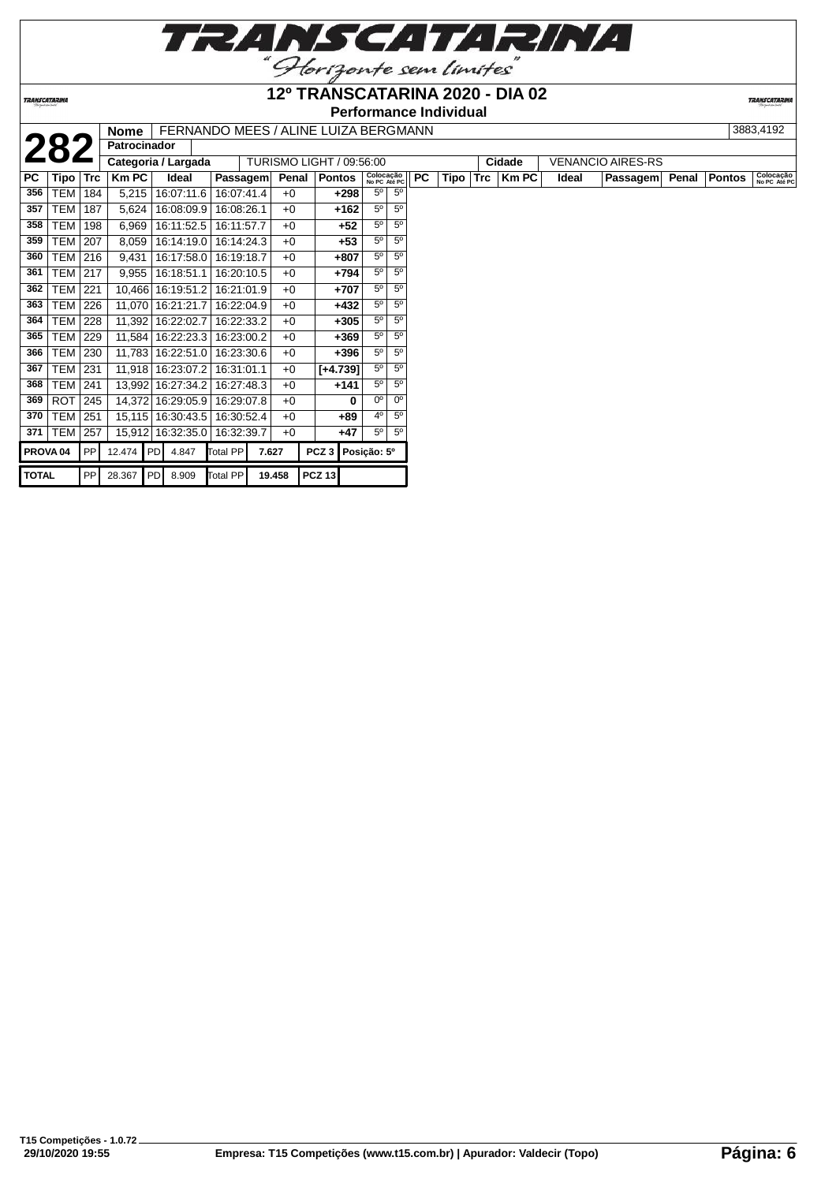# TRANSCATARINA

"Horizonte sem limites"

## 12º TRANSCATARINA 2020 - DIA 02

### Performance Individual

| **282** | Nome | FERNANDO MEES / ALINE LUIZA BERGMANN | 3883,4192 |
|---|---|---|---|
| | Patrocinador | | |
| | Categoria / Largada | TURISMO LIGHT / 09:56:00 | Cidade: VENANCIO AIRES-RS |

| PC | Tipo | Trc | Km PC | Ideal | Passagem | Penal | Pontos | Colocação No PC | Colocação Até PC |
|---|---|---|---|---|---|---|---|---|---|
| 356 | TEM | 184 | 5,215 | 16:07:11.6 | 16:07:41.4 | +0 | +298 | 5º | 5º |
| 357 | TEM | 187 | 5,624 | 16:08:09.9 | 16:08:26.1 | +0 | +162 | 5º | 5º |
| 358 | TEM | 198 | 6,969 | 16:11:52.5 | 16:11:57.7 | +0 | +52 | 5º | 5º |
| 359 | TEM | 207 | 8,059 | 16:14:19.0 | 16:14:24.3 | +0 | +53 | 5º | 5º |
| 360 | TEM | 216 | 9,431 | 16:17:58.0 | 16:19:18.7 | +0 | +807 | 5º | 5º |
| 361 | TEM | 217 | 9,955 | 16:18:51.1 | 16:20:10.5 | +0 | +794 | 5º | 5º |
| 362 | TEM | 221 | 10,466 | 16:19:51.2 | 16:21:01.9 | +0 | +707 | 5º | 5º |
| 363 | TEM | 226 | 11,070 | 16:21:21.7 | 16:22:04.9 | +0 | +432 | 5º | 5º |
| 364 | TEM | 228 | 11,392 | 16:22:02.7 | 16:22:33.2 | +0 | +305 | 5º | 5º |
| 365 | TEM | 229 | 11,584 | 16:22:23.3 | 16:23:00.2 | +0 | +369 | 5º | 5º |
| 366 | TEM | 230 | 11,783 | 16:22:51.0 | 16:23:30.6 | +0 | +396 | 5º | 5º |
| 367 | TEM | 231 | 11,918 | 16:23:07.2 | 16:31:01.1 | +0 | [+4.739] | 5º | 5º |
| 368 | TEM | 241 | 13,992 | 16:27:34.2 | 16:27:48.3 | +0 | +141 | 5º | 5º |
| 369 | ROT | 245 | 14,372 | 16:29:05.9 | 16:29:07.8 | +0 | 0 | 0º | 0º |
| 370 | TEM | 251 | 15,115 | 16:30:43.5 | 16:30:52.4 | +0 | +89 | 4º | 5º |
| 371 | TEM | 257 | 15,912 | 16:32:35.0 | 16:32:39.7 | +0 | +47 | 5º | 5º |

| | | | | | | | | |
|---|---|---|---|---|---|---|---|---|
| PROVA 04 | PP | 12.474 | PD | 4.847 | Total PP | 7.627 | PCZ 3 | Posição: 5º |
| TOTAL | PP | 28.367 | PD | 8.909 | Total PP | 19.458 | PCZ 13 | |

T15 Competições - 1.0.72
29/10/2020 19:55
Empresa: T15 Competições (www.t15.com.br) | Apurador: Valdecir (Topo)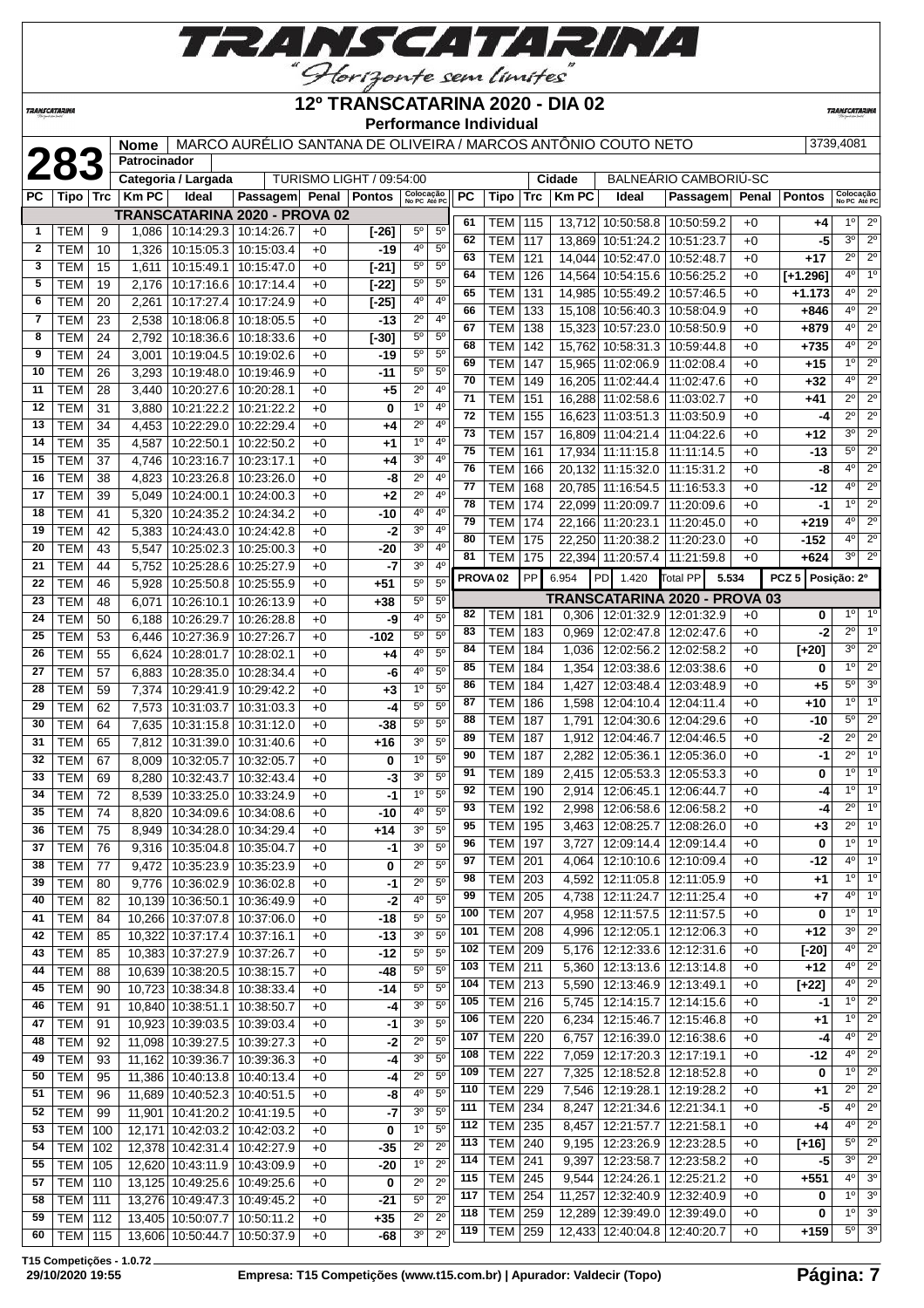# 12º TRANSCATARINA 2020 - DIA 02

**Performance Individual**

**283**

| Nome | MARCO AURÉLIO SANTANA DE OLIVEIRA / MARCOS ANTÔNIO COUTO NETO | 3739,4081 |
|---|---|---|
| Patrocinador | | |
| Categoria / Largada | TURISMO LIGHT / 09:54:00 | Cidade: BALNEÁRIO CAMBORIÚ-SC |

## TRANSCATARINA 2020 - PROVA 02

| PC | Tipo | Trc | Km PC | Ideal | Passagem | Penal | Pontos | Colocação No PC | Colocação Até PC |
|---|---|---|---|---|---|---|---|---|---|
| 1 | TEM | 9 | 1,086 | 10:14:29.3 | 10:14:26.7 | +0 | [-26] | 5º | 5º |
| 2 | TEM | 10 | 1,326 | 10:15:05.3 | 10:15:03.4 | +0 | -19 | 4º | 5º |
| 3 | TEM | 15 | 1,611 | 10:15:49.1 | 10:15:47.0 | +0 | [-21] | 5º | 5º |
| 5 | TEM | 19 | 2,176 | 10:17:16.6 | 10:17:14.4 | +0 | [-22] | 5º | 5º |
| 6 | TEM | 20 | 2,261 | 10:17:27.4 | 10:17:24.9 | +0 | [-25] | 4º | 4º |
| 7 | TEM | 23 | 2,538 | 10:18:06.8 | 10:18:05.5 | +0 | -13 | 2º | 4º |
| 8 | TEM | 24 | 2,792 | 10:18:36.6 | 10:18:33.6 | +0 | [-30] | 5º | 5º |
| 9 | TEM | 24 | 3,001 | 10:19:04.5 | 10:19:02.6 | +0 | -19 | 5º | 5º |
| 10 | TEM | 26 | 3,293 | 10:19:48.0 | 10:19:46.9 | +0 | -11 | 5º | 5º |
| 11 | TEM | 28 | 3,440 | 10:20:27.6 | 10:20:28.1 | +0 | +5 | 2º | 4º |
| 12 | TEM | 31 | 3,880 | 10:21:22.2 | 10:21:22.2 | +0 | 0 | 1º | 4º |
| 13 | TEM | 34 | 4,453 | 10:22:29.0 | 10:22:29.4 | +0 | +4 | 2º | 4º |
| 14 | TEM | 35 | 4,587 | 10:22:50.1 | 10:22:50.2 | +0 | +1 | 1º | 4º |
| 15 | TEM | 37 | 4,746 | 10:23:16.7 | 10:23:17.1 | +0 | +4 | 3º | 4º |
| 16 | TEM | 38 | 4,823 | 10:23:26.8 | 10:23:26.0 | +0 | -8 | 2º | 4º |
| 17 | TEM | 39 | 5,049 | 10:24:00.1 | 10:24:00.3 | +0 | +2 | 2º | 4º |
| 18 | TEM | 41 | 5,320 | 10:24:35.2 | 10:24:34.2 | +0 | -10 | 4º | 4º |
| 19 | TEM | 42 | 5,383 | 10:24:43.0 | 10:24:42.8 | +0 | -2 | 3º | 4º |
| 20 | TEM | 43 | 5,547 | 10:25:02.3 | 10:25:00.3 | +0 | -20 | 3º | 4º |
| 21 | TEM | 44 | 5,752 | 10:25:28.6 | 10:25:27.9 | +0 | -7 | 3º | 4º |
| 22 | TEM | 46 | 5,928 | 10:25:50.8 | 10:25:55.9 | +0 | +51 | 5º | 5º |
| 23 | TEM | 48 | 6,071 | 10:26:10.1 | 10:26:13.9 | +0 | +38 | 5º | 5º |
| 24 | TEM | 50 | 6,188 | 10:26:29.7 | 10:26:28.8 | +0 | -9 | 4º | 5º |
| 25 | TEM | 53 | 6,446 | 10:27:36.9 | 10:27:26.7 | +0 | -102 | 5º | 5º |
| 26 | TEM | 55 | 6,624 | 10:28:01.7 | 10:28:02.1 | +0 | +4 | 4º | 5º |
| 27 | TEM | 57 | 6,883 | 10:28:35.0 | 10:28:34.4 | +0 | -6 | 4º | 5º |
| 28 | TEM | 59 | 7,374 | 10:29:41.9 | 10:29:42.2 | +0 | +3 | 1º | 5º |
| 29 | TEM | 62 | 7,573 | 10:31:03.7 | 10:31:03.3 | +0 | -4 | 5º | 5º |
| 30 | TEM | 64 | 7,635 | 10:31:15.8 | 10:31:12.0 | +0 | -38 | 5º | 5º |
| 31 | TEM | 65 | 7,812 | 10:31:39.0 | 10:31:40.6 | +0 | +16 | 3º | 5º |
| 32 | TEM | 67 | 8,009 | 10:32:05.7 | 10:32:05.7 | +0 | 0 | 1º | 5º |
| 33 | TEM | 69 | 8,280 | 10:32:43.7 | 10:32:43.4 | +0 | -3 | 3º | 5º |
| 34 | TEM | 72 | 8,539 | 10:33:25.0 | 10:33:24.9 | +0 | -1 | 1º | 5º |
| 35 | TEM | 74 | 8,820 | 10:34:09.6 | 10:34:08.6 | +0 | -10 | 4º | 5º |
| 36 | TEM | 75 | 8,949 | 10:34:28.0 | 10:34:29.4 | +0 | +14 | 3º | 5º |
| 37 | TEM | 76 | 9,316 | 10:35:04.8 | 10:35:04.7 | +0 | -1 | 3º | 5º |
| 38 | TEM | 77 | 9,472 | 10:35:23.9 | 10:35:23.9 | +0 | 0 | 2º | 5º |
| 39 | TEM | 80 | 9,776 | 10:36:02.9 | 10:36:02.8 | +0 | -1 | 2º | 5º |
| 40 | TEM | 82 | 10,139 | 10:36:50.1 | 10:36:49.9 | +0 | -2 | 4º | 5º |
| 41 | TEM | 84 | 10,266 | 10:37:07.8 | 10:37:06.0 | +0 | -18 | 5º | 5º |
| 42 | TEM | 85 | 10,322 | 10:37:17.4 | 10:37:16.1 | +0 | -13 | 3º | 5º |
| 43 | TEM | 85 | 10,383 | 10:37:27.9 | 10:37:26.7 | +0 | -12 | 5º | 5º |
| 44 | TEM | 88 | 10,639 | 10:38:20.5 | 10:38:15.7 | +0 | -48 | 5º | 5º |
| 45 | TEM | 90 | 10,723 | 10:38:34.8 | 10:38:33.4 | +0 | -14 | 5º | 5º |
| 46 | TEM | 91 | 10,840 | 10:38:51.1 | 10:38:50.7 | +0 | -4 | 3º | 5º |
| 47 | TEM | 91 | 10,923 | 10:39:03.5 | 10:39:03.4 | +0 | -1 | 3º | 5º |
| 48 | TEM | 92 | 11,098 | 10:39:27.5 | 10:39:27.3 | +0 | -2 | 2º | 5º |
| 49 | TEM | 93 | 11,162 | 10:39:36.7 | 10:39:36.3 | +0 | -4 | 3º | 5º |
| 50 | TEM | 95 | 11,386 | 10:40:13.8 | 10:40:13.4 | +0 | -4 | 2º | 5º |
| 51 | TEM | 96 | 11,689 | 10:40:52.3 | 10:40:51.5 | +0 | -8 | 4º | 5º |
| 52 | TEM | 99 | 11,901 | 10:41:20.2 | 10:41:19.5 | +0 | -7 | 3º | 5º |
| 53 | TEM | 100 | 12,171 | 10:42:03.2 | 10:42:03.2 | +0 | 0 | 1º | 5º |
| 54 | TEM | 102 | 12,378 | 10:42:31.4 | 10:42:27.9 | +0 | -35 | 2º | 2º |
| 55 | TEM | 105 | 12,620 | 10:43:11.9 | 10:43:09.9 | +0 | -20 | 1º | 2º |
| 57 | TEM | 110 | 13,125 | 10:49:25.6 | 10:49:25.6 | +0 | 0 | 2º | 2º |
| 58 | TEM | 111 | 13,276 | 10:49:47.3 | 10:49:45.2 | +0 | -21 | 5º | 2º |
| 59 | TEM | 112 | 13,405 | 10:50:07.7 | 10:50:11.2 | +0 | +35 | 2º | 2º |
| 60 | TEM | 115 | 13,606 | 10:50:44.7 | 10:50:37.9 | +0 | -68 | 3º | 2º |
| 61 | TEM | 115 | 13,712 | 10:50:58.8 | 10:50:59.2 | +0 | +4 | 1º | 2º |
| 62 | TEM | 117 | 13,869 | 10:51:24.2 | 10:51:23.7 | +0 | -5 | 3º | 2º |
| 63 | TEM | 121 | 14,044 | 10:52:47.0 | 10:52:48.7 | +0 | +17 | 2º | 2º |
| 64 | TEM | 126 | 14,564 | 10:54:15.6 | 10:56:25.2 | +0 | [+1.296] | 4º | 1º |
| 65 | TEM | 131 | 14,985 | 10:55:49.2 | 10:57:46.5 | +0 | +1.173 | 4º | 2º |
| 66 | TEM | 133 | 15,108 | 10:56:40.3 | 10:58:04.9 | +0 | +846 | 4º | 2º |
| 67 | TEM | 138 | 15,323 | 10:57:23.0 | 10:58:50.9 | +0 | +879 | 4º | 2º |
| 68 | TEM | 142 | 15,762 | 10:58:31.3 | 10:59:44.8 | +0 | +735 | 4º | 2º |
| 69 | TEM | 147 | 15,965 | 11:02:06.9 | 11:02:08.4 | +0 | +15 | 1º | 2º |
| 70 | TEM | 149 | 16,205 | 11:02:44.4 | 11:02:47.6 | +0 | +32 | 4º | 2º |
| 71 | TEM | 151 | 16,288 | 11:02:58.6 | 11:03:02.7 | +0 | +41 | 2º | 2º |
| 72 | TEM | 155 | 16,623 | 11:03:51.3 | 11:03:50.9 | +0 | -4 | 2º | 2º |
| 73 | TEM | 157 | 16,809 | 11:04:21.4 | 11:04:22.6 | +0 | +12 | 3º | 2º |
| 75 | TEM | 161 | 17,934 | 11:11:15.8 | 11:11:14.5 | +0 | -13 | 5º | 2º |
| 76 | TEM | 166 | 20,132 | 11:15:32.0 | 11:15:31.2 | +0 | -8 | 4º | 2º |
| 77 | TEM | 168 | 20,785 | 11:16:54.5 | 11:16:53.3 | +0 | -12 | 4º | 2º |
| 78 | TEM | 174 | 22,099 | 11:20:09.7 | 11:20:09.6 | +0 | -1 | 1º | 2º |
| 79 | TEM | 174 | 22,166 | 11:20:23.1 | 11:20:45.0 | +0 | +219 | 4º | 2º |
| 80 | TEM | 175 | 22,250 | 11:20:38.2 | 11:20:23.0 | +0 | -152 | 4º | 2º |
| 81 | TEM | 175 | 22,394 | 11:20:57.4 | 11:21:59.8 | +0 | +624 | 3º | 2º |

**PROVA 02** — PP: 6.954 — PD: 1.420 — Total PP: 5.534 — PCZ 5 — Posição: 2º

## TRANSCATARINA 2020 - PROVA 03

| PC | Tipo | Trc | Km PC | Ideal | Passagem | Penal | Pontos | Colocação No PC | Colocação Até PC |
|---|---|---|---|---|---|---|---|---|---|
| 82 | TEM | 181 | 0,306 | 12:01:32.9 | 12:01:32.9 | +0 | 0 | 1º | 1º |
| 83 | TEM | 183 | 0,969 | 12:02:47.8 | 12:02:47.6 | +0 | -2 | 2º | 1º |
| 84 | TEM | 184 | 1,036 | 12:02:56.2 | 12:02:58.2 | +0 | [+20] | 3º | 2º |
| 85 | TEM | 184 | 1,354 | 12:03:38.6 | 12:03:38.6 | +0 | 0 | 1º | 2º |
| 86 | TEM | 184 | 1,427 | 12:03:48.4 | 12:03:48.9 | +0 | +5 | 5º | 3º |
| 87 | TEM | 186 | 1,598 | 12:04:10.4 | 12:04:11.4 | +0 | +10 | 1º | 1º |
| 88 | TEM | 187 | 1,791 | 12:04:30.6 | 12:04:29.6 | +0 | -10 | 5º | 2º |
| 89 | TEM | 187 | 1,912 | 12:04:46.7 | 12:04:46.5 | +0 | -2 | 2º | 2º |
| 90 | TEM | 187 | 2,282 | 12:05:36.1 | 12:05:36.0 | +0 | -1 | 2º | 1º |
| 91 | TEM | 189 | 2,415 | 12:05:53.3 | 12:05:53.3 | +0 | 0 | 1º | 1º |
| 92 | TEM | 190 | 2,914 | 12:06:45.1 | 12:06:44.7 | +0 | -4 | 1º | 1º |
| 93 | TEM | 192 | 2,998 | 12:06:58.6 | 12:06:58.2 | +0 | -4 | 2º | 1º |
| 95 | TEM | 195 | 3,463 | 12:08:25.7 | 12:08:26.0 | +0 | +3 | 2º | 1º |
| 96 | TEM | 197 | 3,727 | 12:09:14.4 | 12:09:14.4 | +0 | 0 | 1º | 1º |
| 97 | TEM | 201 | 4,064 | 12:10:10.6 | 12:10:09.4 | +0 | -12 | 4º | 1º |
| 98 | TEM | 203 | 4,592 | 12:11:05.8 | 12:11:05.9 | +0 | +1 | 1º | 1º |
| 99 | TEM | 205 | 4,738 | 12:11:24.7 | 12:11:25.4 | +0 | +7 | 4º | 1º |
| 100 | TEM | 207 | 4,958 | 12:11:57.5 | 12:11:57.5 | +0 | 0 | 1º | 1º |
| 101 | TEM | 208 | 4,996 | 12:12:05.1 | 12:12:06.3 | +0 | +12 | 3º | 2º |
| 102 | TEM | 209 | 5,176 | 12:12:33.6 | 12:12:31.6 | +0 | [-20] | 4º | 2º |
| 103 | TEM | 211 | 5,360 | 12:13:13.6 | 12:13:14.8 | +0 | +12 | 4º | 2º |
| 104 | TEM | 213 | 5,590 | 12:13:46.9 | 12:13:49.1 | +0 | [+22] | 4º | 2º |
| 105 | TEM | 216 | 5,745 | 12:14:15.7 | 12:14:15.6 | +0 | -1 | 1º | 2º |
| 106 | TEM | 220 | 6,234 | 12:15:46.7 | 12:15:46.8 | +0 | +1 | 1º | 2º |
| 107 | TEM | 220 | 6,757 | 12:16:39.0 | 12:16:38.6 | +0 | -4 | 4º | 2º |
| 108 | TEM | 222 | 7,059 | 12:17:20.3 | 12:17:19.1 | +0 | -12 | 4º | 2º |
| 109 | TEM | 227 | 7,325 | 12:18:52.8 | 12:18:52.8 | +0 | 0 | 1º | 2º |
| 110 | TEM | 229 | 7,546 | 12:19:28.1 | 12:19:28.2 | +0 | +1 | 2º | 2º |
| 111 | TEM | 234 | 8,247 | 12:21:34.6 | 12:21:34.1 | +0 | -5 | 4º | 2º |
| 112 | TEM | 235 | 8,457 | 12:21:57.7 | 12:21:58.1 | +0 | +4 | 4º | 2º |
| 113 | TEM | 240 | 9,195 | 12:23:26.9 | 12:23:28.5 | +0 | [+16] | 5º | 2º |
| 114 | TEM | 241 | 9,397 | 12:23:58.7 | 12:23:58.2 | +0 | -5 | 3º | 2º |
| 115 | TEM | 245 | 9,544 | 12:24:26.1 | 12:25:21.2 | +0 | +551 | 4º | 3º |
| 117 | TEM | 254 | 11,257 | 12:32:40.9 | 12:32:40.9 | +0 | 0 | 1º | 3º |
| 118 | TEM | 259 | 12,289 | 12:39:49.0 | 12:39:49.0 | +0 | 0 | 1º | 3º |
| 119 | TEM | 259 | 12,433 | 12:40:04.8 | 12:40:20.7 | +0 | +159 | 5º | 3º |

T15 Competições - 1.0.72

29/10/2020 19:55 — Empresa: T15 Competições (www.t15.com.br) | Apurador: Valdecir (Topo)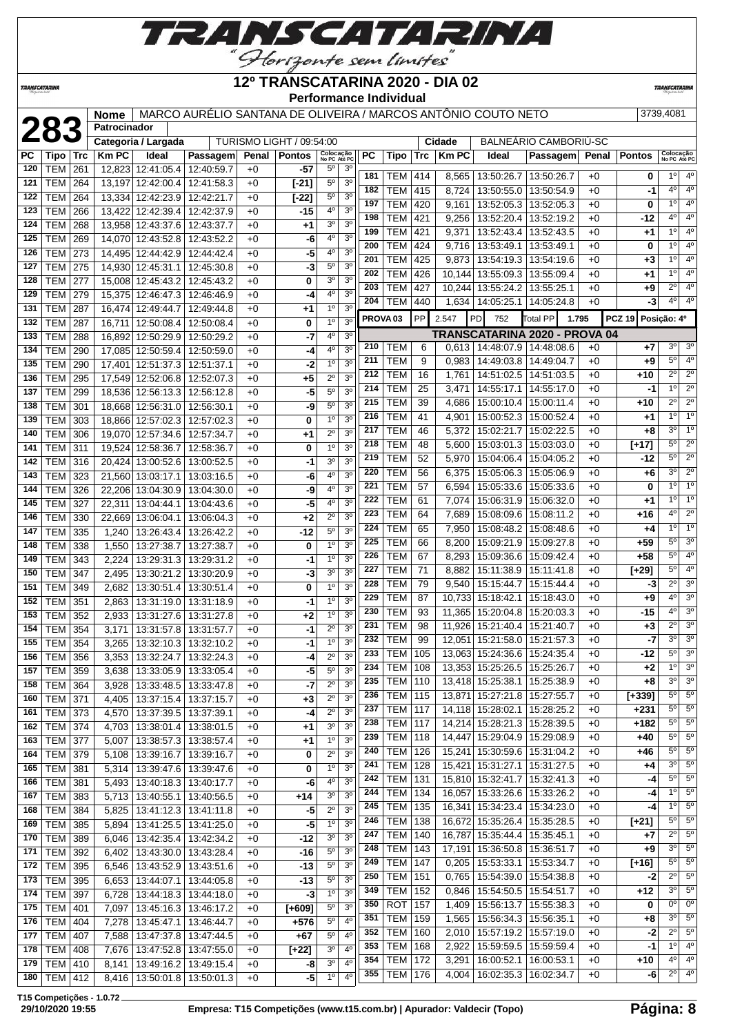# 12º TRANSCATARINA 2020 - DIA 02

**Performance Individual**

| 283 | Nome | MARCO AURÉLIO SANTANA DE OLIVEIRA / MARCOS ANTÔNIO COUTO NETO | 3739,4081 |
|---|---|---|---|
| | Patrocinador | | |
| | Categoria / Largada | TURISMO LIGHT / 09:54:00 | Cidade: BALNEÁRIO CAMBORIÚ-SC |

| PC | Tipo | Trc | Km PC | Ideal | Passagem | Penal | Pontos | Colocação No PC | Colocação Até PC |
|---|---|---|---|---|---|---|---|---|---|
| 120 | TEM | 261 | 12,823 | 12:41:05.4 | 12:40:59.7 | +0 | -57 | 5º | 3º |
| 121 | TEM | 264 | 13,197 | 12:42:00.4 | 12:41:58.3 | +0 | [-21] | 5º | 3º |
| 122 | TEM | 264 | 13,334 | 12:42:23.9 | 12:42:21.7 | +0 | [-22] | 5º | 3º |
| 123 | TEM | 266 | 13,422 | 12:42:39.4 | 12:42:37.9 | +0 | -15 | 4º | 3º |
| 124 | TEM | 268 | 13,958 | 12:43:37.6 | 12:43:37.7 | +0 | +1 | 3º | 3º |
| 125 | TEM | 269 | 14,070 | 12:43:52.8 | 12:43:52.2 | +0 | -6 | 4º | 3º |
| 126 | TEM | 273 | 14,495 | 12:44:42.9 | 12:44:42.4 | +0 | -5 | 4º | 3º |
| 127 | TEM | 275 | 14,930 | 12:45:31.1 | 12:45:30.8 | +0 | -3 | 5º | 3º |
| 128 | TEM | 277 | 15,008 | 12:45:43.2 | 12:45:43.2 | +0 | 0 | 3º | 3º |
| 129 | TEM | 279 | 15,375 | 12:46:47.3 | 12:46:46.9 | +0 | -4 | 4º | 3º |
| 131 | TEM | 287 | 16,474 | 12:49:44.7 | 12:49:44.8 | +0 | +1 | 1º | 3º |
| 132 | TEM | 287 | 16,711 | 12:50:08.4 | 12:50:08.4 | +0 | 0 | 1º | 3º |
| 133 | TEM | 288 | 16,892 | 12:50:29.9 | 12:50:29.2 | +0 | -7 | 4º | 3º |
| 134 | TEM | 290 | 17,085 | 12:50:59.4 | 12:50:59.0 | +0 | -4 | 4º | 3º |
| 135 | TEM | 290 | 17,401 | 12:51:37.3 | 12:51:37.1 | +0 | -2 | 1º | 3º |
| 136 | TEM | 295 | 17,549 | 12:52:06.8 | 12:52:07.3 | +0 | +5 | 2º | 3º |
| 137 | TEM | 299 | 18,536 | 12:56:13.3 | 12:56:12.8 | +0 | -5 | 5º | 3º |
| 138 | TEM | 301 | 18,668 | 12:56:31.0 | 12:56:30.1 | +0 | -9 | 5º | 3º |
| 139 | TEM | 303 | 18,866 | 12:57:02.3 | 12:57:02.3 | +0 | 0 | 1º | 3º |
| 140 | TEM | 306 | 19,070 | 12:57:34.6 | 12:57:34.7 | +0 | +1 | 2º | 3º |
| 141 | TEM | 311 | 19,524 | 12:58:36.7 | 12:58:36.7 | +0 | 0 | 1º | 3º |
| 142 | TEM | 316 | 20,424 | 13:00:52.6 | 13:00:52.5 | +0 | -1 | 3º | 3º |
| 143 | TEM | 323 | 21,560 | 13:03:17.1 | 13:03:16.5 | +0 | -6 | 4º | 3º |
| 144 | TEM | 326 | 22,206 | 13:04:30.9 | 13:04:30.0 | +0 | -9 | 4º | 3º |
| 145 | TEM | 327 | 22,311 | 13:04:44.1 | 13:04:43.6 | +0 | -5 | 4º | 3º |
| 146 | TEM | 330 | 22,669 | 13:06:04.1 | 13:06:04.3 | +0 | +2 | 2º | 3º |
| 147 | TEM | 335 | 1,240 | 13:26:43.4 | 13:26:42.2 | +0 | -12 | 5º | 3º |
| 148 | TEM | 338 | 1,550 | 13:27:38.7 | 13:27:38.7 | +0 | 0 | 1º | 3º |
| 149 | TEM | 343 | 2,224 | 13:29:31.3 | 13:29:31.2 | +0 | -1 | 1º | 3º |
| 150 | TEM | 347 | 2,495 | 13:30:21.2 | 13:30:20.9 | +0 | -3 | 3º | 3º |
| 151 | TEM | 349 | 2,682 | 13:30:51.4 | 13:30:51.4 | +0 | 0 | 1º | 3º |
| 152 | TEM | 351 | 2,863 | 13:31:19.0 | 13:31:18.9 | +0 | -1 | 1º | 3º |
| 153 | TEM | 352 | 2,933 | 13:31:27.6 | 13:31:27.8 | +0 | +2 | 1º | 3º |
| 154 | TEM | 354 | 3,171 | 13:31:57.8 | 13:31:57.7 | +0 | -1 | 2º | 3º |
| 155 | TEM | 354 | 3,265 | 13:32:10.3 | 13:32:10.2 | +0 | -1 | 1º | 3º |
| 156 | TEM | 356 | 3,353 | 13:32:24.7 | 13:32:24.3 | +0 | -4 | 2º | 3º |
| 157 | TEM | 359 | 3,638 | 13:33:05.9 | 13:33:05.4 | +0 | -5 | 5º | 3º |
| 158 | TEM | 364 | 3,928 | 13:33:48.5 | 13:33:47.8 | +0 | -7 | 2º | 3º |
| 160 | TEM | 371 | 4,405 | 13:37:15.4 | 13:37:15.7 | +0 | +3 | 2º | 3º |
| 161 | TEM | 373 | 4,570 | 13:37:39.5 | 13:37:39.1 | +0 | -4 | 2º | 3º |
| 162 | TEM | 374 | 4,703 | 13:38:01.4 | 13:38:01.5 | +0 | +1 | 3º | 3º |
| 163 | TEM | 377 | 5,007 | 13:38:57.3 | 13:38:57.4 | +0 | +1 | 1º | 3º |
| 164 | TEM | 379 | 5,108 | 13:39:16.7 | 13:39:16.7 | +0 | 0 | 2º | 3º |
| 165 | TEM | 381 | 5,314 | 13:39:47.6 | 13:39:47.6 | +0 | 0 | 1º | 3º |
| 166 | TEM | 381 | 5,493 | 13:40:18.3 | 13:40:17.7 | +0 | -6 | 4º | 3º |
| 167 | TEM | 383 | 5,713 | 13:40:55.1 | 13:40:56.5 | +0 | +14 | 3º | 3º |
| 168 | TEM | 384 | 5,825 | 13:41:12.3 | 13:41:11.8 | +0 | -5 | 2º | 3º |
| 169 | TEM | 385 | 5,894 | 13:41:25.5 | 13:41:25.0 | +0 | -5 | 1º | 3º |
| 170 | TEM | 389 | 6,046 | 13:42:35.4 | 13:42:34.2 | +0 | -12 | 3º | 3º |
| 171 | TEM | 392 | 6,402 | 13:43:30.0 | 13:43:28.4 | +0 | -16 | 5º | 3º |
| 172 | TEM | 395 | 6,546 | 13:43:52.9 | 13:43:51.6 | +0 | -13 | 5º | 3º |
| 173 | TEM | 395 | 6,653 | 13:44:07.1 | 13:44:05.8 | +0 | -13 | 5º | 3º |
| 174 | TEM | 397 | 6,728 | 13:44:18.3 | 13:44:18.0 | +0 | -3 | 1º | 3º |
| 175 | TEM | 401 | 7,097 | 13:45:16.3 | 13:46:17.2 | +0 | [+609] | 5º | 3º |
| 176 | TEM | 404 | 7,278 | 13:45:47.1 | 13:46:44.7 | +0 | +576 | 5º | 4º |
| 177 | TEM | 407 | 7,588 | 13:47:37.8 | 13:47:44.5 | +0 | +67 | 5º | 4º |
| 178 | TEM | 408 | 7,676 | 13:47:52.8 | 13:47:55.0 | +0 | [+22] | 3º | 4º |
| 179 | TEM | 410 | 8,141 | 13:49:16.2 | 13:49:15.4 | +0 | -8 | 3º | 4º |
| 180 | TEM | 412 | 8,416 | 13:50:01.8 | 13:50:01.3 | +0 | -5 | 1º | 4º |
| 181 | TEM | 414 | 8,565 | 13:50:26.7 | 13:50:26.7 | +0 | 0 | 1º | 4º |
| 182 | TEM | 415 | 8,724 | 13:50:55.0 | 13:50:54.9 | +0 | -1 | 4º | 4º |
| 197 | TEM | 420 | 9,161 | 13:52:05.3 | 13:52:05.3 | +0 | 0 | 1º | 4º |
| 198 | TEM | 421 | 9,256 | 13:52:20.4 | 13:52:19.2 | +0 | -12 | 4º | 4º |
| 199 | TEM | 421 | 9,371 | 13:52:43.4 | 13:52:43.5 | +0 | +1 | 1º | 4º |
| 200 | TEM | 424 | 9,716 | 13:53:49.1 | 13:53:49.1 | +0 | 0 | 1º | 4º |
| 201 | TEM | 425 | 9,873 | 13:54:19.3 | 13:54:19.6 | +0 | +3 | 1º | 4º |
| 202 | TEM | 426 | 10,144 | 13:55:09.3 | 13:55:09.4 | +0 | +1 | 1º | 4º |
| 203 | TEM | 427 | 10,244 | 13:55:24.2 | 13:55:25.1 | +0 | +9 | 2º | 4º |
| 204 | TEM | 440 | 1,634 | 14:05:25.1 | 14:05:24.8 | +0 | -3 | 4º | 4º |

PROVA 03 | PP 2.547 | PD 752 | Total PP 1.795 | PCZ 19 | Posição: 4º

## TRANSCATARINA 2020 - PROVA 04

| PC | Tipo | Trc | Km PC | Ideal | Passagem | Penal | Pontos | Colocação No PC | Colocação Até PC |
|---|---|---|---|---|---|---|---|---|---|
| 210 | TEM | 6 | 0,613 | 14:48:07.9 | 14:48:08.6 | +0 | +7 | 3º | 3º |
| 211 | TEM | 9 | 0,983 | 14:49:03.8 | 14:49:04.7 | +0 | +9 | 5º | 4º |
| 212 | TEM | 16 | 1,761 | 14:51:02.5 | 14:51:03.5 | +0 | +10 | 2º | 2º |
| 214 | TEM | 25 | 3,471 | 14:55:17.1 | 14:55:17.0 | +0 | -1 | 1º | 2º |
| 215 | TEM | 39 | 4,686 | 15:00:10.4 | 15:00:11.4 | +0 | +10 | 2º | 2º |
| 216 | TEM | 41 | 4,901 | 15:00:52.3 | 15:00:52.4 | +0 | +1 | 1º | 1º |
| 217 | TEM | 46 | 5,372 | 15:02:21.7 | 15:02:22.5 | +0 | +8 | 3º | 1º |
| 218 | TEM | 48 | 5,600 | 15:03:01.3 | 15:03:03.0 | +0 | [+17] | 5º | 2º |
| 219 | TEM | 52 | 5,970 | 15:04:06.4 | 15:04:05.2 | +0 | -12 | 5º | 2º |
| 220 | TEM | 56 | 6,375 | 15:05:06.3 | 15:05:06.9 | +0 | +6 | 3º | 2º |
| 221 | TEM | 57 | 6,594 | 15:05:33.6 | 15:05:33.6 | +0 | 0 | 1º | 1º |
| 222 | TEM | 61 | 7,074 | 15:06:31.9 | 15:06:32.0 | +0 | +1 | 1º | 1º |
| 223 | TEM | 64 | 7,689 | 15:08:09.6 | 15:08:11.2 | +0 | +16 | 4º | 2º |
| 224 | TEM | 65 | 7,950 | 15:08:48.2 | 15:08:48.6 | +0 | +4 | 1º | 1º |
| 225 | TEM | 66 | 8,200 | 15:09:21.9 | 15:09:27.8 | +0 | +59 | 5º | 3º |
| 226 | TEM | 67 | 8,293 | 15:09:36.6 | 15:09:42.4 | +0 | +58 | 5º | 4º |
| 227 | TEM | 71 | 8,882 | 15:11:38.9 | 15:11:41.8 | +0 | [+29] | 5º | 4º |
| 228 | TEM | 79 | 9,540 | 15:15:44.7 | 15:15:44.4 | +0 | -3 | 2º | 3º |
| 229 | TEM | 87 | 10,733 | 15:18:42.1 | 15:18:43.0 | +0 | +9 | 4º | 3º |
| 230 | TEM | 93 | 11,365 | 15:20:04.8 | 15:20:03.3 | +0 | -15 | 4º | 3º |
| 231 | TEM | 98 | 11,926 | 15:21:40.4 | 15:21:40.7 | +0 | +3 | 2º | 3º |
| 232 | TEM | 99 | 12,051 | 15:21:58.0 | 15:21:57.3 | +0 | -7 | 3º | 3º |
| 233 | TEM | 105 | 13,063 | 15:24:36.6 | 15:24:35.4 | +0 | -12 | 5º | 3º |
| 234 | TEM | 108 | 13,353 | 15:25:26.5 | 15:25:26.7 | +0 | +2 | 1º | 3º |
| 235 | TEM | 110 | 13,418 | 15:25:38.1 | 15:25:38.9 | +0 | +8 | 3º | 3º |
| 236 | TEM | 115 | 13,871 | 15:27:21.8 | 15:27:55.7 | +0 | [+339] | 5º | 5º |
| 237 | TEM | 117 | 14,118 | 15:28:02.1 | 15:28:25.2 | +0 | +231 | 5º | 5º |
| 238 | TEM | 117 | 14,214 | 15:28:21.3 | 15:28:39.5 | +0 | +182 | 5º | 5º |
| 239 | TEM | 118 | 14,447 | 15:29:04.9 | 15:29:08.9 | +0 | +40 | 5º | 5º |
| 240 | TEM | 126 | 15,241 | 15:30:59.6 | 15:31:04.2 | +0 | +46 | 5º | 5º |
| 241 | TEM | 128 | 15,421 | 15:31:27.1 | 15:31:27.5 | +0 | +4 | 3º | 5º |
| 242 | TEM | 131 | 15,810 | 15:32:41.7 | 15:32:41.3 | +0 | -4 | 5º | 5º |
| 244 | TEM | 134 | 16,057 | 15:33:26.6 | 15:33:26.2 | +0 | -4 | 1º | 5º |
| 245 | TEM | 135 | 16,341 | 15:34:23.4 | 15:34:23.0 | +0 | -4 | 1º | 5º |
| 246 | TEM | 138 | 16,672 | 15:35:26.4 | 15:35:28.5 | +0 | [+21] | 5º | 5º |
| 247 | TEM | 140 | 16,787 | 15:35:44.4 | 15:35:45.1 | +0 | +7 | 2º | 5º |
| 248 | TEM | 143 | 17,191 | 15:36:50.8 | 15:36:51.7 | +0 | +9 | 3º | 5º |
| 249 | TEM | 147 | 0,205 | 15:53:33.1 | 15:53:34.7 | +0 | [+16] | 5º | 5º |
| 250 | TEM | 151 | 0,765 | 15:54:39.0 | 15:54:38.8 | +0 | -2 | 2º | 5º |
| 349 | TEM | 152 | 0,846 | 15:54:50.5 | 15:54:51.7 | +0 | +12 | 3º | 5º |
| 350 | ROT | 157 | 1,409 | 15:56:13.7 | 15:55:38.3 | +0 | 0 | 0º | 0º |
| 351 | TEM | 159 | 1,565 | 15:56:34.3 | 15:56:35.1 | +0 | +8 | 3º | 5º |
| 352 | TEM | 160 | 2,010 | 15:57:19.2 | 15:57:19.0 | +0 | -2 | 2º | 5º |
| 353 | TEM | 168 | 2,922 | 15:59:59.5 | 15:59:59.4 | +0 | -1 | 1º | 4º |
| 354 | TEM | 172 | 3,291 | 16:00:52.1 | 16:00:53.1 | +0 | +10 | 4º | 4º |
| 355 | TEM | 176 | 4,004 | 16:02:35.3 | 16:02:34.7 | +0 | -6 | 2º | 4º |

T15 Competições - 1.0.72
29/10/2020 19:55 — Empresa: T15 Competições (www.t15.com.br) | Apurador: Valdecir (Topo)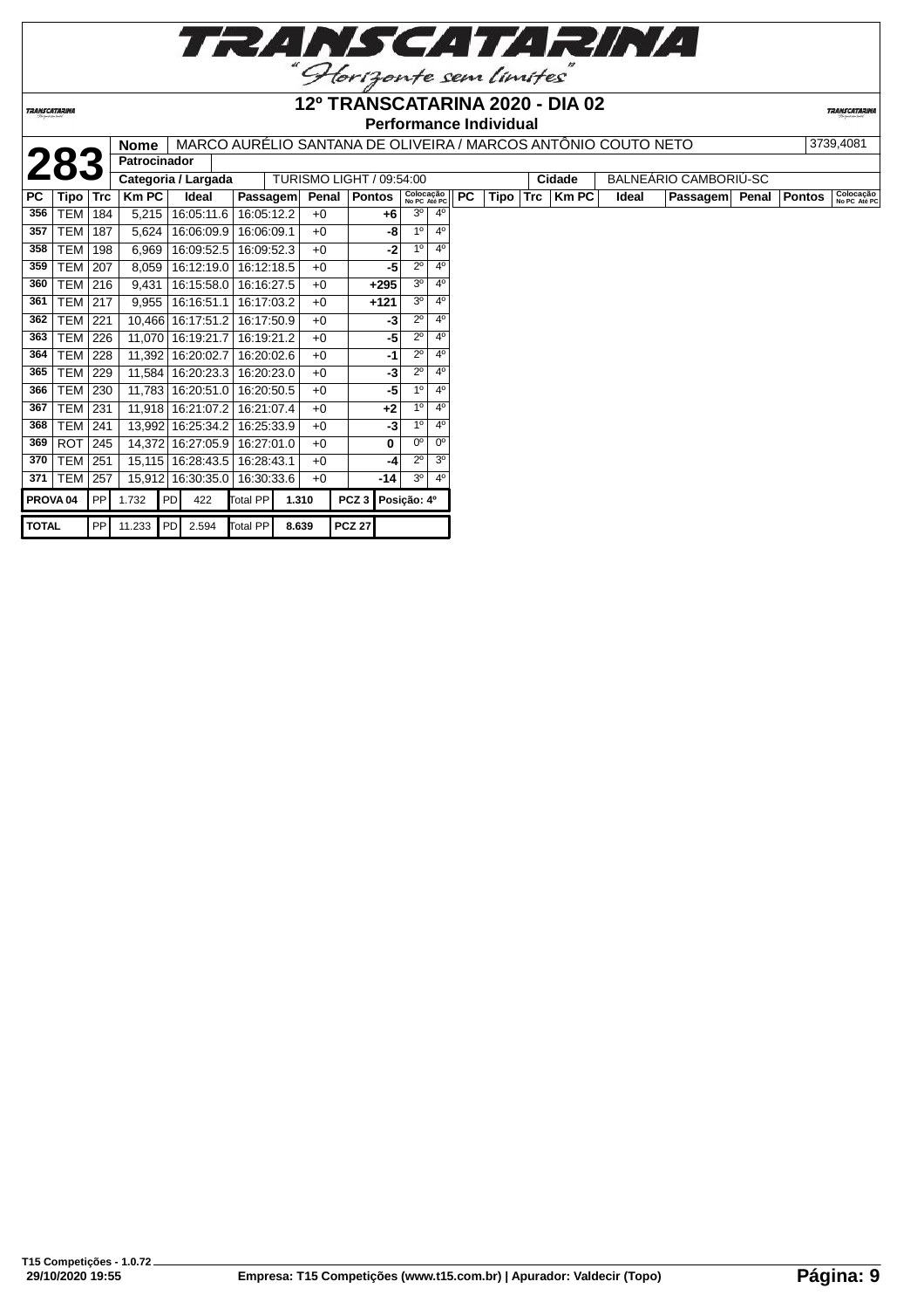# 12º TRANSCATARINA 2020 - DIA 02

## Performance Individual

| 283 | Nome | MARCO AURÉLIO SANTANA DE OLIVEIRA / MARCOS ANTÔNIO COUTO NETO | 3739,4081 |
|---|---|---|---|
| | Patrocinador | | |
| | Categoria / Largada | TURISMO LIGHT / 09:54:00 | Cidade: BALNEÁRIO CAMBORIÚ-SC |

| PC | Tipo | Trc | Km PC | Ideal | Passagem | Penal | Pontos | Colocação No PC | Colocação Até PC |
|---|---|---|---|---|---|---|---|---|---|
| 356 | TEM | 184 | 5,215 | 16:05:11.6 | 16:05:12.2 | +0 | +6 | 3º | 4º |
| 357 | TEM | 187 | 5,624 | 16:06:09.9 | 16:06:09.1 | +0 | -8 | 1º | 4º |
| 358 | TEM | 198 | 6,969 | 16:09:52.5 | 16:09:52.3 | +0 | -2 | 1º | 4º |
| 359 | TEM | 207 | 8,059 | 16:12:19.0 | 16:12:18.5 | +0 | -5 | 2º | 4º |
| 360 | TEM | 216 | 9,431 | 16:15:58.0 | 16:16:27.5 | +0 | +295 | 3º | 4º |
| 361 | TEM | 217 | 9,955 | 16:16:51.1 | 16:17:03.2 | +0 | +121 | 3º | 4º |
| 362 | TEM | 221 | 10,466 | 16:17:51.2 | 16:17:50.9 | +0 | -3 | 2º | 4º |
| 363 | TEM | 226 | 11,070 | 16:19:21.7 | 16:19:21.2 | +0 | -5 | 2º | 4º |
| 364 | TEM | 228 | 11,392 | 16:20:02.7 | 16:20:02.6 | +0 | -1 | 2º | 4º |
| 365 | TEM | 229 | 11,584 | 16:20:23.3 | 16:20:23.0 | +0 | -3 | 2º | 4º |
| 366 | TEM | 230 | 11,783 | 16:20:51.0 | 16:20:50.5 | +0 | -5 | 1º | 4º |
| 367 | TEM | 231 | 11,918 | 16:21:07.2 | 16:21:07.4 | +0 | +2 | 1º | 4º |
| 368 | TEM | 241 | 13,992 | 16:25:34.2 | 16:25:33.9 | +0 | -3 | 1º | 4º |
| 369 | ROT | 245 | 14,372 | 16:27:05.9 | 16:27:01.0 | +0 | 0 | 0º | 0º |
| 370 | TEM | 251 | 15,115 | 16:28:43.5 | 16:28:43.1 | +0 | -4 | 2º | 3º |
| 371 | TEM | 257 | 15,912 | 16:30:35.0 | 16:30:33.6 | +0 | -14 | 3º | 4º |

| PROVA 04 | PP 1.732 | PD 422 | Total PP 1.310 | PCZ 3 | Posição: 4º |
|---|---|---|---|---|---|
| TOTAL | PP 11.233 | PD 2.594 | Total PP 8.639 | PCZ 27 | |

T15 Competições - 1.0.72
29/10/2020 19:55
Empresa: T15 Competições (www.t15.com.br) | Apurador: Valdecir (Topo)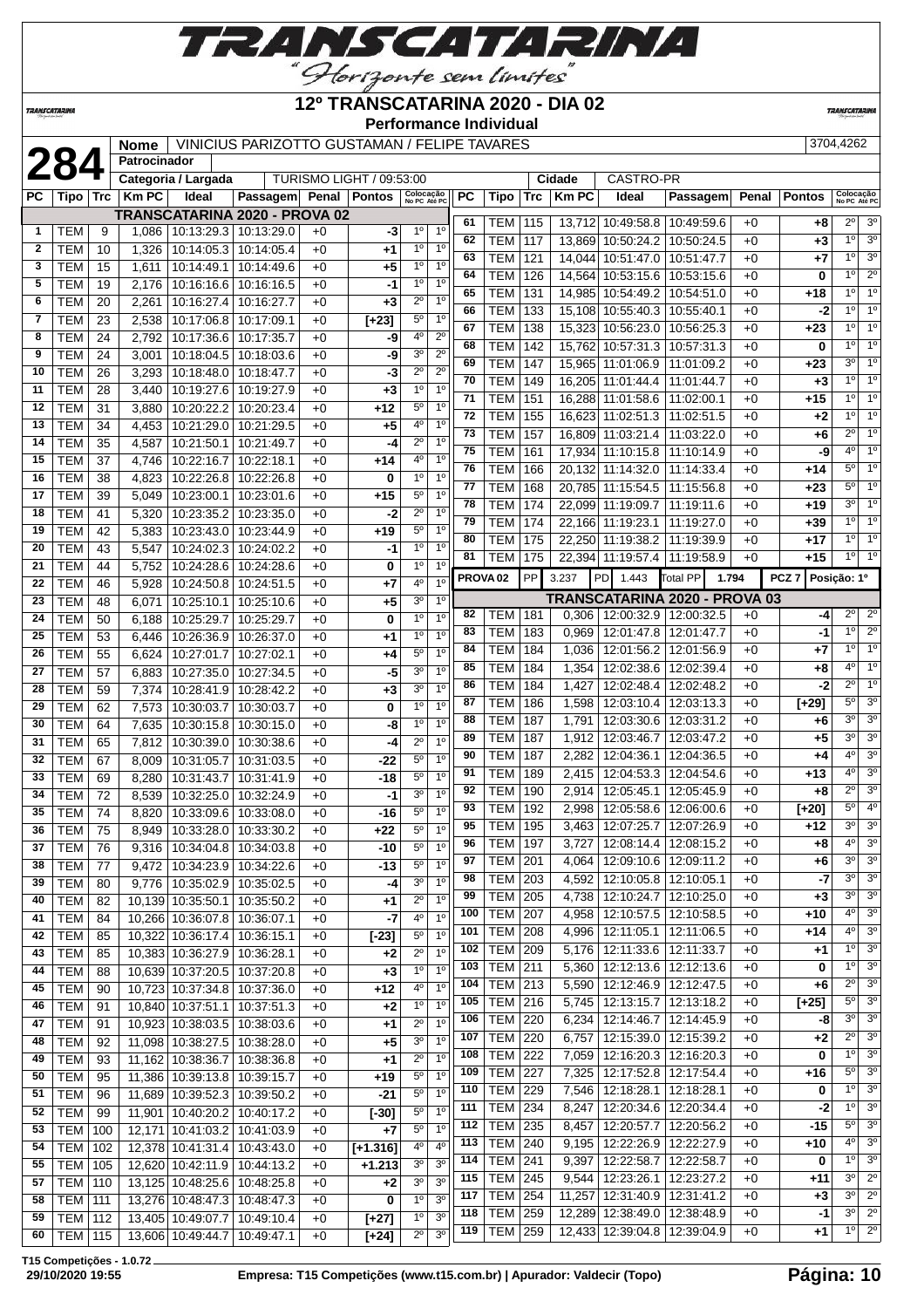# 12º TRANSCATARINA 2020 - DIA 02

**Performance Individual**

| | | | |
|---|---|---|---|
| **284** | Nome | VINICIUS PARIZOTTO GUSTAMAN / FELIPE TAVARES | 3704,4262 |
| | Patrocinador | | |
| | Categoria / Largada | TURISMO LIGHT / 09:53:00 | Cidade: CASTRO-PR |

| PC | Tipo | Trc | Km PC | Ideal | Passagem | Penal | Pontos | Colocação No PC | Colocação Até PC |
|---|---|---|---|---|---|---|---|---|---|
| **TRANSCATARINA 2020 - PROVA 02** | | | | | | | | | |
| 1 | TEM | 9 | 1,086 | 10:13:29.3 | 10:13:29.0 | +0 | -3 | 1º | 1º |
| 2 | TEM | 10 | 1,326 | 10:14:05.3 | 10:14:05.4 | +0 | +1 | 1º | 1º |
| 3 | TEM | 15 | 1,611 | 10:14:49.1 | 10:14:49.6 | +0 | +5 | 1º | 1º |
| 5 | TEM | 19 | 2,176 | 10:16:16.6 | 10:16:16.5 | +0 | -1 | 1º | 1º |
| 6 | TEM | 20 | 2,261 | 10:16:27.4 | 10:16:27.7 | +0 | +3 | 2º | 1º |
| 7 | TEM | 23 | 2,538 | 10:17:06.8 | 10:17:09.1 | +0 | [+23] | 5º | 1º |
| 8 | TEM | 24 | 2,792 | 10:17:36.6 | 10:17:35.7 | +0 | -9 | 4º | 2º |
| 9 | TEM | 24 | 3,001 | 10:18:04.5 | 10:18:03.6 | +0 | -9 | 3º | 2º |
| 10 | TEM | 26 | 3,293 | 10:18:48.0 | 10:18:47.7 | +0 | -3 | 2º | 2º |
| 11 | TEM | 28 | 3,440 | 10:19:27.6 | 10:19:27.9 | +0 | +3 | 1º | 1º |
| 12 | TEM | 31 | 3,880 | 10:20:22.2 | 10:20:23.4 | +0 | +12 | 5º | 1º |
| 13 | TEM | 34 | 4,453 | 10:21:29.0 | 10:21:29.5 | +0 | +5 | 4º | 1º |
| 14 | TEM | 35 | 4,587 | 10:21:50.1 | 10:21:49.7 | +0 | -4 | 2º | 1º |
| 15 | TEM | 37 | 4,746 | 10:22:16.7 | 10:22:18.1 | +0 | +14 | 4º | 1º |
| 16 | TEM | 38 | 4,823 | 10:22:26.8 | 10:22:26.8 | +0 | 0 | 1º | 1º |
| 17 | TEM | 39 | 5,049 | 10:23:00.1 | 10:23:01.6 | +0 | +15 | 5º | 1º |
| 18 | TEM | 41 | 5,320 | 10:23:35.2 | 10:23:35.0 | +0 | -2 | 2º | 1º |
| 19 | TEM | 42 | 5,383 | 10:23:43.0 | 10:23:44.9 | +0 | +19 | 5º | 1º |
| 20 | TEM | 43 | 5,547 | 10:24:02.3 | 10:24:02.2 | +0 | -1 | 1º | 1º |
| 21 | TEM | 44 | 5,752 | 10:24:28.6 | 10:24:28.6 | +0 | 0 | 1º | 1º |
| 22 | TEM | 46 | 5,928 | 10:24:50.8 | 10:24:51.5 | +0 | +7 | 4º | 1º |
| 23 | TEM | 48 | 6,071 | 10:25:10.1 | 10:25:10.6 | +0 | +5 | 3º | 1º |
| 24 | TEM | 50 | 6,188 | 10:25:29.7 | 10:25:29.7 | +0 | 0 | 1º | 1º |
| 25 | TEM | 53 | 6,446 | 10:26:36.9 | 10:26:37.0 | +0 | +1 | 1º | 1º |
| 26 | TEM | 55 | 6,624 | 10:27:01.7 | 10:27:02.1 | +0 | +4 | 5º | 1º |
| 27 | TEM | 57 | 6,883 | 10:27:35.0 | 10:27:34.5 | +0 | -5 | 3º | 1º |
| 28 | TEM | 59 | 7,374 | 10:28:41.9 | 10:28:42.2 | +0 | +3 | 3º | 1º |
| 29 | TEM | 62 | 7,573 | 10:30:03.7 | 10:30:03.7 | +0 | 0 | 1º | 1º |
| 30 | TEM | 64 | 7,635 | 10:30:15.8 | 10:30:15.0 | +0 | -8 | 1º | 1º |
| 31 | TEM | 65 | 7,812 | 10:30:39.0 | 10:30:38.6 | +0 | -4 | 2º | 1º |
| 32 | TEM | 67 | 8,009 | 10:31:05.7 | 10:31:03.5 | +0 | -22 | 5º | 1º |
| 33 | TEM | 69 | 8,280 | 10:31:43.7 | 10:31:41.9 | +0 | -18 | 5º | 1º |
| 34 | TEM | 72 | 8,539 | 10:32:25.0 | 10:32:24.9 | +0 | -1 | 3º | 1º |
| 35 | TEM | 74 | 8,820 | 10:33:09.6 | 10:33:08.0 | +0 | -16 | 5º | 1º |
| 36 | TEM | 75 | 8,949 | 10:33:28.0 | 10:33:30.2 | +0 | +22 | 5º | 1º |
| 37 | TEM | 76 | 9,316 | 10:34:04.8 | 10:34:03.8 | +0 | -10 | 5º | 1º |
| 38 | TEM | 77 | 9,472 | 10:34:23.9 | 10:34:22.6 | +0 | -13 | 5º | 1º |
| 39 | TEM | 80 | 9,776 | 10:35:02.9 | 10:35:02.5 | +0 | -4 | 3º | 1º |
| 40 | TEM | 82 | 10,139 | 10:35:50.1 | 10:35:50.2 | +0 | +1 | 2º | 1º |
| 41 | TEM | 84 | 10,266 | 10:36:07.8 | 10:36:07.1 | +0 | -7 | 4º | 1º |
| 42 | TEM | 85 | 10,322 | 10:36:17.4 | 10:36:15.1 | +0 | [-23] | 5º | 1º |
| 43 | TEM | 85 | 10,383 | 10:36:27.9 | 10:36:28.1 | +0 | +2 | 2º | 1º |
| 44 | TEM | 88 | 10,639 | 10:37:20.5 | 10:37:20.8 | +0 | +3 | 1º | 1º |
| 45 | TEM | 90 | 10,723 | 10:37:34.8 | 10:37:36.0 | +0 | +12 | 4º | 1º |
| 46 | TEM | 91 | 10,840 | 10:37:51.1 | 10:37:51.3 | +0 | +2 | 1º | 1º |
| 47 | TEM | 91 | 10,923 | 10:38:03.5 | 10:38:03.6 | +0 | +1 | 2º | 1º |
| 48 | TEM | 92 | 11,098 | 10:38:27.5 | 10:38:28.0 | +0 | +5 | 3º | 1º |
| 49 | TEM | 93 | 11,162 | 10:38:36.7 | 10:38:36.8 | +0 | +1 | 2º | 1º |
| 50 | TEM | 95 | 11,386 | 10:39:13.8 | 10:39:15.7 | +0 | +19 | 5º | 1º |
| 51 | TEM | 96 | 11,689 | 10:39:52.3 | 10:39:50.2 | +0 | -21 | 5º | 1º |
| 52 | TEM | 99 | 11,901 | 10:40:20.2 | 10:40:17.2 | +0 | [-30] | 5º | 1º |
| 53 | TEM | 100 | 12,171 | 10:41:03.2 | 10:41:03.9 | +0 | +7 | 5º | 1º |
| 54 | TEM | 102 | 12,378 | 10:41:31.4 | 10:43:40.0 | +0 | [+1.316] | 4º | 4º |
| 55 | TEM | 105 | 12,620 | 10:42:11.9 | 10:44:13.2 | +0 | +1.213 | 3º | 3º |
| 57 | TEM | 110 | 13,125 | 10:48:25.6 | 10:48:25.8 | +0 | +2 | 3º | 3º |
| 58 | TEM | 111 | 13,276 | 10:48:47.3 | 10:48:47.3 | +0 | 0 | 1º | 3º |
| 59 | TEM | 112 | 13,405 | 10:49:07.7 | 10:49:10.4 | +0 | [+27] | 1º | 3º |
| 60 | TEM | 115 | 13,606 | 10:49:44.7 | 10:49:47.1 | +0 | [+24] | 2º | 3º |
| 61 | TEM | 115 | 13,712 | 10:49:58.8 | 10:49:59.6 | +0 | +8 | 2º | 3º |
| 62 | TEM | 117 | 13,869 | 10:50:24.2 | 10:50:24.5 | +0 | +3 | 1º | 3º |
| 63 | TEM | 121 | 14,044 | 10:51:47.0 | 10:51:47.7 | +0 | +7 | 1º | 3º |
| 64 | TEM | 126 | 14,564 | 10:53:15.6 | 10:53:15.6 | +0 | 0 | 1º | 2º |
| 65 | TEM | 131 | 14,985 | 10:54:49.2 | 10:54:51.0 | +0 | +18 | 1º | 1º |
| 66 | TEM | 133 | 15,108 | 10:55:40.3 | 10:55:40.1 | +0 | -2 | 1º | 1º |
| 67 | TEM | 138 | 15,323 | 10:56:23.0 | 10:56:25.3 | +0 | +23 | 1º | 1º |
| 68 | TEM | 142 | 15,762 | 10:57:31.3 | 10:57:31.3 | +0 | 0 | 1º | 1º |
| 69 | TEM | 147 | 15,965 | 11:01:06.9 | 11:01:09.2 | +0 | +23 | 3º | 1º |
| 70 | TEM | 149 | 16,205 | 11:01:44.4 | 11:01:44.7 | +0 | +3 | 1º | 1º |
| 71 | TEM | 151 | 16,288 | 11:01:58.6 | 11:02:00.1 | +0 | +15 | 1º | 1º |
| 72 | TEM | 155 | 16,623 | 11:02:51.3 | 11:02:51.5 | +0 | +2 | 1º | 1º |
| 73 | TEM | 157 | 16,809 | 11:03:21.4 | 11:03:22.0 | +0 | +6 | 2º | 1º |
| 75 | TEM | 161 | 17,934 | 11:10:15.8 | 11:10:14.9 | +0 | -9 | 4º | 1º |
| 76 | TEM | 166 | 20,132 | 11:14:32.0 | 11:14:33.4 | +0 | +14 | 5º | 1º |
| 77 | TEM | 168 | 20,785 | 11:15:54.5 | 11:15:56.8 | +0 | +23 | 5º | 1º |
| 78 | TEM | 174 | 22,099 | 11:19:09.7 | 11:19:11.6 | +0 | +19 | 3º | 1º |
| 79 | TEM | 174 | 22,166 | 11:19:23.1 | 11:19:27.0 | +0 | +39 | 1º | 1º |
| 80 | TEM | 175 | 22,250 | 11:19:38.2 | 11:19:39.9 | +0 | +17 | 1º | 1º |
| 81 | TEM | 175 | 22,394 | 11:19:57.4 | 11:19:58.9 | +0 | +15 | 1º | 1º |
| PROVA 02 | PP | 3.237 | PD 1.443 | Total PP 1.794 | | | PCZ 7 | Posição: 1º | |
| **TRANSCATARINA 2020 - PROVA 03** | | | | | | | | | |
| 82 | TEM | 181 | 0,306 | 12:00:32.9 | 12:00:32.5 | +0 | -4 | 2º | 2º |
| 83 | TEM | 183 | 0,969 | 12:01:47.8 | 12:01:47.7 | +0 | -1 | 1º | 2º |
| 84 | TEM | 184 | 1,036 | 12:01:56.2 | 12:01:56.9 | +0 | +7 | 1º | 1º |
| 85 | TEM | 184 | 1,354 | 12:02:38.6 | 12:02:39.4 | +0 | +8 | 4º | 1º |
| 86 | TEM | 184 | 1,427 | 12:02:48.4 | 12:02:48.2 | +0 | -2 | 2º | 1º |
| 87 | TEM | 186 | 1,598 | 12:03:10.4 | 12:03:13.3 | +0 | [+29] | 5º | 3º |
| 88 | TEM | 187 | 1,791 | 12:03:30.6 | 12:03:31.2 | +0 | +6 | 3º | 3º |
| 89 | TEM | 187 | 1,912 | 12:03:46.7 | 12:03:47.2 | +0 | +5 | 3º | 3º |
| 90 | TEM | 187 | 2,282 | 12:04:36.1 | 12:04:36.5 | +0 | +4 | 4º | 3º |
| 91 | TEM | 189 | 2,415 | 12:04:53.3 | 12:04:54.6 | +0 | +13 | 4º | 3º |
| 92 | TEM | 190 | 2,914 | 12:05:45.1 | 12:05:45.9 | +0 | +8 | 2º | 3º |
| 93 | TEM | 192 | 2,998 | 12:05:58.6 | 12:06:00.6 | +0 | [+20] | 5º | 4º |
| 95 | TEM | 195 | 3,463 | 12:07:25.7 | 12:07:26.9 | +0 | +12 | 3º | 3º |
| 96 | TEM | 197 | 3,727 | 12:08:14.4 | 12:08:15.2 | +0 | +8 | 4º | 3º |
| 97 | TEM | 201 | 4,064 | 12:09:10.6 | 12:09:11.2 | +0 | +6 | 3º | 3º |
| 98 | TEM | 203 | 4,592 | 12:10:05.8 | 12:10:05.1 | +0 | -7 | 3º | 3º |
| 99 | TEM | 205 | 4,738 | 12:10:24.7 | 12:10:25.0 | +0 | +3 | 3º | 3º |
| 100 | TEM | 207 | 4,958 | 12:10:57.5 | 12:10:58.5 | +0 | +10 | 4º | 3º |
| 101 | TEM | 208 | 4,996 | 12:11:05.1 | 12:11:06.5 | +0 | +14 | 4º | 3º |
| 102 | TEM | 209 | 5,176 | 12:11:33.6 | 12:11:33.7 | +0 | +1 | 1º | 3º |
| 103 | TEM | 211 | 5,360 | 12:12:13.6 | 12:12:13.6 | +0 | 0 | 1º | 3º |
| 104 | TEM | 213 | 5,590 | 12:12:46.9 | 12:12:47.5 | +0 | +6 | 2º | 3º |
| 105 | TEM | 216 | 5,745 | 12:13:15.7 | 12:13:18.2 | +0 | [+25] | 5º | 3º |
| 106 | TEM | 220 | 6,234 | 12:14:46.7 | 12:14:45.9 | +0 | -8 | 3º | 3º |
| 107 | TEM | 220 | 6,757 | 12:15:39.0 | 12:15:39.2 | +0 | +2 | 2º | 3º |
| 108 | TEM | 222 | 7,059 | 12:16:20.3 | 12:16:20.3 | +0 | 0 | 1º | 3º |
| 109 | TEM | 227 | 7,325 | 12:17:52.8 | 12:17:54.4 | +0 | +16 | 5º | 3º |
| 110 | TEM | 229 | 7,546 | 12:18:28.1 | 12:18:28.1 | +0 | 0 | 1º | 3º |
| 111 | TEM | 234 | 8,247 | 12:20:34.6 | 12:20:34.4 | +0 | -2 | 1º | 3º |
| 112 | TEM | 235 | 8,457 | 12:20:57.7 | 12:20:56.2 | +0 | -15 | 5º | 3º |
| 113 | TEM | 240 | 9,195 | 12:22:26.9 | 12:22:27.9 | +0 | +10 | 4º | 3º |
| 114 | TEM | 241 | 9,397 | 12:22:58.7 | 12:22:58.7 | +0 | 0 | 1º | 3º |
| 115 | TEM | 245 | 9,544 | 12:23:26.1 | 12:23:27.2 | +0 | +11 | 3º | 2º |
| 117 | TEM | 254 | 11,257 | 12:31:40.9 | 12:31:41.2 | +0 | +3 | 3º | 2º |
| 118 | TEM | 259 | 12,289 | 12:38:49.0 | 12:38:48.9 | +0 | -1 | 3º | 2º |
| 119 | TEM | 259 | 12,433 | 12:39:04.8 | 12:39:04.9 | +0 | +1 | 1º | 2º |

T15 Competições - 1.0.72
29/10/2020 19:55 — Empresa: T15 Competições (www.t15.com.br) | Apurador: Valdecir (Topo)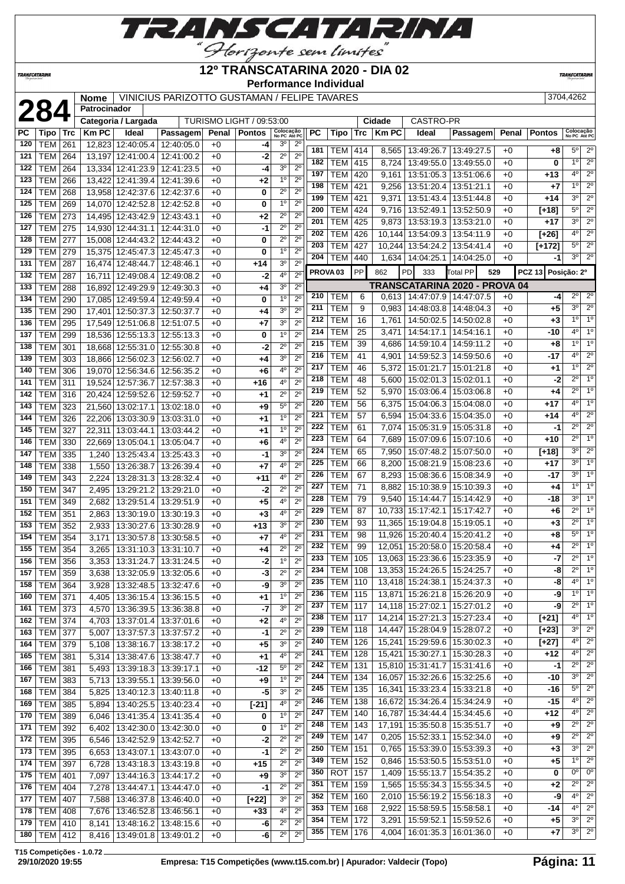# 12º TRANSCATARINA 2020 - DIA 02

**Performance Individual**

**284**

| Nome | VINICIUS PARIZOTTO GUSTAMAN / FELIPE TAVARES | 3704,4262 |
|---|---|---|
| Patrocinador | | |
| Categoria / Largada | TURISMO LIGHT / 09:53:00 | Cidade: CASTRO-PR |

| PC | Tipo | Trc | Km PC | Ideal | Passagem | Penal | Pontos | Colocação No PC | Colocação Até PC |
|---|---|---|---|---|---|---|---|---|---|
| 120 | TEM | 261 | 12,823 | 12:40:05.4 | 12:40:05.0 | +0 | -4 | 3º | 2º |
| 121 | TEM | 264 | 13,197 | 12:41:00.4 | 12:41:00.2 | +0 | -2 | 2º | 2º |
| 122 | TEM | 264 | 13,334 | 12:41:23.9 | 12:41:23.5 | +0 | -4 | 3º | 2º |
| 123 | TEM | 266 | 13,422 | 12:41:39.4 | 12:41:39.6 | +0 | +2 | 1º | 2º |
| 124 | TEM | 268 | 13,958 | 12:42:37.6 | 12:42:37.6 | +0 | 0 | 2º | 2º |
| 125 | TEM | 269 | 14,070 | 12:42:52.8 | 12:42:52.8 | +0 | 0 | 1º | 2º |
| 126 | TEM | 273 | 14,495 | 12:43:42.9 | 12:43:43.1 | +0 | +2 | 2º | 2º |
| 127 | TEM | 275 | 14,930 | 12:44:31.1 | 12:44:31.0 | +0 | -1 | 2º | 2º |
| 128 | TEM | 277 | 15,008 | 12:44:43.2 | 12:44:43.2 | +0 | 0 | 2º | 2º |
| 129 | TEM | 279 | 15,375 | 12:45:47.3 | 12:45:47.3 | +0 | 0 | 1º | 2º |
| 131 | TEM | 287 | 16,474 | 12:48:44.7 | 12:48:46.1 | +0 | +14 | 3º | 2º |
| 132 | TEM | 287 | 16,711 | 12:49:08.4 | 12:49:08.2 | +0 | -2 | 4º | 2º |
| 133 | TEM | 288 | 16,892 | 12:49:29.9 | 12:49:30.3 | +0 | +4 | 3º | 2º |
| 134 | TEM | 290 | 17,085 | 12:49:59.4 | 12:49:59.4 | +0 | 0 | 1º | 2º |
| 135 | TEM | 290 | 17,401 | 12:50:37.3 | 12:50:37.7 | +0 | +4 | 3º | 2º |
| 136 | TEM | 295 | 17,549 | 12:51:06.8 | 12:51:07.5 | +0 | +7 | 3º | 2º |
| 137 | TEM | 299 | 18,536 | 12:55:13.3 | 12:55:13.3 | +0 | 0 | 1º | 2º |
| 138 | TEM | 301 | 18,668 | 12:55:31.0 | 12:55:30.8 | +0 | -2 | 2º | 2º |
| 139 | TEM | 303 | 18,866 | 12:56:02.3 | 12:56:02.7 | +0 | +4 | 3º | 2º |
| 140 | TEM | 306 | 19,070 | 12:56:34.6 | 12:56:35.2 | +0 | +6 | 4º | 2º |
| 141 | TEM | 311 | 19,524 | 12:57:36.7 | 12:57:38.3 | +0 | +16 | 4º | 2º |
| 142 | TEM | 316 | 20,424 | 12:59:52.6 | 12:59:52.7 | +0 | +1 | 2º | 2º |
| 143 | TEM | 323 | 21,560 | 13:02:17.1 | 13:02:18.0 | +0 | +9 | 5º | 2º |
| 144 | TEM | 326 | 22,206 | 13:03:30.9 | 13:03:31.0 | +0 | +1 | 1º | 2º |
| 145 | TEM | 327 | 22,311 | 13:03:44.1 | 13:03:44.2 | +0 | +1 | 1º | 2º |
| 146 | TEM | 330 | 22,669 | 13:05:04.1 | 13:05:04.7 | +0 | +6 | 4º | 2º |
| 147 | TEM | 335 | 1,240 | 13:25:43.4 | 13:25:43.3 | +0 | -1 | 3º | 2º |
| 148 | TEM | 338 | 1,550 | 13:26:38.7 | 13:26:39.4 | +0 | +7 | 4º | 2º |
| 149 | TEM | 343 | 2,224 | 13:28:31.3 | 13:28:32.4 | +0 | +11 | 4º | 2º |
| 150 | TEM | 347 | 2,495 | 13:29:21.2 | 13:29:21.0 | +0 | -2 | 2º | 2º |
| 151 | TEM | 349 | 2,682 | 13:29:51.4 | 13:29:51.9 | +0 | +5 | 4º | 2º |
| 152 | TEM | 351 | 2,863 | 13:30:19.0 | 13:30:19.3 | +0 | +3 | 4º | 2º |
| 153 | TEM | 352 | 2,933 | 13:30:27.6 | 13:30:28.9 | +0 | +13 | 3º | 2º |
| 154 | TEM | 354 | 3,171 | 13:30:57.8 | 13:30:58.5 | +0 | +7 | 4º | 2º |
| 155 | TEM | 354 | 3,265 | 13:31:10.3 | 13:31:10.7 | +0 | +4 | 2º | 2º |
| 156 | TEM | 356 | 3,353 | 13:31:24.7 | 13:31:24.5 | +0 | -2 | 1º | 2º |
| 157 | TEM | 359 | 3,638 | 13:32:05.9 | 13:32:05.6 | +0 | -3 | 2º | 2º |
| 158 | TEM | 364 | 3,928 | 13:32:48.5 | 13:32:47.6 | +0 | -9 | 3º | 2º |
| 160 | TEM | 371 | 4,405 | 13:36:15.4 | 13:36:15.5 | +0 | +1 | 1º | 2º |
| 161 | TEM | 373 | 4,570 | 13:36:39.5 | 13:36:38.8 | +0 | -7 | 3º | 2º |
| 162 | TEM | 374 | 4,703 | 13:37:01.4 | 13:37:01.6 | +0 | +2 | 4º | 2º |
| 163 | TEM | 377 | 5,007 | 13:37:57.3 | 13:37:57.2 | +0 | -1 | 2º | 2º |
| 164 | TEM | 379 | 5,108 | 13:38:16.7 | 13:38:17.2 | +0 | +5 | 3º | 2º |
| 165 | TEM | 381 | 5,314 | 13:38:47.6 | 13:38:47.7 | +0 | +1 | 4º | 2º |
| 166 | TEM | 381 | 5,493 | 13:39:18.3 | 13:39:17.1 | +0 | -12 | 5º | 2º |
| 167 | TEM | 383 | 5,713 | 13:39:55.1 | 13:39:56.0 | +0 | +9 | 1º | 2º |
| 168 | TEM | 384 | 5,825 | 13:40:12.3 | 13:40:11.8 | +0 | -5 | 3º | 2º |
| 169 | TEM | 385 | 5,894 | 13:40:25.5 | 13:40:23.4 | +0 | [-21] | 4º | 2º |
| 170 | TEM | 389 | 6,046 | 13:41:35.4 | 13:41:35.4 | +0 | 0 | 1º | 2º |
| 171 | TEM | 392 | 6,402 | 13:42:30.0 | 13:42:30.0 | +0 | 0 | 1º | 2º |
| 172 | TEM | 395 | 6,546 | 13:42:52.9 | 13:42:52.7 | +0 | -2 | 2º | 2º |
| 173 | TEM | 395 | 6,653 | 13:43:07.1 | 13:43:07.0 | +0 | -1 | 2º | 2º |
| 174 | TEM | 397 | 6,728 | 13:43:18.3 | 13:43:19.8 | +0 | +15 | 2º | 2º |
| 175 | TEM | 401 | 7,097 | 13:44:16.3 | 13:44:17.2 | +0 | +9 | 3º | 2º |
| 176 | TEM | 404 | 7,278 | 13:44:47.1 | 13:44:47.0 | +0 | -1 | 2º | 2º |
| 177 | TEM | 407 | 7,588 | 13:46:37.8 | 13:46:40.0 | +0 | [+22] | 3º | 2º |
| 178 | TEM | 408 | 7,676 | 13:46:52.8 | 13:46:56.1 | +0 | +33 | 4º | 2º |
| 179 | TEM | 410 | 8,141 | 13:48:16.2 | 13:48:15.6 | +0 | -6 | 2º | 2º |
| 180 | TEM | 412 | 8,416 | 13:49:01.8 | 13:49:01.2 | +0 | -6 | 2º | 2º |
| 181 | TEM | 414 | 8,565 | 13:49:26.7 | 13:49:27.5 | +0 | +8 | 5º | 2º |
| 182 | TEM | 415 | 8,724 | 13:49:55.0 | 13:49:55.0 | +0 | 0 | 1º | 2º |
| 197 | TEM | 420 | 9,161 | 13:51:05.3 | 13:51:06.6 | +0 | +13 | 4º | 2º |
| 198 | TEM | 421 | 9,256 | 13:51:20.4 | 13:51:21.1 | +0 | +7 | 1º | 2º |
| 199 | TEM | 421 | 9,371 | 13:51:43.4 | 13:51:44.8 | +0 | +14 | 3º | 2º |
| 200 | TEM | 424 | 9,716 | 13:52:49.1 | 13:52:50.9 | +0 | [+18] | 5º | 2º |
| 201 | TEM | 425 | 9,873 | 13:53:19.3 | 13:53:21.0 | +0 | +17 | 3º | 2º |
| 202 | TEM | 426 | 10,144 | 13:54:09.3 | 13:54:11.9 | +0 | [+26] | 4º | 2º |
| 203 | TEM | 427 | 10,244 | 13:54:24.2 | 13:54:41.4 | +0 | [+172] | 5º | 2º |
| 204 | TEM | 440 | 1,634 | 14:04:25.1 | 14:04:25.0 | +0 | -1 | 3º | 2º |

**PROVA 03** | PP 862 | PD 333 | Total PP 529 | PCZ 13 | Posição: 2º

## TRANSCATARINA 2020 - PROVA 04

| PC | Tipo | Trc | Km PC | Ideal | Passagem | Penal | Pontos | Colocação No PC | Colocação Até PC |
|---|---|---|---|---|---|---|---|---|---|
| 210 | TEM | 6 | 0,613 | 14:47:07.9 | 14:47:07.5 | +0 | -4 | 2º | 2º |
| 211 | TEM | 9 | 0,983 | 14:48:03.8 | 14:48:04.3 | +0 | +5 | 3º | 2º |
| 212 | TEM | 16 | 1,761 | 14:50:02.5 | 14:50:02.8 | +0 | +3 | 1º | 1º |
| 214 | TEM | 25 | 3,471 | 14:54:17.1 | 14:54:16.1 | +0 | -10 | 4º | 1º |
| 215 | TEM | 39 | 4,686 | 14:59:10.4 | 14:59:11.2 | +0 | +8 | 1º | 1º |
| 216 | TEM | 41 | 4,901 | 14:59:52.3 | 14:59:50.6 | +0 | -17 | 4º | 2º |
| 217 | TEM | 46 | 5,372 | 15:01:21.7 | 15:01:21.8 | +0 | +1 | 1º | 2º |
| 218 | TEM | 48 | 5,600 | 15:02:01.3 | 15:02:01.1 | +0 | -2 | 2º | 1º |
| 219 | TEM | 52 | 5,970 | 15:03:06.4 | 15:03:06.8 | +0 | +4 | 2º | 1º |
| 220 | TEM | 56 | 6,375 | 15:04:06.3 | 15:04:08.0 | +0 | +17 | 4º | 1º |
| 221 | TEM | 57 | 6,594 | 15:04:33.6 | 15:04:35.0 | +0 | +14 | 4º | 2º |
| 222 | TEM | 61 | 7,074 | 15:05:31.9 | 15:05:31.8 | +0 | -1 | 2º | 2º |
| 223 | TEM | 64 | 7,689 | 15:07:09.6 | 15:07:10.6 | +0 | +10 | 2º | 1º |
| 224 | TEM | 65 | 7,950 | 15:07:48.2 | 15:07:50.0 | +0 | [+18] | 3º | 2º |
| 225 | TEM | 66 | 8,200 | 15:08:21.9 | 15:08:23.6 | +0 | +17 | 3º | 1º |
| 226 | TEM | 67 | 8,293 | 15:08:36.6 | 15:08:34.9 | +0 | -17 | 3º | 1º |
| 227 | TEM | 71 | 8,882 | 15:10:38.9 | 15:10:39.3 | +0 | +4 | 1º | 1º |
| 228 | TEM | 79 | 9,540 | 15:14:44.7 | 15:14:42.9 | +0 | -18 | 3º | 1º |
| 229 | TEM | 87 | 10,733 | 15:17:42.1 | 15:17:42.7 | +0 | +6 | 2º | 1º |
| 230 | TEM | 93 | 11,365 | 15:19:04.8 | 15:19:05.1 | +0 | +3 | 2º | 1º |
| 231 | TEM | 98 | 11,926 | 15:20:40.4 | 15:20:41.2 | +0 | +8 | 5º | 1º |
| 232 | TEM | 99 | 12,051 | 15:20:58.0 | 15:20:58.4 | +0 | +4 | 2º | 1º |
| 233 | TEM | 105 | 13,063 | 15:23:36.6 | 15:23:35.9 | +0 | -7 | 2º | 1º |
| 234 | TEM | 108 | 13,353 | 15:24:26.5 | 15:24:25.7 | +0 | -8 | 2º | 1º |
| 235 | TEM | 110 | 13,418 | 15:24:38.1 | 15:24:37.3 | +0 | -8 | 4º | 1º |
| 236 | TEM | 115 | 13,871 | 15:26:21.8 | 15:26:20.9 | +0 | -9 | 1º | 1º |
| 237 | TEM | 117 | 14,118 | 15:27:02.1 | 15:27:01.2 | +0 | -9 | 2º | 1º |
| 238 | TEM | 117 | 14,214 | 15:27:21.3 | 15:27:23.4 | +0 | [+21] | 4º | 1º |
| 239 | TEM | 118 | 14,447 | 15:28:04.9 | 15:28:07.2 | +0 | [+23] | 3º | 2º |
| 240 | TEM | 126 | 15,241 | 15:29:59.6 | 15:30:02.3 | +0 | [+27] | 4º | 2º |
| 241 | TEM | 128 | 15,421 | 15:30:27.1 | 15:30:28.3 | +0 | +12 | 4º | 2º |
| 242 | TEM | 131 | 15,810 | 15:31:41.7 | 15:31:41.6 | +0 | -1 | 2º | 2º |
| 244 | TEM | 134 | 16,057 | 15:32:26.6 | 15:32:25.6 | +0 | -10 | 3º | 2º |
| 245 | TEM | 135 | 16,341 | 15:33:23.4 | 15:33:21.8 | +0 | -16 | 5º | 2º |
| 246 | TEM | 138 | 16,672 | 15:34:26.4 | 15:34:24.9 | +0 | -15 | 4º | 2º |
| 247 | TEM | 140 | 16,787 | 15:34:44.4 | 15:34:45.6 | +0 | +12 | 4º | 2º |
| 248 | TEM | 143 | 17,191 | 15:35:50.8 | 15:35:51.7 | +0 | +9 | 2º | 2º |
| 249 | TEM | 147 | 0,205 | 15:52:33.1 | 15:52:34.0 | +0 | +9 | 2º | 2º |
| 250 | TEM | 151 | 0,765 | 15:53:39.0 | 15:53:39.3 | +0 | +3 | 3º | 2º |
| 349 | TEM | 152 | 0,846 | 15:53:50.5 | 15:53:51.0 | +0 | +5 | 1º | 2º |
| 350 | ROT | 157 | 1,409 | 15:55:13.7 | 15:54:35.2 | +0 | 0 | 0º | 0º |
| 351 | TEM | 159 | 1,565 | 15:55:34.3 | 15:55:34.5 | +0 | +2 | 2º | 2º |
| 352 | TEM | 160 | 2,010 | 15:56:19.2 | 15:56:18.3 | +0 | -9 | 4º | 2º |
| 353 | TEM | 168 | 2,922 | 15:58:59.5 | 15:58:58.1 | +0 | -14 | 4º | 2º |
| 354 | TEM | 172 | 3,291 | 15:59:52.1 | 15:59:52.6 | +0 | +5 | 3º | 2º |
| 355 | TEM | 176 | 4,004 | 16:01:35.3 | 16:01:36.0 | +0 | +7 | 3º | 2º |

T15 Competições - 1.0.72
29/10/2020 19:55 — Empresa: T15 Competições (www.t15.com.br) | Apurador: Valdecir (Topo)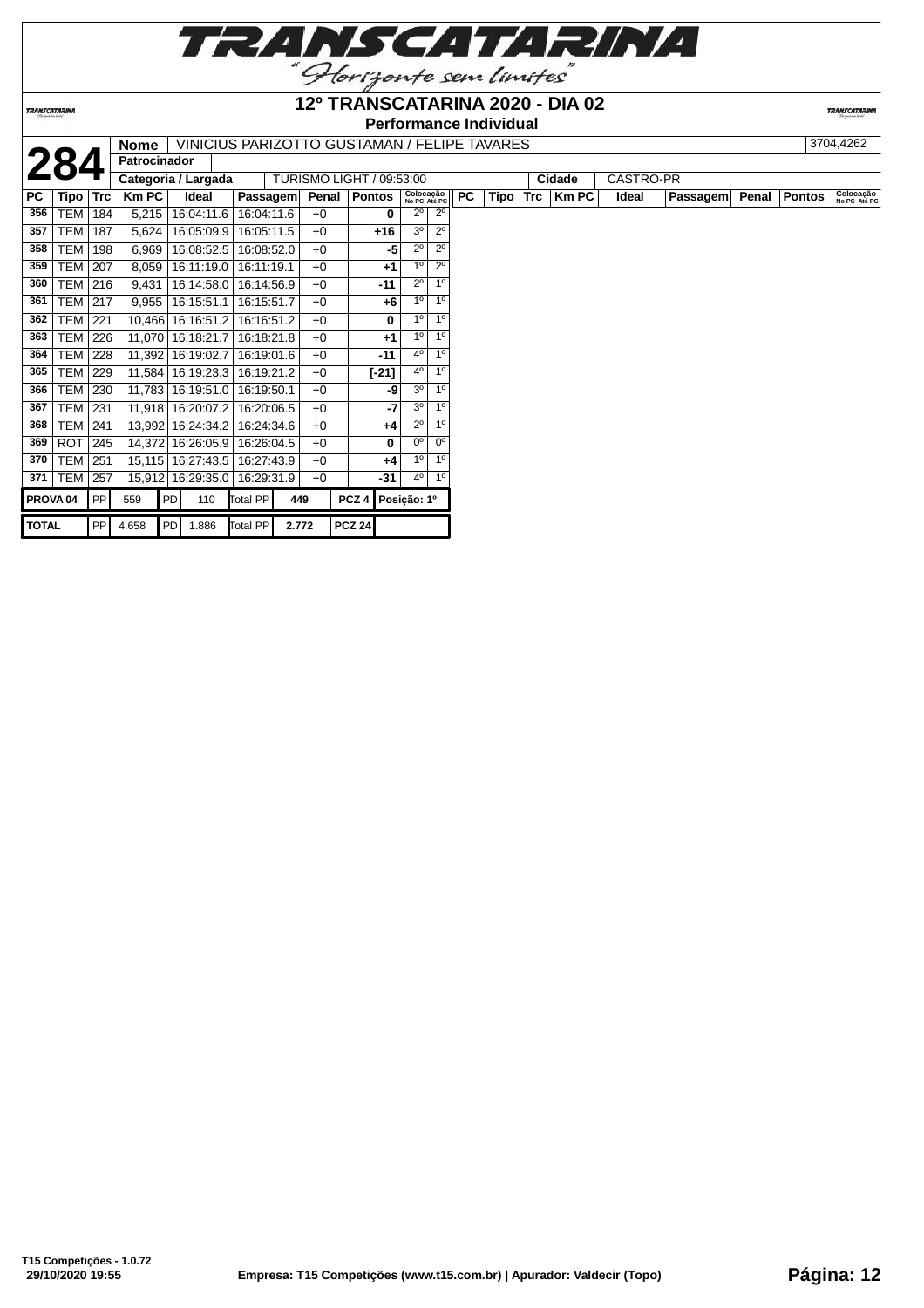# 12º TRANSCATARINA 2020 - DIA 02

## Performance Individual

| **284** | Nome | VINICIUS PARIZOTTO GUSTAMAN / FELIPE TAVARES | 3704,4262 |
|---|---|---|---|
| | Patrocinador | | |
| | Categoria / Largada | TURISMO LIGHT / 09:53:00 | Cidade: CASTRO-PR |

| PC | Tipo | Trc | Km PC | Ideal | Passagem | Penal | Pontos | Colocação No PC | Colocação Até PC |
|---|---|---|---|---|---|---|---|---|---|
| 356 | TEM | 184 | 5,215 | 16:04:11.6 | 16:04:11.6 | +0 | 0 | 2º | 2º |
| 357 | TEM | 187 | 5,624 | 16:05:09.9 | 16:05:11.5 | +0 | +16 | 3º | 2º |
| 358 | TEM | 198 | 6,969 | 16:08:52.5 | 16:08:52.0 | +0 | -5 | 2º | 2º |
| 359 | TEM | 207 | 8,059 | 16:11:19.0 | 16:11:19.1 | +0 | +1 | 1º | 2º |
| 360 | TEM | 216 | 9,431 | 16:14:58.0 | 16:14:56.9 | +0 | -11 | 2º | 1º |
| 361 | TEM | 217 | 9,955 | 16:15:51.1 | 16:15:51.7 | +0 | +6 | 1º | 1º |
| 362 | TEM | 221 | 10,466 | 16:16:51.2 | 16:16:51.2 | +0 | 0 | 1º | 1º |
| 363 | TEM | 226 | 11,070 | 16:18:21.7 | 16:18:21.8 | +0 | +1 | 1º | 1º |
| 364 | TEM | 228 | 11,392 | 16:19:02.7 | 16:19:01.6 | +0 | -11 | 4º | 1º |
| 365 | TEM | 229 | 11,584 | 16:19:23.3 | 16:19:21.2 | +0 | [-21] | 4º | 1º |
| 366 | TEM | 230 | 11,783 | 16:19:51.0 | 16:19:50.1 | +0 | -9 | 3º | 1º |
| 367 | TEM | 231 | 11,918 | 16:20:07.2 | 16:20:06.5 | +0 | -7 | 3º | 1º |
| 368 | TEM | 241 | 13,992 | 16:24:34.2 | 16:24:34.6 | +0 | +4 | 2º | 1º |
| 369 | ROT | 245 | 14,372 | 16:26:05.9 | 16:26:04.5 | +0 | 0 | 0º | 0º |
| 370 | TEM | 251 | 15,115 | 16:27:43.5 | 16:27:43.9 | +0 | +4 | 1º | 1º |
| 371 | TEM | 257 | 15,912 | 16:29:35.0 | 16:29:31.9 | +0 | -31 | 4º | 1º |

| | PP | | PD | | Total PP | | PCZ | |
|---|---|---|---|---|---|---|---|---|
| PROVA 04 | PP | 559 | PD | 110 | Total PP | 449 | PCZ 4 | Posição: 1º |
| TOTAL | PP | 4.658 | PD | 1.886 | Total PP | 2.772 | PCZ 24 | |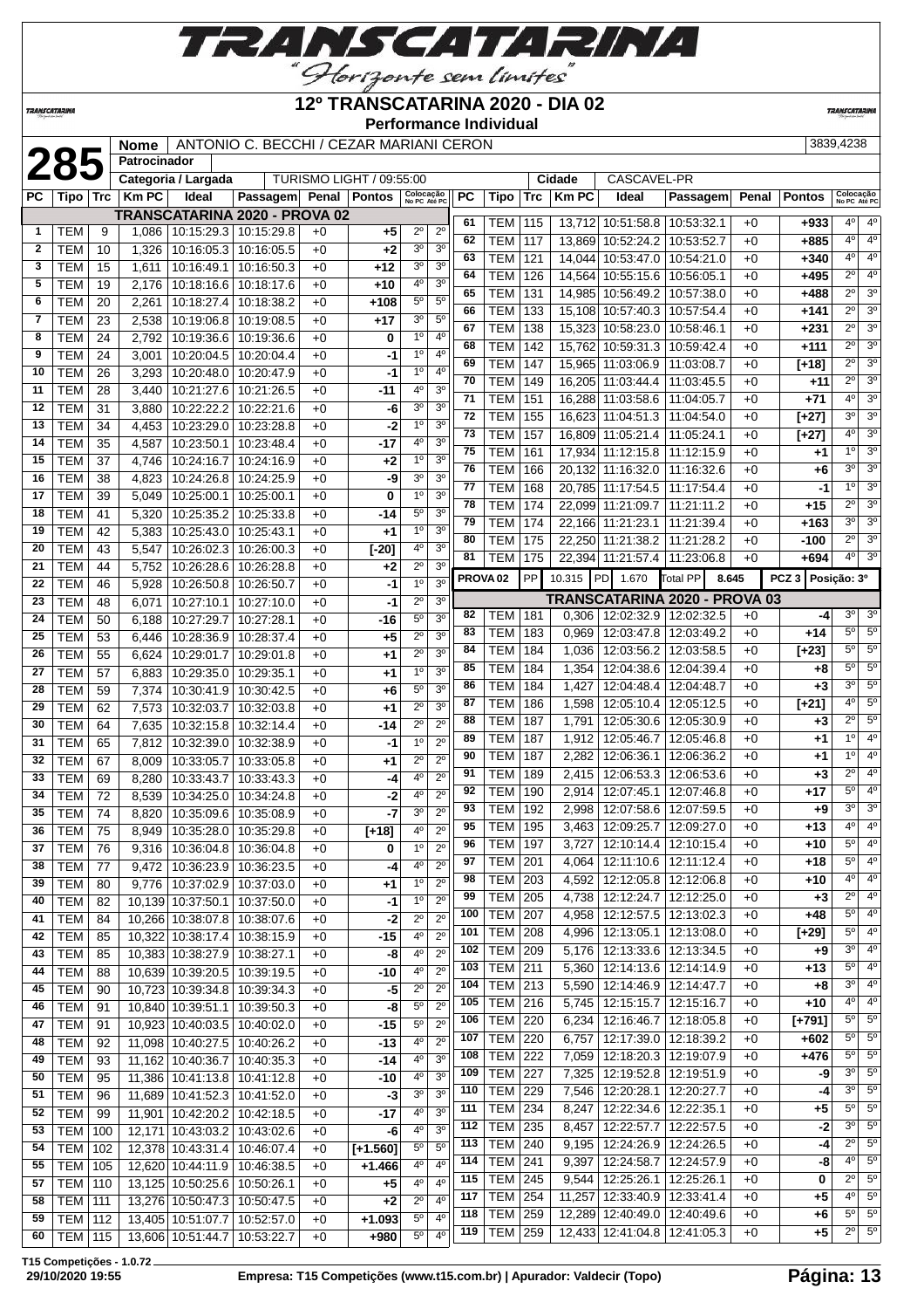# 12º TRANSCATARINA 2020 - DIA 02

**Performance Individual**

**285**

| Nome | ANTONIO C. BECCHI / CEZAR MARIANI CERON | 3839,4238 |
|---|---|---|
| Patrocinador | | |
| Categoria / Largada | TURISMO LIGHT / 09:55:00 | |
| Cidade | CASCAVEL-PR | |

**TRANSCATARINA 2020 - PROVA 02**

| PC | Tipo | Trc | Km PC | Ideal | Passagem | Penal | Pontos | Colocação No PC | Colocação Até PC |
|---|---|---|---|---|---|---|---|---|---|
| 1 | TEM | 9 | 1,086 | 10:15:29.3 | 10:15:29.8 | +0 | +5 | 2º | 2º |
| 2 | TEM | 10 | 1,326 | 10:16:05.3 | 10:16:05.5 | +0 | +2 | 3º | 3º |
| 3 | TEM | 15 | 1,611 | 10:16:49.1 | 10:16:50.3 | +0 | +12 | 3º | 3º |
| 5 | TEM | 19 | 2,176 | 10:18:16.6 | 10:18:17.6 | +0 | +10 | 4º | 3º |
| 6 | TEM | 20 | 2,261 | 10:18:27.4 | 10:18:38.2 | +0 | +108 | 5º | 5º |
| 7 | TEM | 23 | 2,538 | 10:19:06.8 | 10:19:08.5 | +0 | +17 | 3º | 5º |
| 8 | TEM | 24 | 2,792 | 10:19:36.6 | 10:19:36.6 | +0 | 0 | 1º | 4º |
| 9 | TEM | 24 | 3,001 | 10:20:04.5 | 10:20:04.4 | +0 | -1 | 1º | 4º |
| 10 | TEM | 26 | 3,293 | 10:20:48.0 | 10:20:47.9 | +0 | -1 | 1º | 4º |
| 11 | TEM | 28 | 3,440 | 10:21:27.6 | 10:21:26.5 | +0 | -11 | 4º | 3º |
| 12 | TEM | 31 | 3,880 | 10:22:22.2 | 10:22:21.6 | +0 | -6 | 3º | 3º |
| 13 | TEM | 34 | 4,453 | 10:23:29.0 | 10:23:28.8 | +0 | -2 | 1º | 3º |
| 14 | TEM | 35 | 4,587 | 10:23:50.1 | 10:23:48.4 | +0 | -17 | 4º | 3º |
| 15 | TEM | 37 | 4,746 | 10:24:16.7 | 10:24:16.9 | +0 | +2 | 1º | 3º |
| 16 | TEM | 38 | 4,823 | 10:24:26.8 | 10:24:25.9 | +0 | -9 | 3º | 3º |
| 17 | TEM | 39 | 5,049 | 10:25:00.1 | 10:25:00.1 | +0 | 0 | 1º | 3º |
| 18 | TEM | 41 | 5,320 | 10:25:35.2 | 10:25:33.8 | +0 | -14 | 5º | 3º |
| 19 | TEM | 42 | 5,383 | 10:25:43.0 | 10:25:43.1 | +0 | +1 | 1º | 3º |
| 20 | TEM | 43 | 5,547 | 10:26:02.3 | 10:26:00.3 | +0 | [-20] | 4º | 3º |
| 21 | TEM | 44 | 5,752 | 10:26:28.6 | 10:26:28.8 | +0 | +2 | 2º | 3º |
| 22 | TEM | 46 | 5,928 | 10:26:50.8 | 10:26:50.7 | +0 | -1 | 1º | 3º |
| 23 | TEM | 48 | 6,071 | 10:27:10.1 | 10:27:10.0 | +0 | -1 | 2º | 3º |
| 24 | TEM | 50 | 6,188 | 10:27:29.7 | 10:27:28.1 | +0 | -16 | 5º | 3º |
| 25 | TEM | 53 | 6,446 | 10:28:36.9 | 10:28:37.4 | +0 | +5 | 2º | 3º |
| 26 | TEM | 55 | 6,624 | 10:29:01.7 | 10:29:01.8 | +0 | +1 | 2º | 3º |
| 27 | TEM | 57 | 6,883 | 10:29:35.0 | 10:29:35.1 | +0 | +1 | 1º | 3º |
| 28 | TEM | 59 | 7,374 | 10:30:41.9 | 10:30:42.5 | +0 | +6 | 5º | 3º |
| 29 | TEM | 62 | 7,573 | 10:32:03.7 | 10:32:03.8 | +0 | +1 | 2º | 3º |
| 30 | TEM | 64 | 7,635 | 10:32:15.8 | 10:32:14.4 | +0 | -14 | 2º | 2º |
| 31 | TEM | 65 | 7,812 | 10:32:39.0 | 10:32:38.9 | +0 | -1 | 1º | 2º |
| 32 | TEM | 67 | 8,009 | 10:33:05.7 | 10:33:05.8 | +0 | +1 | 2º | 2º |
| 33 | TEM | 69 | 8,280 | 10:33:43.7 | 10:33:43.3 | +0 | -4 | 4º | 2º |
| 34 | TEM | 72 | 8,539 | 10:34:25.0 | 10:34:24.8 | +0 | -2 | 4º | 2º |
| 35 | TEM | 74 | 8,820 | 10:35:09.6 | 10:35:08.9 | +0 | -7 | 3º | 2º |
| 36 | TEM | 75 | 8,949 | 10:35:28.0 | 10:35:29.8 | +0 | [+18] | 4º | 2º |
| 37 | TEM | 76 | 9,316 | 10:36:04.8 | 10:36:04.8 | +0 | 0 | 1º | 2º |
| 38 | TEM | 77 | 9,472 | 10:36:23.9 | 10:36:23.5 | +0 | -4 | 4º | 2º |
| 39 | TEM | 80 | 9,776 | 10:37:02.9 | 10:37:03.0 | +0 | +1 | 1º | 2º |
| 40 | TEM | 82 | 10,139 | 10:37:50.1 | 10:37:50.0 | +0 | -1 | 1º | 2º |
| 41 | TEM | 84 | 10,266 | 10:38:07.8 | 10:38:07.6 | +0 | -2 | 2º | 2º |
| 42 | TEM | 85 | 10,322 | 10:38:17.4 | 10:38:15.9 | +0 | -15 | 4º | 2º |
| 43 | TEM | 85 | 10,383 | 10:38:27.9 | 10:38:27.1 | +0 | -8 | 4º | 2º |
| 44 | TEM | 88 | 10,639 | 10:39:20.5 | 10:39:19.5 | +0 | -10 | 4º | 2º |
| 45 | TEM | 90 | 10,723 | 10:39:34.8 | 10:39:34.3 | +0 | -5 | 2º | 2º |
| 46 | TEM | 91 | 10,840 | 10:39:51.1 | 10:39:50.3 | +0 | -8 | 5º | 2º |
| 47 | TEM | 91 | 10,923 | 10:40:03.5 | 10:40:02.0 | +0 | -15 | 5º | 2º |
| 48 | TEM | 92 | 11,098 | 10:40:27.5 | 10:40:26.2 | +0 | -13 | 4º | 2º |
| 49 | TEM | 93 | 11,162 | 10:40:36.7 | 10:40:35.3 | +0 | -14 | 4º | 3º |
| 50 | TEM | 95 | 11,386 | 10:41:13.8 | 10:41:12.8 | +0 | -10 | 4º | 3º |
| 51 | TEM | 96 | 11,689 | 10:41:52.3 | 10:41:52.0 | +0 | -3 | 3º | 3º |
| 52 | TEM | 99 | 11,901 | 10:42:20.2 | 10:42:18.5 | +0 | -17 | 4º | 3º |
| 53 | TEM | 100 | 12,171 | 10:43:03.2 | 10:43:02.6 | +0 | -6 | 4º | 3º |
| 54 | TEM | 102 | 12,378 | 10:43:31.4 | 10:46:07.4 | +0 | [+1.560] | 5º | 5º |
| 55 | TEM | 105 | 12,620 | 10:44:11.9 | 10:46:38.5 | +0 | +1.466 | 4º | 4º |
| 57 | TEM | 110 | 13,125 | 10:50:25.6 | 10:50:26.1 | +0 | +5 | 4º | 4º |
| 58 | TEM | 111 | 13,276 | 10:50:47.3 | 10:50:47.5 | +0 | +2 | 2º | 4º |
| 59 | TEM | 112 | 13,405 | 10:51:07.7 | 10:52:57.0 | +0 | +1.093 | 5º | 4º |
| 60 | TEM | 115 | 13,606 | 10:51:44.7 | 10:53:22.7 | +0 | +980 | 5º | 4º |
| 61 | TEM | 115 | 13,712 | 10:51:58.8 | 10:53:32.1 | +0 | +933 | 4º | 4º |
| 62 | TEM | 117 | 13,869 | 10:52:24.2 | 10:53:52.7 | +0 | +885 | 4º | 4º |
| 63 | TEM | 121 | 14,044 | 10:53:47.0 | 10:54:21.0 | +0 | +340 | 4º | 4º |
| 64 | TEM | 126 | 14,564 | 10:55:15.6 | 10:56:05.1 | +0 | +495 | 2º | 4º |
| 65 | TEM | 131 | 14,985 | 10:56:49.2 | 10:57:38.0 | +0 | +488 | 2º | 3º |
| 66 | TEM | 133 | 15,108 | 10:57:40.3 | 10:57:54.4 | +0 | +141 | 2º | 3º |
| 67 | TEM | 138 | 15,323 | 10:58:23.0 | 10:58:46.1 | +0 | +231 | 2º | 3º |
| 68 | TEM | 142 | 15,762 | 10:59:31.3 | 10:59:42.4 | +0 | +111 | 2º | 3º |
| 69 | TEM | 147 | 15,965 | 11:03:06.9 | 11:03:08.7 | +0 | [+18] | 2º | 3º |
| 70 | TEM | 149 | 16,205 | 11:03:44.4 | 11:03:45.5 | +0 | +11 | 2º | 3º |
| 71 | TEM | 151 | 16,288 | 11:03:58.0 | 11:04:05.7 | +0 | +71 | 4º | 3º |
| 72 | TEM | 155 | 16,623 | 11:04:51.3 | 11:04:54.0 | +0 | [+27] | 3º | 3º |
| 73 | TEM | 157 | 16,809 | 11:05:21.4 | 11:05:24.1 | +0 | [+27] | 4º | 3º |
| 75 | TEM | 161 | 17,934 | 11:12:15.8 | 11:12:15.9 | +0 | +1 | 1º | 3º |
| 76 | TEM | 166 | 20,132 | 11:16:32.0 | 11:16:32.6 | +0 | +6 | 3º | 3º |
| 77 | TEM | 168 | 20,785 | 11:17:54.5 | 11:17:54.4 | +0 | -1 | 1º | 3º |
| 78 | TEM | 174 | 22,099 | 11:21:09.7 | 11:21:11.2 | +0 | +15 | 2º | 3º |
| 79 | TEM | 174 | 22,166 | 11:21:23.1 | 11:21:39.4 | +0 | +163 | 3º | 3º |
| 80 | TEM | 175 | 22,250 | 11:21:38.2 | 11:21:28.2 | +0 | -100 | 2º | 3º |
| 81 | TEM | 175 | 22,394 | 11:21:57.4 | 11:23:06.8 | +0 | +694 | 4º | 3º |

| PROVA 02 | PP | 10.315 | PD | 1.670 | Total PP | 8.645 | PCZ 3 | Posição: 3º |
|---|---|---|---|---|---|---|---|---|

**TRANSCATARINA 2020 - PROVA 03**

| PC | Tipo | Trc | Km PC | Ideal | Passagem | Penal | Pontos | Colocação No PC | Colocação Até PC |
|---|---|---|---|---|---|---|---|---|---|
| 82 | TEM | 181 | 0,306 | 12:02:32.9 | 12:02:32.5 | +0 | -4 | 3º | 3º |
| 83 | TEM | 183 | 0,969 | 12:03:47.8 | 12:03:49.2 | +0 | +14 | 5º | 5º |
| 84 | TEM | 184 | 1,036 | 12:03:56.2 | 12:03:58.5 | +0 | [+23] | 5º | 5º |
| 85 | TEM | 184 | 1,354 | 12:04:38.6 | 12:04:39.4 | +0 | +8 | 5º | 5º |
| 86 | TEM | 184 | 1,427 | 12:04:48.4 | 12:04:48.7 | +0 | +3 | 3º | 5º |
| 87 | TEM | 186 | 1,598 | 12:05:10.4 | 12:05:12.5 | +0 | [+21] | 4º | 5º |
| 88 | TEM | 187 | 1,791 | 12:05:30.6 | 12:05:30.9 | +0 | +3 | 2º | 5º |
| 89 | TEM | 187 | 1,912 | 12:05:46.7 | 12:05:46.8 | +0 | +1 | 1º | 4º |
| 90 | TEM | 187 | 2,282 | 12:06:36.1 | 12:06:36.2 | +0 | +1 | 1º | 4º |
| 91 | TEM | 189 | 2,415 | 12:06:53.3 | 12:06:53.6 | +0 | +3 | 2º | 4º |
| 92 | TEM | 190 | 2,914 | 12:07:45.1 | 12:07:46.8 | +0 | +17 | 5º | 4º |
| 93 | TEM | 192 | 2,998 | 12:07:58.6 | 12:07:59.5 | +0 | +9 | 3º | 3º |
| 95 | TEM | 195 | 3,463 | 12:09:25.7 | 12:09:27.0 | +0 | +13 | 4º | 4º |
| 96 | TEM | 197 | 3,727 | 12:10:14.4 | 12:10:15.4 | +0 | +10 | 5º | 4º |
| 97 | TEM | 201 | 4,064 | 12:11:10.6 | 12:11:12.4 | +0 | +18 | 5º | 4º |
| 98 | TEM | 203 | 4,592 | 12:12:05.8 | 12:12:06.8 | +0 | +10 | 4º | 4º |
| 99 | TEM | 205 | 4,738 | 12:12:24.7 | 12:12:25.0 | +0 | +3 | 2º | 4º |
| 100 | TEM | 207 | 4,958 | 12:12:57.5 | 12:13:02.3 | +0 | +48 | 5º | 4º |
| 101 | TEM | 208 | 4,996 | 12:13:05.1 | 12:13:08.0 | +0 | [+29] | 5º | 4º |
| 102 | TEM | 209 | 5,176 | 12:13:33.6 | 12:13:34.5 | +0 | +9 | 3º | 4º |
| 103 | TEM | 211 | 5,360 | 12:14:13.6 | 12:14:14.9 | +0 | +13 | 5º | 4º |
| 104 | TEM | 213 | 5,590 | 12:14:46.9 | 12:14:47.7 | +0 | +8 | 3º | 4º |
| 105 | TEM | 216 | 5,745 | 12:15:15.7 | 12:15:16.7 | +0 | +10 | 4º | 4º |
| 106 | TEM | 220 | 6,234 | 12:16:46.7 | 12:18:05.8 | +0 | [+791] | 5º | 5º |
| 107 | TEM | 220 | 6,757 | 12:17:39.0 | 12:18:39.2 | +0 | +602 | 5º | 5º |
| 108 | TEM | 222 | 7,059 | 12:18:20.3 | 12:19:07.9 | +0 | +476 | 5º | 5º |
| 109 | TEM | 227 | 7,325 | 12:19:52.8 | 12:19:51.9 | +0 | -9 | 3º | 5º |
| 110 | TEM | 229 | 7,546 | 12:20:28.1 | 12:20:27.7 | +0 | -4 | 3º | 5º |
| 111 | TEM | 234 | 8,247 | 12:22:34.6 | 12:22:35.1 | +0 | +5 | 5º | 5º |
| 112 | TEM | 235 | 8,457 | 12:22:57.7 | 12:22:57.5 | +0 | -2 | 3º | 5º |
| 113 | TEM | 240 | 9,195 | 12:24:26.9 | 12:24:26.5 | +0 | -4 | 2º | 5º |
| 114 | TEM | 241 | 9,397 | 12:24:58.7 | 12:24:57.9 | +0 | -8 | 4º | 5º |
| 115 | TEM | 245 | 9,544 | 12:25:26.1 | 12:25:26.1 | +0 | 0 | 2º | 5º |
| 117 | TEM | 254 | 11,257 | 12:33:40.9 | 12:33:41.4 | +0 | +5 | 4º | 5º |
| 118 | TEM | 259 | 12,289 | 12:40:49.0 | 12:40:49.6 | +0 | +6 | 5º | 5º |
| 119 | TEM | 259 | 12,433 | 12:41:04.8 | 12:41:05.3 | +0 | +5 | 2º | 5º |

T15 Competições - 1.0.72

29/10/2020 19:55 — Empresa: T15 Competições (www.t15.com.br) | Apurador: Valdecir (Topo)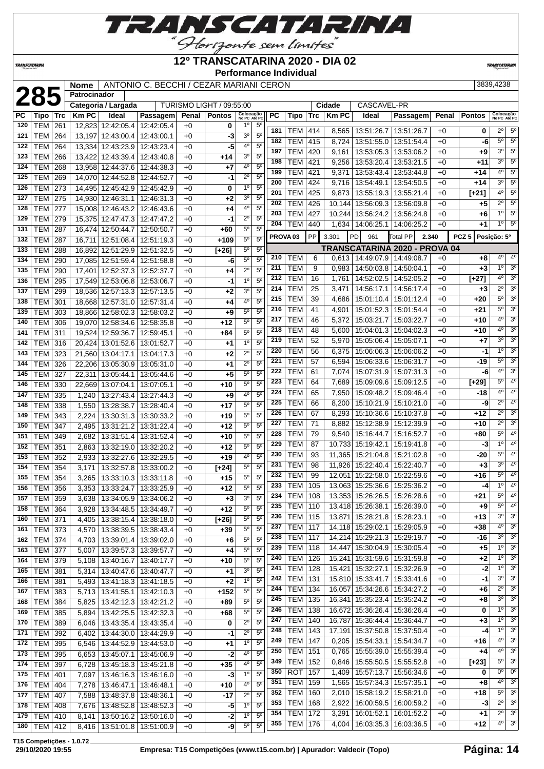# 12º TRANSCATARINA 2020 - DIA 02

**Performance Individual**

| **285** | Nome | ANTONIO C. BECCHI / CEZAR MARIANI CERON | | | 3839,4238 |
|---|---|---|---|---|---|
| | Patrocinador | | | | |
| | Categoria / Largada | TURISMO LIGHT / 09:55:00 | Cidade | CASCAVEL-PR | |

| PC | Tipo | Trc | Km PC | Ideal | Passagem | Penal | Pontos | Colocação No PC | Colocação Até PC |
|---|---|---|---|---|---|---|---|---|---|
| 120 | TEM | 261 | 12,823 | 12:42:05.4 | 12:42:05.4 | +0 | 0 | 1º | 5º |
| 121 | TEM | 264 | 13,197 | 12:43:00.4 | 12:43:00.1 | +0 | -3 | 3º | 5º |
| 122 | TEM | 264 | 13,334 | 12:43:23.9 | 12:43:23.4 | +0 | -5 | 4º | 5º |
| 123 | TEM | 266 | 13,422 | 12:43:39.4 | 12:43:40.8 | +0 | +14 | 3º | 5º |
| 124 | TEM | 268 | 13,958 | 12:44:37.6 | 12:44:38.3 | +0 | +7 | 4º | 5º |
| 125 | TEM | 269 | 14,070 | 12:44:52.8 | 12:44:52.7 | +0 | -1 | 2º | 5º |
| 126 | TEM | 273 | 14,495 | 12:45:42.9 | 12:45:42.9 | +0 | 0 | 1º | 5º |
| 127 | TEM | 275 | 14,930 | 12:46:31.1 | 12:46:31.3 | +0 | +2 | 3º | 5º |
| 128 | TEM | 277 | 15,008 | 12:46:43.2 | 12:46:43.6 | +0 | +4 | 4º | 5º |
| 129 | TEM | 279 | 15,375 | 12:47:47.3 | 12:47:47.2 | +0 | -1 | 2º | 5º |
| 131 | TEM | 287 | 16,474 | 12:50:44.7 | 12:50:50.7 | +0 | +60 | 5º | 5º |
| 132 | TEM | 287 | 16,711 | 12:51:08.4 | 12:51:19.3 | +0 | +109 | 5º | 5º |
| 133 | TEM | 288 | 16,892 | 12:51:29.9 | 12:51:32.5 | +0 | [+26] | 5º | 5º |
| 134 | TEM | 290 | 17,085 | 12:51:59.4 | 12:51:58.8 | +0 | -6 | 5º | 5º |
| 135 | TEM | 290 | 17,401 | 12:52:37.3 | 12:52:37.7 | +0 | +4 | 2º | 5º |
| 136 | TEM | 295 | 17,549 | 12:53:06.8 | 12:53:06.7 | +0 | -1 | 1º | 5º |
| 137 | TEM | 299 | 18,536 | 12:57:13.3 | 12:57:13.5 | +0 | +2 | 3º | 5º |
| 138 | TEM | 301 | 18,668 | 12:57:31.0 | 12:57:31.4 | +0 | +4 | 4º | 5º |
| 139 | TEM | 303 | 18,866 | 12:58:02.3 | 12:58:03.2 | +0 | +9 | 5º | 5º |
| 140 | TEM | 306 | 19,070 | 12:58:34.6 | 12:58:35.8 | +0 | +12 | 5º | 5º |
| 141 | TEM | 311 | 19,524 | 12:59:36.7 | 12:59:45.1 | +0 | +84 | 5º | 5º |
| 142 | TEM | 316 | 20,424 | 13:01:52.6 | 13:01:52.7 | +0 | +1 | 1º | 5º |
| 143 | TEM | 323 | 21,560 | 13:04:17.1 | 13:04:17.3 | +0 | +2 | 2º | 5º |
| 144 | TEM | 326 | 22,206 | 13:05:30.9 | 13:05:31.0 | +0 | +1 | 2º | 5º |
| 145 | TEM | 327 | 22,311 | 13:05:44.1 | 13:05:44.6 | +0 | +5 | 5º | 5º |
| 146 | TEM | 330 | 22,669 | 13:07:04.1 | 13:07:05.1 | +0 | +10 | 5º | 5º |
| 147 | TEM | 335 | 1,240 | 13:27:43.4 | 13:27:44.3 | +0 | +9 | 4º | 5º |
| 148 | TEM | 338 | 1,550 | 13:28:38.7 | 13:28:40.4 | +0 | +17 | 5º | 5º |
| 149 | TEM | 343 | 2,224 | 13:30:31.3 | 13:30:33.2 | +0 | +19 | 5º | 5º |
| 150 | TEM | 347 | 2,495 | 13:31:21.2 | 13:31:22.4 | +0 | +12 | 5º | 5º |
| 151 | TEM | 349 | 2,682 | 13:31:51.4 | 13:31:52.4 | +0 | +10 | 5º | 5º |
| 152 | TEM | 351 | 2,863 | 13:32:19.0 | 13:32:20.2 | +0 | +12 | 5º | 5º |
| 153 | TEM | 352 | 2,933 | 13:32:27.6 | 13:32:29.5 | +0 | +19 | 4º | 5º |
| 154 | TEM | 354 | 3,171 | 13:32:57.8 | 13:33:00.2 | +0 | [+24] | 5º | 5º |
| 155 | TEM | 354 | 3,265 | 13:33:10.3 | 13:33:11.8 | +0 | +15 | 5º | 5º |
| 156 | TEM | 356 | 3,353 | 13:33:24.7 | 13:33:25.9 | +0 | +12 | 5º | 5º |
| 157 | TEM | 359 | 3,638 | 13:34:05.9 | 13:34:06.2 | +0 | +3 | 3º | 5º |
| 158 | TEM | 364 | 3,928 | 13:34:48.5 | 13:34:49.7 | +0 | +12 | 5º | 5º |
| 160 | TEM | 371 | 4,405 | 13:38:15.4 | 13:38:18.0 | +0 | [+26] | 5º | 5º |
| 161 | TEM | 373 | 4,570 | 13:38:39.5 | 13:38:43.4 | +0 | +39 | 5º | 5º |
| 162 | TEM | 374 | 4,703 | 13:39:01.4 | 13:39:02.0 | +0 | +6 | 5º | 5º |
| 163 | TEM | 377 | 5,007 | 13:39:57.3 | 13:39:57.7 | +0 | +4 | 5º | 5º |
| 164 | TEM | 379 | 5,108 | 13:40:16.7 | 13:40:17.7 | +0 | +10 | 5º | 5º |
| 165 | TEM | 381 | 5,314 | 13:40:47.6 | 13:40:47.7 | +0 | +1 | 3º | 5º |
| 166 | TEM | 381 | 5,493 | 13:41:18.3 | 13:41:18.5 | +0 | +2 | 1º | 5º |
| 167 | TEM | 383 | 5,713 | 13:41:55.1 | 13:42:10.3 | +0 | +152 | 5º | 5º |
| 168 | TEM | 384 | 5,825 | 13:42:12.3 | 13:42:21.2 | +0 | +89 | 5º | 5º |
| 169 | TEM | 385 | 5,894 | 13:42:25.5 | 13:42:32.3 | +0 | +68 | 5º | 5º |
| 170 | TEM | 389 | 6,046 | 13:43:35.4 | 13:43:35.4 | +0 | 0 | 2º | 5º |
| 171 | TEM | 392 | 6,402 | 13:44:30.0 | 13:44:29.9 | +0 | -1 | 2º | 5º |
| 172 | TEM | 395 | 6,546 | 13:44:52.9 | 13:44:53.0 | +0 | +1 | 1º | 5º |
| 173 | TEM | 395 | 6,653 | 13:45:07.1 | 13:45:06.9 | +0 | -2 | 4º | 5º |
| 174 | TEM | 397 | 6,728 | 13:45:18.3 | 13:45:21.8 | +0 | +35 | 4º | 5º |
| 175 | TEM | 401 | 7,097 | 13:46:16.3 | 13:46:16.0 | +0 | -3 | 1º | 5º |
| 176 | TEM | 404 | 7,278 | 13:46:47.1 | 13:46:48.1 | +0 | +10 | 4º | 5º |
| 177 | TEM | 407 | 7,588 | 13:48:37.8 | 13:48:36.1 | +0 | -17 | 2º | 5º |
| 178 | TEM | 408 | 7,676 | 13:48:52.8 | 13:48:52.3 | +0 | -5 | 1º | 5º |
| 179 | TEM | 410 | 8,141 | 13:50:16.2 | 13:50:16.0 | +0 | -2 | 1º | 5º |
| 180 | TEM | 412 | 8,416 | 13:51:01.8 | 13:51:00.9 | +0 | -9 | 5º | 5º |
| 181 | TEM | 414 | 8,565 | 13:51:26.7 | 13:51:26.7 | +0 | 0 | 2º | 5º |
| 182 | TEM | 415 | 8,724 | 13:51:55.0 | 13:51:54.4 | +0 | -6 | 5º | 5º |
| 197 | TEM | 420 | 9,161 | 13:53:05.3 | 13:53:06.2 | +0 | +9 | 3º | 5º |
| 198 | TEM | 421 | 9,256 | 13:53:20.4 | 13:53:21.5 | +0 | +11 | 3º | 5º |
| 199 | TEM | 421 | 9,371 | 13:53:43.4 | 13:53:44.8 | +0 | +14 | 4º | 5º |
| 200 | TEM | 424 | 9,716 | 13:54:49.1 | 13:54:50.5 | +0 | +14 | 3º | 5º |
| 201 | TEM | 425 | 9,873 | 13:55:19.3 | 13:55:21.4 | +0 | [+21] | 4º | 5º |
| 202 | TEM | 426 | 10,144 | 13:56:09.3 | 13:56:09.8 | +0 | +5 | 2º | 5º |
| 203 | TEM | 427 | 10,244 | 13:56:24.2 | 13:56:24.8 | +0 | +6 | 1º | 5º |
| 204 | TEM | 440 | 1,634 | 14:06:25.1 | 14:06:25.2 | +0 | +1 | 1º | 5º |

PROVA 03 | PP 3.301 | PD 961 | Total PP 2.340 | PCZ 5 | Posição: 5º

## TRANSCATARINA 2020 - PROVA 04

| PC | Tipo | Trc | Km PC | Ideal | Passagem | Penal | Pontos | Colocação No PC | Colocação Até PC |
|---|---|---|---|---|---|---|---|---|---|
| 210 | TEM | 6 | 0,613 | 14:49:07.9 | 14:49:08.7 | +0 | +8 | 4º | 4º |
| 211 | TEM | 9 | 0,983 | 14:50:03.8 | 14:50:04.1 | +0 | +3 | 1º | 3º |
| 212 | TEM | 16 | 1,761 | 14:52:02.5 | 14:52:05.2 | +0 | [+27] | 4º | 3º |
| 214 | TEM | 25 | 3,471 | 14:56:17.1 | 14:56:17.4 | +0 | +3 | 2º | 3º |
| 215 | TEM | 39 | 4,686 | 15:01:10.4 | 15:01:12.4 | +0 | +20 | 5º | 3º |
| 216 | TEM | 41 | 4,901 | 15:01:52.3 | 15:01:54.4 | +0 | +21 | 5º | 3º |
| 217 | TEM | 46 | 5,372 | 15:03:21.7 | 15:03:22.7 | +0 | +10 | 4º | 3º |
| 218 | TEM | 48 | 5,600 | 15:04:01.3 | 15:04:02.3 | +0 | +10 | 4º | 3º |
| 219 | TEM | 52 | 5,970 | 15:05:06.4 | 15:05:07.1 | +0 | +7 | 3º | 3º |
| 220 | TEM | 56 | 6,375 | 15:06:06.3 | 15:06:06.2 | +0 | -1 | 1º | 3º |
| 221 | TEM | 57 | 6,594 | 15:06:33.6 | 15:06:31.7 | +0 | -19 | 5º | 3º |
| 222 | TEM | 61 | 7,074 | 15:07:31.9 | 15:07:31.3 | +0 | -6 | 4º | 3º |
| 223 | TEM | 64 | 7,689 | 15:09:09.6 | 15:09:12.5 | +0 | [+29] | 5º | 4º |
| 224 | TEM | 65 | 7,950 | 15:09:48.2 | 15:09:46.4 | +0 | -18 | 4º | 4º |
| 225 | TEM | 66 | 8,200 | 15:10:21.9 | 15:10:21.0 | +0 | -9 | 2º | 4º |
| 226 | TEM | 67 | 8,293 | 15:10:36.6 | 15:10:37.8 | +0 | +12 | 2º | 3º |
| 227 | TEM | 71 | 8,882 | 15:12:38.9 | 15:12:39.9 | +0 | +10 | 2º | 3º |
| 228 | TEM | 79 | 9,540 | 15:16:44.7 | 15:16:52.7 | +0 | +80 | 5º | 4º |
| 229 | TEM | 87 | 10,733 | 15:19:42.1 | 15:19:41.8 | +0 | -3 | 1º | 4º |
| 230 | TEM | 93 | 11,365 | 15:21:04.8 | 15:21:02.8 | +0 | -20 | 5º | 4º |
| 231 | TEM | 98 | 11,926 | 15:22:40.4 | 15:22:40.7 | +0 | +3 | 3º | 4º |
| 232 | TEM | 99 | 12,051 | 15:22:58.0 | 15:22:59.6 | +0 | +16 | 5º | 4º |
| 233 | TEM | 105 | 13,063 | 15:25:36.6 | 15:25:36.2 | +0 | -4 | 1º | 4º |
| 234 | TEM | 108 | 13,353 | 15:26:26.5 | 15:26:28.6 | +0 | +21 | 5º | 4º |
| 235 | TEM | 110 | 13,418 | 15:26:38.1 | 15:26:39.0 | +0 | +9 | 5º | 4º |
| 236 | TEM | 115 | 13,871 | 15:28:21.8 | 15:28:23.1 | +0 | +13 | 3º | 3º |
| 237 | TEM | 117 | 14,118 | 15:29:02.1 | 15:29:05.9 | +0 | +38 | 4º | 3º |
| 238 | TEM | 117 | 14,214 | 15:29:21.3 | 15:29:19.7 | +0 | -16 | 3º | 3º |
| 239 | TEM | 118 | 14,447 | 15:30:04.9 | 15:30:05.4 | +0 | +5 | 1º | 3º |
| 240 | TEM | 126 | 15,241 | 15:31:59.6 | 15:31:59.8 | +0 | +2 | 1º | 3º |
| 241 | TEM | 128 | 15,421 | 15:32:27.1 | 15:32:26.9 | +0 | -2 | 1º | 3º |
| 242 | TEM | 131 | 15,810 | 15:33:41.7 | 15:33:41.6 | +0 | -1 | 3º | 3º |
| 244 | TEM | 134 | 16,057 | 15:34:26.6 | 15:34:27.2 | +0 | +6 | 2º | 3º |
| 245 | TEM | 135 | 16,341 | 15:35:23.4 | 15:35:24.2 | +0 | +8 | 3º | 3º |
| 246 | TEM | 138 | 16,672 | 15:36:26.4 | 15:36:26.4 | +0 | 0 | 1º | 3º |
| 247 | TEM | 140 | 16,787 | 15:36:44.4 | 15:36:44.7 | +0 | +3 | 1º | 3º |
| 248 | TEM | 143 | 17,191 | 15:37:50.8 | 15:37:50.4 | +0 | -4 | 1º | 3º |
| 249 | TEM | 147 | 0,205 | 15:54:33.1 | 15:54:34.7 | +0 | +16 | 4º | 3º |
| 250 | TEM | 151 | 0,765 | 15:55:39.0 | 15:55:39.4 | +0 | +4 | 4º | 3º |
| 349 | TEM | 152 | 0,846 | 15:55:50.5 | 15:55:52.8 | +0 | [+23] | 5º | 3º |
| 350 | ROT | 157 | 1,409 | 15:57:13.7 | 15:56:34.6 | +0 | 0 | 0º | 0º |
| 351 | TEM | 159 | 1,565 | 15:57:34.3 | 15:57:35.1 | +0 | +8 | 4º | 3º |
| 352 | TEM | 160 | 2,010 | 15:58:19.2 | 15:58:21.0 | +0 | +18 | 5º | 3º |
| 353 | TEM | 168 | 2,922 | 16:00:59.5 | 16:00:59.2 | +0 | -3 | 2º | 3º |
| 354 | TEM | 172 | 3,291 | 16:01:52.1 | 16:01:52.2 | +0 | +1 | 2º | 3º |
| 355 | TEM | 176 | 4,004 | 16:03:35.3 | 16:03:36.5 | +0 | +12 | 4º | 3º |

T15 Competições - 1.0.72
29/10/2020 19:55 — Empresa: T15 Competições (www.t15.com.br) | Apurador: Valdecir (Topo)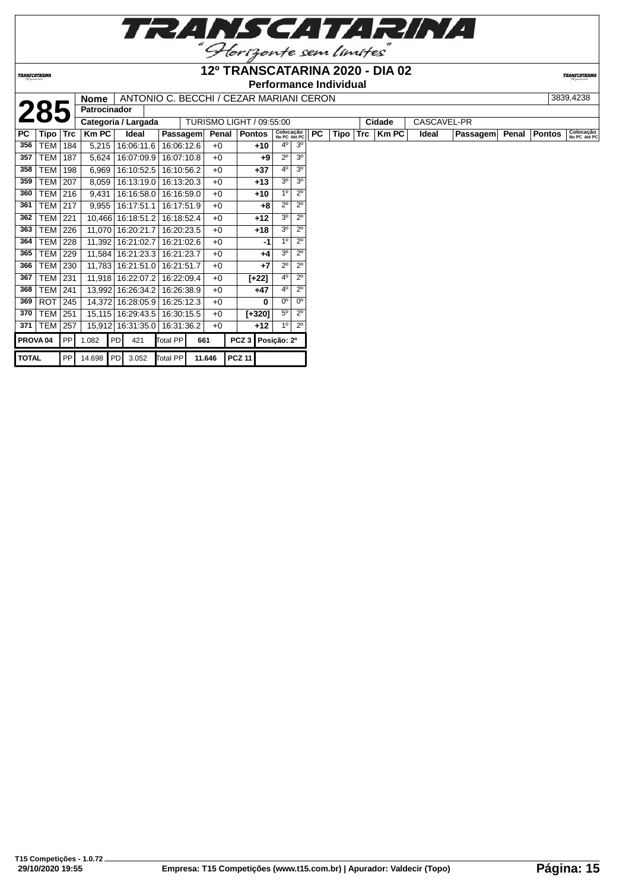# 12º TRANSCATARINA 2020 - DIA 02

## Performance Individual

| 285 | Nome | ANTONIO C. BECCHI / CEZAR MARIANI CERON | | 3839,4238 |
|---|---|---|---|---|
| | Patrocinador | | | |
| | Categoria / Largada | TURISMO LIGHT / 09:55:00 | Cidade | CASCAVEL-PR |

| PC | Tipo | Trc | Km PC | Ideal | Passagem | Penal | Pontos | Colocação No PC | Colocação Até PC |
|---|---|---|---|---|---|---|---|---|---|
| 356 | TEM | 184 | 5,215 | 16:06:11.6 | 16:06:12.6 | +0 | +10 | 4º | 3º |
| 357 | TEM | 187 | 5,624 | 16:07:09.9 | 16:07:10.8 | +0 | +9 | 2º | 3º |
| 358 | TEM | 198 | 6,969 | 16:10:52.5 | 16:10:56.2 | +0 | +37 | 4º | 3º |
| 359 | TEM | 207 | 8,059 | 16:13:19.0 | 16:13:20.3 | +0 | +13 | 3º | 3º |
| 360 | TEM | 216 | 9,431 | 16:16:58.0 | 16:16:59.0 | +0 | +10 | 1º | 2º |
| 361 | TEM | 217 | 9,955 | 16:17:51.1 | 16:17:51.9 | +0 | +8 | 2º | 2º |
| 362 | TEM | 221 | 10,466 | 16:18:51.2 | 16:18:52.4 | +0 | +12 | 3º | 2º |
| 363 | TEM | 226 | 11,070 | 16:20:21.7 | 16:20:23.5 | +0 | +18 | 3º | 2º |
| 364 | TEM | 228 | 11,392 | 16:21:02.7 | 16:21:02.6 | +0 | -1 | 1º | 2º |
| 365 | TEM | 229 | 11,584 | 16:21:23.3 | 16:21:23.7 | +0 | +4 | 3º | 2º |
| 366 | TEM | 230 | 11,783 | 16:21:51.0 | 16:21:51.7 | +0 | +7 | 2º | 2º |
| 367 | TEM | 231 | 11,918 | 16:22:07.2 | 16:22:09.4 | +0 | [+22] | 4º | 2º |
| 368 | TEM | 241 | 13,992 | 16:26:34.2 | 16:26:38.9 | +0 | +47 | 4º | 2º |
| 369 | ROT | 245 | 14,372 | 16:28:05.9 | 16:25:12.3 | +0 | 0 | 0º | 0º |
| 370 | TEM | 251 | 15,115 | 16:29:43.5 | 16:30:15.5 | +0 | [+320] | 5º | 2º |
| 371 | TEM | 257 | 15,912 | 16:31:35.0 | 16:31:36.2 | +0 | +12 | 1º | 2º |

| | | | | | | | | |
|---|---|---|---|---|---|---|---|---|
| PROVA 04 | PP 1.082 | PD 421 | Total PP | 661 | PCZ 3 | Posição: 2º |
| TOTAL | PP 14.698 | PD 3.052 | Total PP | 11.646 | PCZ 11 | |

T15 Competições - 1.0.72
29/10/2020 19:55

Empresa: T15 Competições (www.t15.com.br) | Apurador: Valdecir (Topo)